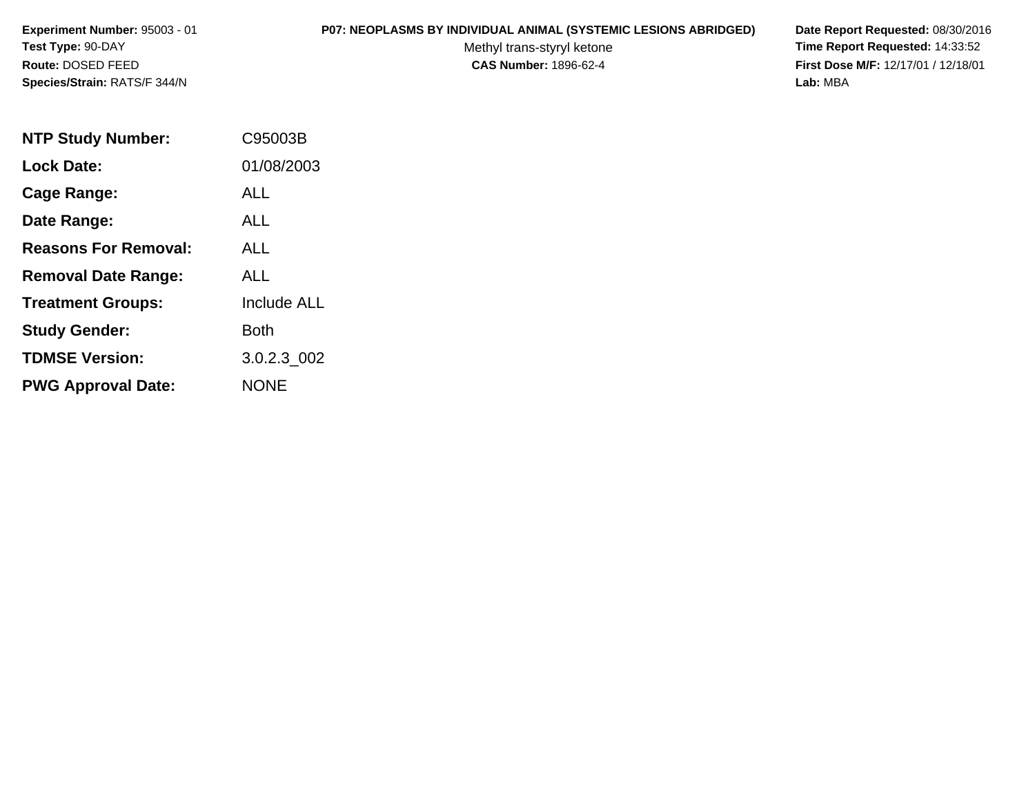**Experiment Number:** 95003 - 01
**Test Type:** 90-DAY
**Route:** DOSED FEED
**Species/Strain:** RATS/F 344/N

**P07: NEOPLASMS BY INDIVIDUAL ANIMAL (SYSTEMIC LESIONS ABRIDGED)**
Methyl trans-styryl ketone
**CAS Number:** 1896-62-4

**Date Report Requested:** 08/30/2016
**Time Report Requested:** 14:33:52
**First Dose M/F:** 12/17/01 / 12/18/01
**Lab:** MBA

| | |
|---|---|
| **NTP Study Number:** | C95003B |
| **Lock Date:** | 01/08/2003 |
| **Cage Range:** | ALL |
| **Date Range:** | ALL |
| **Reasons For Removal:** | ALL |
| **Removal Date Range:** | ALL |
| **Treatment Groups:** | Include ALL |
| **Study Gender:** | Both |
| **TDMSE Version:** | 3.0.2.3_002 |
| **PWG Approval Date:** | NONE |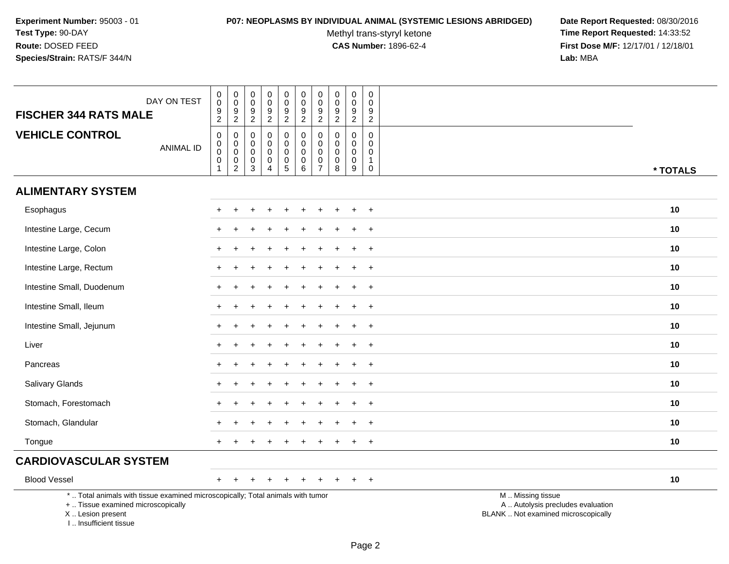**Experiment Number:** 95003 - 01
**Test Type:** 90-DAY
**Route:** DOSED FEED
**Species/Strain:** RATS/F 344/N

**P07: NEOPLASMS BY INDIVIDUAL ANIMAL (SYSTEMIC LESIONS ABRIDGED)**
Methyl trans-styryl ketone
**CAS Number:** 1896-62-4

**Date Report Requested:** 08/30/2016
**Time Report Requested:** 14:33:52
**First Dose M/F:** 12/17/01 / 12/18/01
**Lab:** MBA

| FISCHER 344 RATS MALE / VEHICLE CONTROL | | | | | | | | | | | |
|---|---|---|---|---|---|---|---|---|---|---|---|
| DAY ON TEST | 0092 | 0092 | 0092 | 0092 | 0092 | 0092 | 0092 | 0092 | 0092 | 0092 | |
| ANIMAL ID | 00001 | 00002 | 00003 | 00004 | 00005 | 00006 | 00007 | 00008 | 00009 | 00010 | * TOTALS |
| **ALIMENTARY SYSTEM** | | | | | | | | | | | |
| Esophagus | + | + | + | + | + | + | + | + | + | + | 10 |
| Intestine Large, Cecum | + | + | + | + | + | + | + | + | + | + | 10 |
| Intestine Large, Colon | + | + | + | + | + | + | + | + | + | + | 10 |
| Intestine Large, Rectum | + | + | + | + | + | + | + | + | + | + | 10 |
| Intestine Small, Duodenum | + | + | + | + | + | + | + | + | + | + | 10 |
| Intestine Small, Ileum | + | + | + | + | + | + | + | + | + | + | 10 |
| Intestine Small, Jejunum | + | + | + | + | + | + | + | + | + | + | 10 |
| Liver | + | + | + | + | + | + | + | + | + | + | 10 |
| Pancreas | + | + | + | + | + | + | + | + | + | + | 10 |
| Salivary Glands | + | + | + | + | + | + | + | + | + | + | 10 |
| Stomach, Forestomach | + | + | + | + | + | + | + | + | + | + | 10 |
| Stomach, Glandular | + | + | + | + | + | + | + | + | + | + | 10 |
| Tongue | + | + | + | + | + | + | + | + | + | + | 10 |
| **CARDIOVASCULAR SYSTEM** | | | | | | | | | | | |
| Blood Vessel | + | + | + | + | + | + | + | + | + | + | 10 |

\* .. Total animals with tissue examined microscopically; Total animals with tumor
\+ .. Tissue examined microscopically
X .. Lesion present
I .. Insufficient tissue

M .. Missing tissue
A .. Autolysis precludes evaluation
BLANK .. Not examined microscopically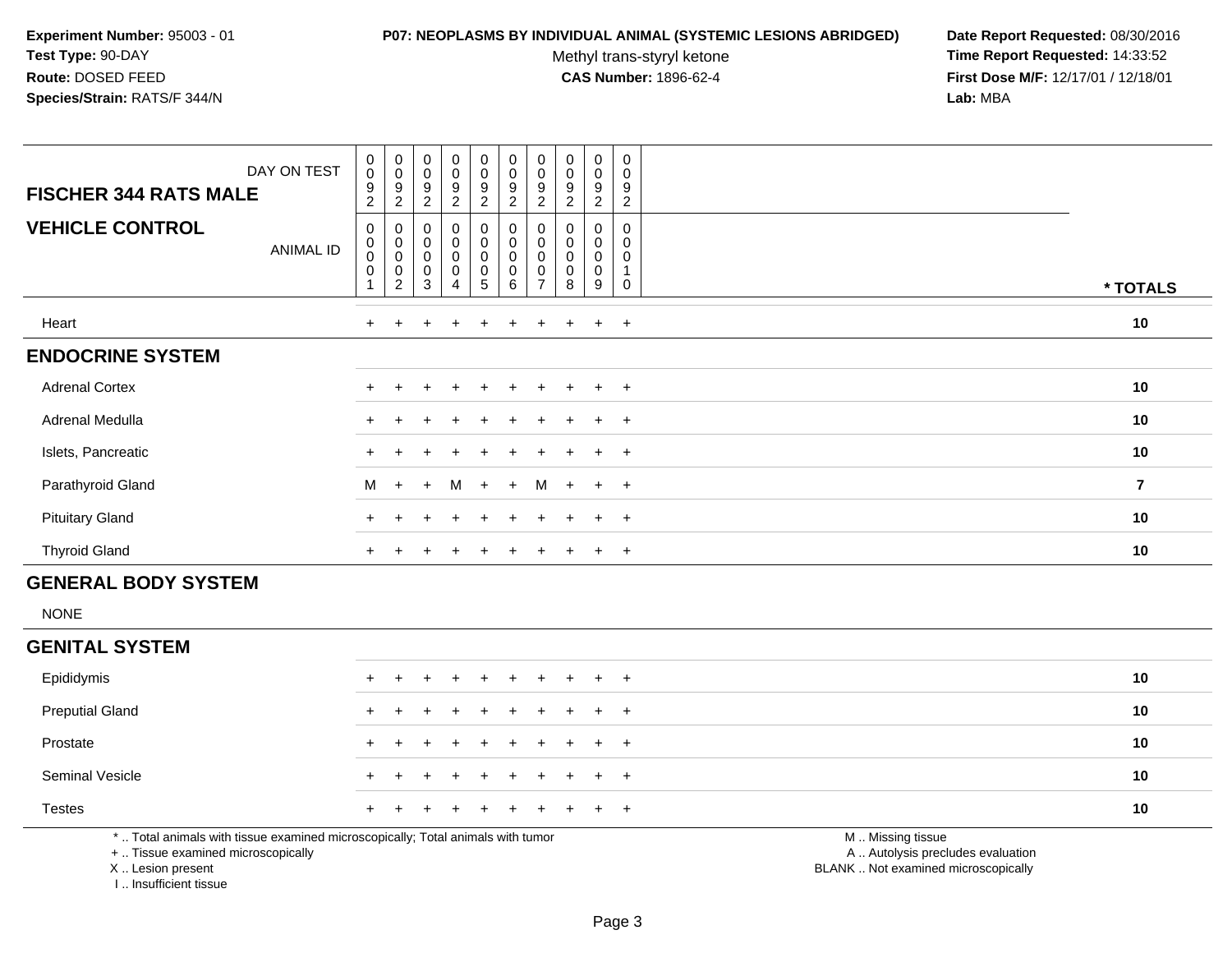**Experiment Number:** 95003 - 01
**Test Type:** 90-DAY
**Route:** DOSED FEED
**Species/Strain:** RATS/F 344/N

**P07: NEOPLASMS BY INDIVIDUAL ANIMAL (SYSTEMIC LESIONS ABRIDGED)**
Methyl trans-styryl ketone
**CAS Number:** 1896-62-4

**Date Report Requested:** 08/30/2016
**Time Report Requested:** 14:33:52
**First Dose M/F:** 12/17/01 / 12/18/01
**Lab:** MBA

| FISCHER 344 RATS MALE — DAY ON TEST | 0092 | 0092 | 0092 | 0092 | 0092 | 0092 | 0092 | 0092 | 0092 | 0092 | |
|---|---|---|---|---|---|---|---|---|---|---|---|
| **VEHICLE CONTROL** — ANIMAL ID | 00001 | 00002 | 00003 | 00004 | 00005 | 00006 | 00007 | 00008 | 00009 | 00010 | *** TOTALS** |
| Heart | + | + | + | + | + | + | + | + | + | + | **10** |
| **ENDOCRINE SYSTEM** | | | | | | | | | | | |
| Adrenal Cortex | + | + | + | + | + | + | + | + | + | + | **10** |
| Adrenal Medulla | + | + | + | + | + | + | + | + | + | + | **10** |
| Islets, Pancreatic | + | + | + | + | + | + | + | + | + | + | **10** |
| Parathyroid Gland | M | + | + | M | + | + | M | + | + | + | **7** |
| Pituitary Gland | + | + | + | + | + | + | + | + | + | + | **10** |
| Thyroid Gland | + | + | + | + | + | + | + | + | + | + | **10** |
| **GENERAL BODY SYSTEM** | | | | | | | | | | | |
| NONE | | | | | | | | | | | |
| **GENITAL SYSTEM** | | | | | | | | | | | |
| Epididymis | + | + | + | + | + | + | + | + | + | + | **10** |
| Preputial Gland | + | + | + | + | + | + | + | + | + | + | **10** |
| Prostate | + | + | + | + | + | + | + | + | + | + | **10** |
| Seminal Vesicle | + | + | + | + | + | + | + | + | + | + | **10** |
| Testes | + | + | + | + | + | + | + | + | + | + | **10** |

\* .. Total animals with tissue examined microscopically; Total animals with tumor
\+ .. Tissue examined microscopically
X .. Lesion present
I .. Insufficient tissue

M .. Missing tissue
A .. Autolysis precludes evaluation
BLANK .. Not examined microscopically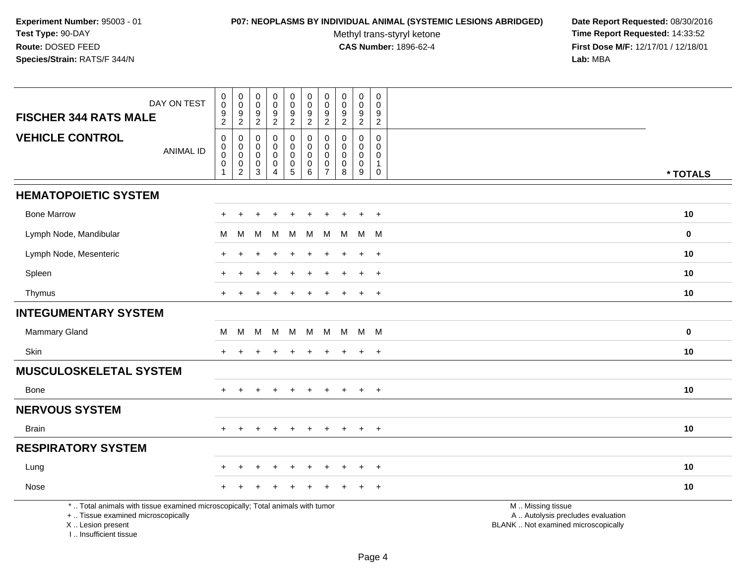**Experiment Number:** 95003 - 01
**Test Type:** 90-DAY
**Route:** DOSED FEED
**Species/Strain:** RATS/F 344/N

**P07: NEOPLASMS BY INDIVIDUAL ANIMAL (SYSTEMIC LESIONS ABRIDGED)**
Methyl trans-styryl ketone
**CAS Number:** 1896-62-4

**Date Report Requested:** 08/30/2016
**Time Report Requested:** 14:33:52
**First Dose M/F:** 12/17/01 / 12/18/01
**Lab:** MBA

| FISCHER 344 RATS MALE — DAY ON TEST | 0092 | 0092 | 0092 | 0092 | 0092 | 0092 | 0092 | 0092 | 0092 | 0092 | |
|---|---|---|---|---|---|---|---|---|---|---|---|
| **VEHICLE CONTROL** — ANIMAL ID | 00001 | 00002 | 00003 | 00004 | 00005 | 00006 | 00007 | 00008 | 00009 | 00010 | *** TOTALS** |
| **HEMATOPOIETIC SYSTEM** | | | | | | | | | | | |
| Bone Marrow | + | + | + | + | + | + | + | + | + | + | **10** |
| Lymph Node, Mandibular | M | M | M | M | M | M | M | M | M | M | **0** |
| Lymph Node, Mesenteric | + | + | + | + | + | + | + | + | + | + | **10** |
| Spleen | + | + | + | + | + | + | + | + | + | + | **10** |
| Thymus | + | + | + | + | + | + | + | + | + | + | **10** |
| **INTEGUMENTARY SYSTEM** | | | | | | | | | | | |
| Mammary Gland | M | M | M | M | M | M | M | M | M | M | **0** |
| Skin | + | + | + | + | + | + | + | + | + | + | **10** |
| **MUSCULOSKELETAL SYSTEM** | | | | | | | | | | | |
| Bone | + | + | + | + | + | + | + | + | + | + | **10** |
| **NERVOUS SYSTEM** | | | | | | | | | | | |
| Brain | + | + | + | + | + | + | + | + | + | + | **10** |
| **RESPIRATORY SYSTEM** | | | | | | | | | | | |
| Lung | + | + | + | + | + | + | + | + | + | + | **10** |
| Nose | + | + | + | + | + | + | + | + | + | + | **10** |

* .. Total animals with tissue examined microscopically; Total animals with tumor
+ .. Tissue examined microscopically
X .. Lesion present
I .. Insufficient tissue

M .. Missing tissue
A .. Autolysis precludes evaluation
BLANK .. Not examined microscopically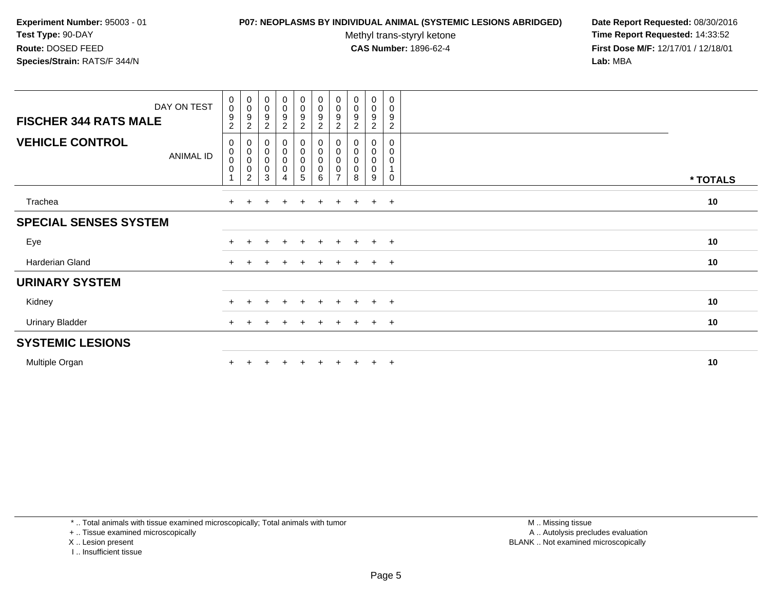**Experiment Number:** 95003 - 01
**Test Type:** 90-DAY
**Route:** DOSED FEED
**Species/Strain:** RATS/F 344/N

**P07: NEOPLASMS BY INDIVIDUAL ANIMAL (SYSTEMIC LESIONS ABRIDGED)**
Methyl trans-styryl ketone
**CAS Number:** 1896-62-4

**Date Report Requested:** 08/30/2016
**Time Report Requested:** 14:33:52
**First Dose M/F:** 12/17/01 / 12/18/01
**Lab:** MBA

| FISCHER 344 RATS MALE / DAY ON TEST | 0092 | 0092 | 0092 | 0092 | 0092 | 0092 | 0092 | 0092 | 0092 | 0092 | |
|---|---|---|---|---|---|---|---|---|---|---|---|
| **VEHICLE CONTROL** / ANIMAL ID | 00001 | 00002 | 00003 | 00004 | 00005 | 00006 | 00007 | 00008 | 00009 | 00010 | * TOTALS |
| Trachea | + | + | + | + | + | + | + | + | + | + | 10 |
| **SPECIAL SENSES SYSTEM** | | | | | | | | | | | |
| Eye | + | + | + | + | + | + | + | + | + | + | 10 |
| Harderian Gland | + | + | + | + | + | + | + | + | + | + | 10 |
| **URINARY SYSTEM** | | | | | | | | | | | |
| Kidney | + | + | + | + | + | + | + | + | + | + | 10 |
| Urinary Bladder | + | + | + | + | + | + | + | + | + | + | 10 |
| **SYSTEMIC LESIONS** | | | | | | | | | | | |
| Multiple Organ | + | + | + | + | + | + | + | + | + | + | 10 |

* .. Total animals with tissue examined microscopically; Total animals with tumor
+ .. Tissue examined microscopically
X .. Lesion present
I .. Insufficient tissue

M .. Missing tissue
A .. Autolysis precludes evaluation
BLANK .. Not examined microscopically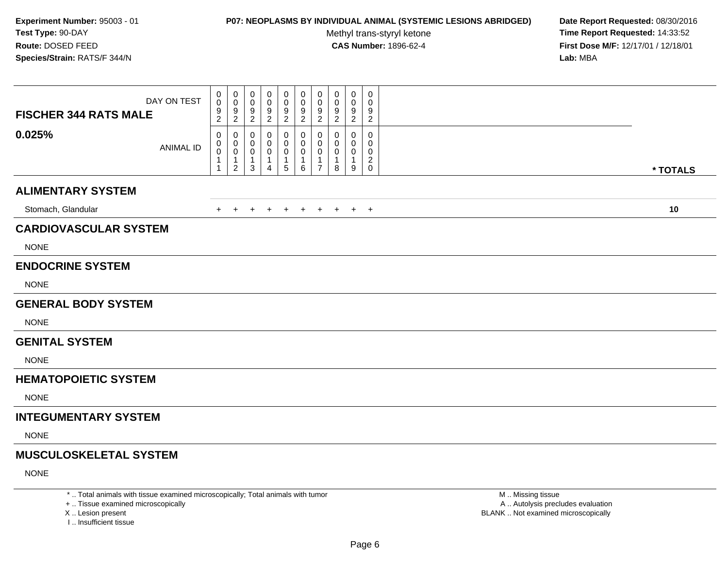**Experiment Number:** 95003 - 01
**Test Type:** 90-DAY
**Route:** DOSED FEED
**Species/Strain:** RATS/F 344/N

**P07: NEOPLASMS BY INDIVIDUAL ANIMAL (SYSTEMIC LESIONS ABRIDGED)**
Methyl trans-styryl ketone
**CAS Number:** 1896-62-4

**Date Report Requested:** 08/30/2016
**Time Report Requested:** 14:33:52
**First Dose M/F:** 12/17/01 / 12/18/01
**Lab:** MBA

| FISCHER 344 RATS MALE — DAY ON TEST | 0092 | 0092 | 0092 | 0092 | 0092 | 0092 | 0092 | 0092 | 0092 | 0092 | |
|---|---|---|---|---|---|---|---|---|---|---|---|
| **0.025%** — ANIMAL ID | 00011 | 00012 | 00013 | 00014 | 00015 | 00016 | 00017 | 00018 | 00019 | 00020 | *** TOTALS** |
| **ALIMENTARY SYSTEM** | | | | | | | | | | | |
| Stomach, Glandular | + | + | + | + | + | + | + | + | + | + | **10** |
| **CARDIOVASCULAR SYSTEM** | | | | | | | | | | | |
| NONE | | | | | | | | | | | |
| **ENDOCRINE SYSTEM** | | | | | | | | | | | |
| NONE | | | | | | | | | | | |
| **GENERAL BODY SYSTEM** | | | | | | | | | | | |
| NONE | | | | | | | | | | | |
| **GENITAL SYSTEM** | | | | | | | | | | | |
| NONE | | | | | | | | | | | |
| **HEMATOPOIETIC SYSTEM** | | | | | | | | | | | |
| NONE | | | | | | | | | | | |
| **INTEGUMENTARY SYSTEM** | | | | | | | | | | | |
| NONE | | | | | | | | | | | |
| **MUSCULOSKELETAL SYSTEM** | | | | | | | | | | | |
| NONE | | | | | | | | | | | |

* .. Total animals with tissue examined microscopically; Total animals with tumor
+ .. Tissue examined microscopically
X .. Lesion present
I .. Insufficient tissue

M .. Missing tissue
A .. Autolysis precludes evaluation
BLANK .. Not examined microscopically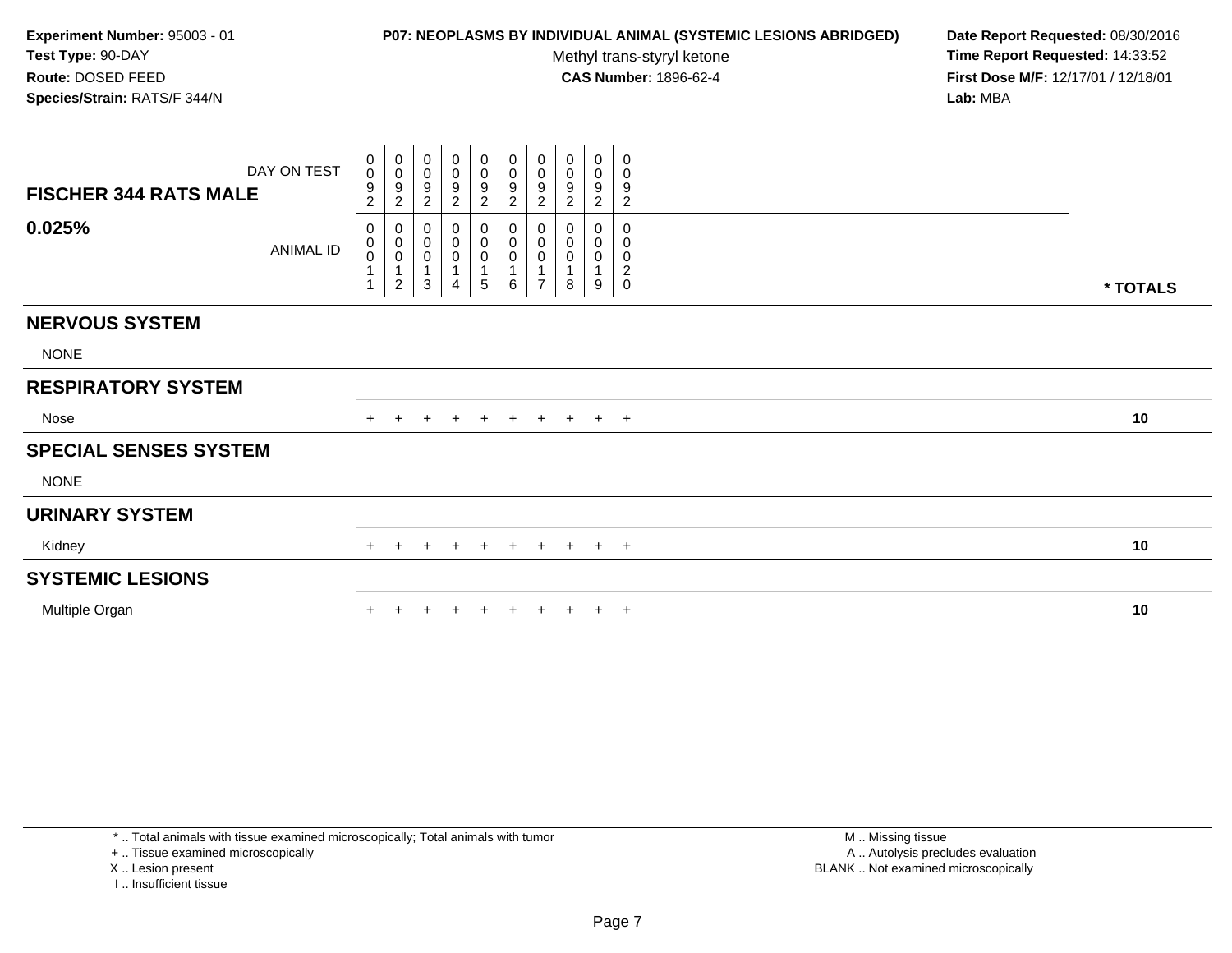**Experiment Number:** 95003 - 01
**Test Type:** 90-DAY
**Route:** DOSED FEED
**Species/Strain:** RATS/F 344/N

**P07: NEOPLASMS BY INDIVIDUAL ANIMAL (SYSTEMIC LESIONS ABRIDGED)**
Methyl trans-styryl ketone
**CAS Number:** 1896-62-4

**Date Report Requested:** 08/30/2016
**Time Report Requested:** 14:33:52
**First Dose M/F:** 12/17/01 / 12/18/01
**Lab:** MBA

| FISCHER 344 RATS MALE — DAY ON TEST | 0092 | 0092 | 0092 | 0092 | 0092 | 0092 | 0092 | 0092 | 0092 | 0092 | |
|---|---|---|---|---|---|---|---|---|---|---|---|
| **0.025%** — ANIMAL ID | 00011 | 00012 | 00013 | 00014 | 00015 | 00016 | 00017 | 00018 | 00019 | 00020 | *** TOTALS** |
| **NERVOUS SYSTEM** | | | | | | | | | | | |
| NONE | | | | | | | | | | | |
| **RESPIRATORY SYSTEM** | | | | | | | | | | | |
| Nose | + | + | + | + | + | + | + | + | + | + | **10** |
| **SPECIAL SENSES SYSTEM** | | | | | | | | | | | |
| NONE | | | | | | | | | | | |
| **URINARY SYSTEM** | | | | | | | | | | | |
| Kidney | + | + | + | + | + | + | + | + | + | + | **10** |
| **SYSTEMIC LESIONS** | | | | | | | | | | | |
| Multiple Organ | + | + | + | + | + | + | + | + | + | + | **10** |

* .. Total animals with tissue examined microscopically; Total animals with tumor
+ .. Tissue examined microscopically
X .. Lesion present
I .. Insufficient tissue

M .. Missing tissue
A .. Autolysis precludes evaluation
BLANK .. Not examined microscopically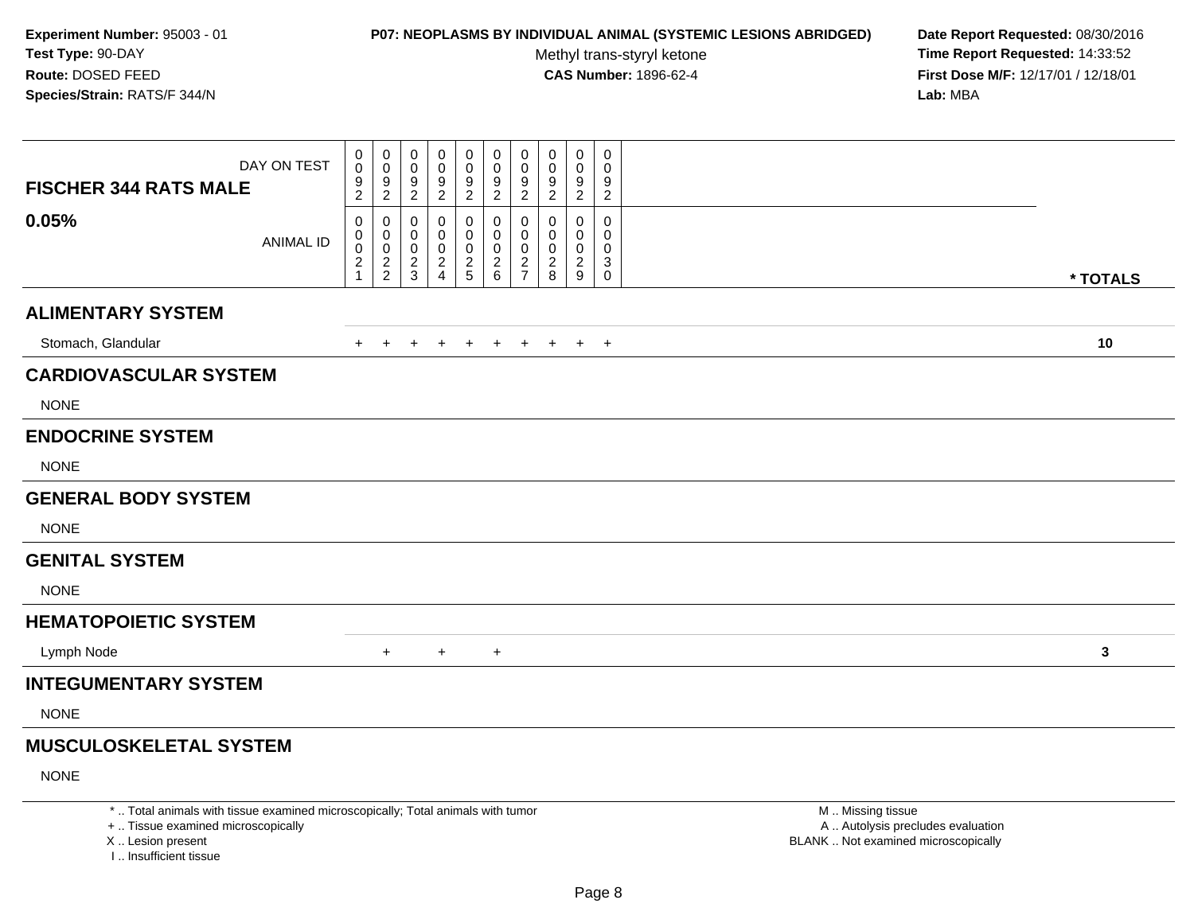**Experiment Number:** 95003 - 01
**Test Type:** 90-DAY
**Route:** DOSED FEED
**Species/Strain:** RATS/F 344/N

**P07: NEOPLASMS BY INDIVIDUAL ANIMAL (SYSTEMIC LESIONS ABRIDGED)**
Methyl trans-styryl ketone
**CAS Number:** 1896-62-4

**Date Report Requested:** 08/30/2016
**Time Report Requested:** 14:33:52
**First Dose M/F:** 12/17/01 / 12/18/01
**Lab:** MBA

| FISCHER 344 RATS MALE — DAY ON TEST | 0092 | 0092 | 0092 | 0092 | 0092 | 0092 | 0092 | 0092 | 0092 | 0092 | |
|---|---|---|---|---|---|---|---|---|---|---|---|
| **0.05%** — ANIMAL ID | 00021 | 00022 | 00023 | 00024 | 00025 | 00026 | 00027 | 00028 | 00029 | 00030 | *** TOTALS** |
| **ALIMENTARY SYSTEM** | | | | | | | | | | | |
| Stomach, Glandular | + | + | + | + | + | + | + | + | + | + | **10** |
| **CARDIOVASCULAR SYSTEM** | | | | | | | | | | | |
| NONE | | | | | | | | | | | |
| **ENDOCRINE SYSTEM** | | | | | | | | | | | |
| NONE | | | | | | | | | | | |
| **GENERAL BODY SYSTEM** | | | | | | | | | | | |
| NONE | | | | | | | | | | | |
| **GENITAL SYSTEM** | | | | | | | | | | | |
| NONE | | | | | | | | | | | |
| **HEMATOPOIETIC SYSTEM** | | | | | | | | | | | |
| Lymph Node | | + | | + | | + | | | | | **3** |
| **INTEGUMENTARY SYSTEM** | | | | | | | | | | | |
| NONE | | | | | | | | | | | |
| **MUSCULOSKELETAL SYSTEM** | | | | | | | | | | | |
| NONE | | | | | | | | | | | |

* .. Total animals with tissue examined microscopically; Total animals with tumor
+ .. Tissue examined microscopically
X .. Lesion present
I .. Insufficient tissue

M .. Missing tissue
A .. Autolysis precludes evaluation
BLANK .. Not examined microscopically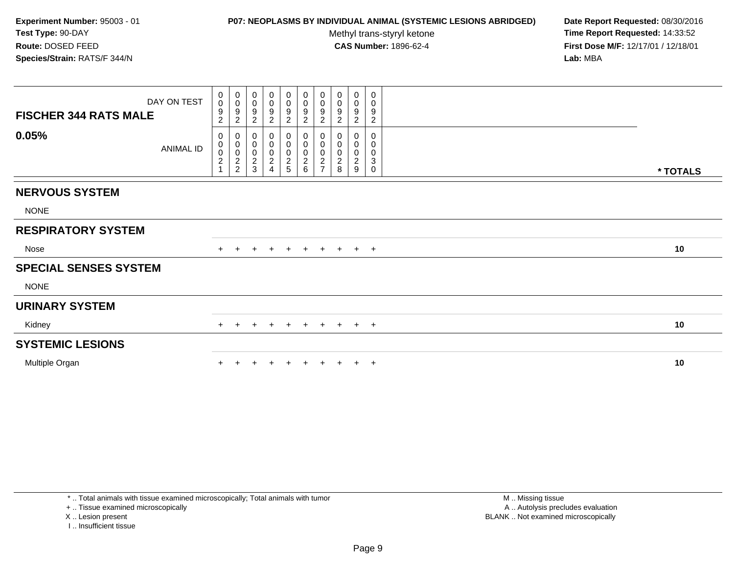**Experiment Number:** 95003 - 01
**Test Type:** 90-DAY
**Route:** DOSED FEED
**Species/Strain:** RATS/F 344/N

**P07: NEOPLASMS BY INDIVIDUAL ANIMAL (SYSTEMIC LESIONS ABRIDGED)**
Methyl trans-styryl ketone
**CAS Number:** 1896-62-4

**Date Report Requested:** 08/30/2016
**Time Report Requested:** 14:33:52
**First Dose M/F:** 12/17/01 / 12/18/01
**Lab:** MBA

| FISCHER 344 RATS MALE 0.05% | DAY ON TEST | 0092 | 0092 | 0092 | 0092 | 0092 | 0092 | 0092 | 0092 | 0092 | 0092 | |
|---|---|---|---|---|---|---|---|---|---|---|---|---|
| | ANIMAL ID | 00021 | 00022 | 00023 | 00024 | 00025 | 00026 | 00027 | 00028 | 00029 | 00030 | * TOTALS |
| **NERVOUS SYSTEM** | | | | | | | | | | | | |
| NONE | | | | | | | | | | | | |
| **RESPIRATORY SYSTEM** | | | | | | | | | | | | |
| Nose | | + | + | + | + | + | + | + | + | + | + | 10 |
| **SPECIAL SENSES SYSTEM** | | | | | | | | | | | | |
| NONE | | | | | | | | | | | | |
| **URINARY SYSTEM** | | | | | | | | | | | | |
| Kidney | | + | + | + | + | + | + | + | + | + | + | 10 |
| **SYSTEMIC LESIONS** | | | | | | | | | | | | |
| Multiple Organ | | + | + | + | + | + | + | + | + | + | + | 10 |

* .. Total animals with tissue examined microscopically; Total animals with tumor
+ .. Tissue examined microscopically
X .. Lesion present
I .. Insufficient tissue

M .. Missing tissue
A .. Autolysis precludes evaluation
BLANK .. Not examined microscopically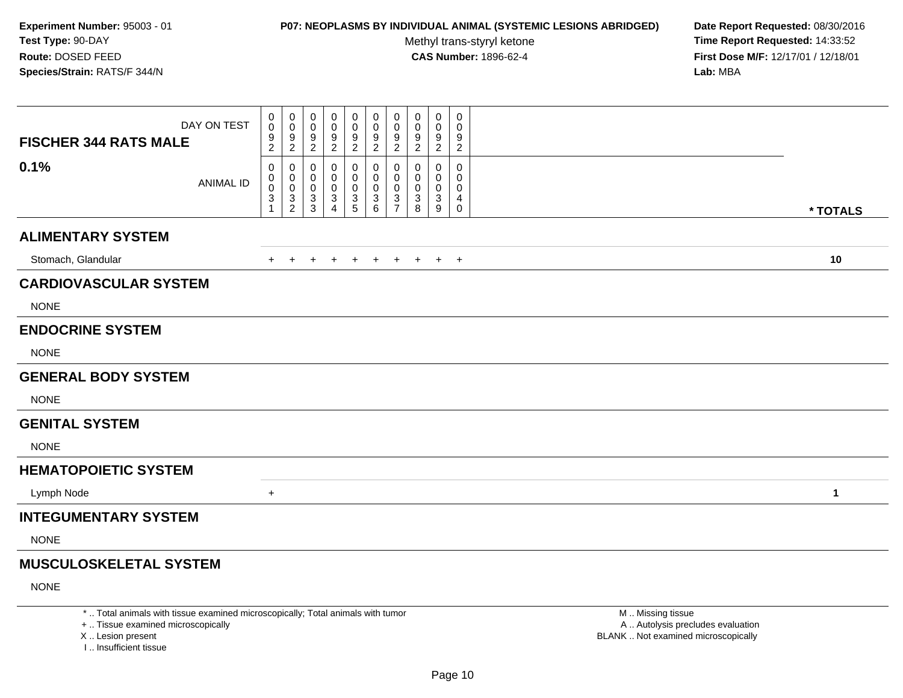**Experiment Number:** 95003 - 01
**Test Type:** 90-DAY
**Route:** DOSED FEED
**Species/Strain:** RATS/F 344/N

**P07: NEOPLASMS BY INDIVIDUAL ANIMAL (SYSTEMIC LESIONS ABRIDGED)**
Methyl trans-styryl ketone
**CAS Number:** 1896-62-4

**Date Report Requested:** 08/30/2016
**Time Report Requested:** 14:33:52
**First Dose M/F:** 12/17/01 / 12/18/01
**Lab:** MBA

| FISCHER 344 RATS MALE 0.1% | | | | | | | | | | | |
|---|---|---|---|---|---|---|---|---|---|---|---|
| DAY ON TEST | 0092 | 0092 | 0092 | 0092 | 0092 | 0092 | 0092 | 0092 | 0092 | 0092 | |
| ANIMAL ID | 00031 | 00032 | 00033 | 00034 | 00035 | 00036 | 00037 | 00038 | 00039 | 00040 | * TOTALS |
| **ALIMENTARY SYSTEM** | | | | | | | | | | | |
| Stomach, Glandular | + | + | + | + | + | + | + | + | + | + | **10** |
| **CARDIOVASCULAR SYSTEM** | | | | | | | | | | | |
| NONE | | | | | | | | | | | |
| **ENDOCRINE SYSTEM** | | | | | | | | | | | |
| NONE | | | | | | | | | | | |
| **GENERAL BODY SYSTEM** | | | | | | | | | | | |
| NONE | | | | | | | | | | | |
| **GENITAL SYSTEM** | | | | | | | | | | | |
| NONE | | | | | | | | | | | |
| **HEMATOPOIETIC SYSTEM** | | | | | | | | | | | |
| Lymph Node | + | | | | | | | | | | **1** |
| **INTEGUMENTARY SYSTEM** | | | | | | | | | | | |
| NONE | | | | | | | | | | | |
| **MUSCULOSKELETAL SYSTEM** | | | | | | | | | | | |
| NONE | | | | | | | | | | | |

* .. Total animals with tissue examined microscopically; Total animals with tumor
+ .. Tissue examined microscopically
X .. Lesion present
I .. Insufficient tissue

M .. Missing tissue
A .. Autolysis precludes evaluation
BLANK .. Not examined microscopically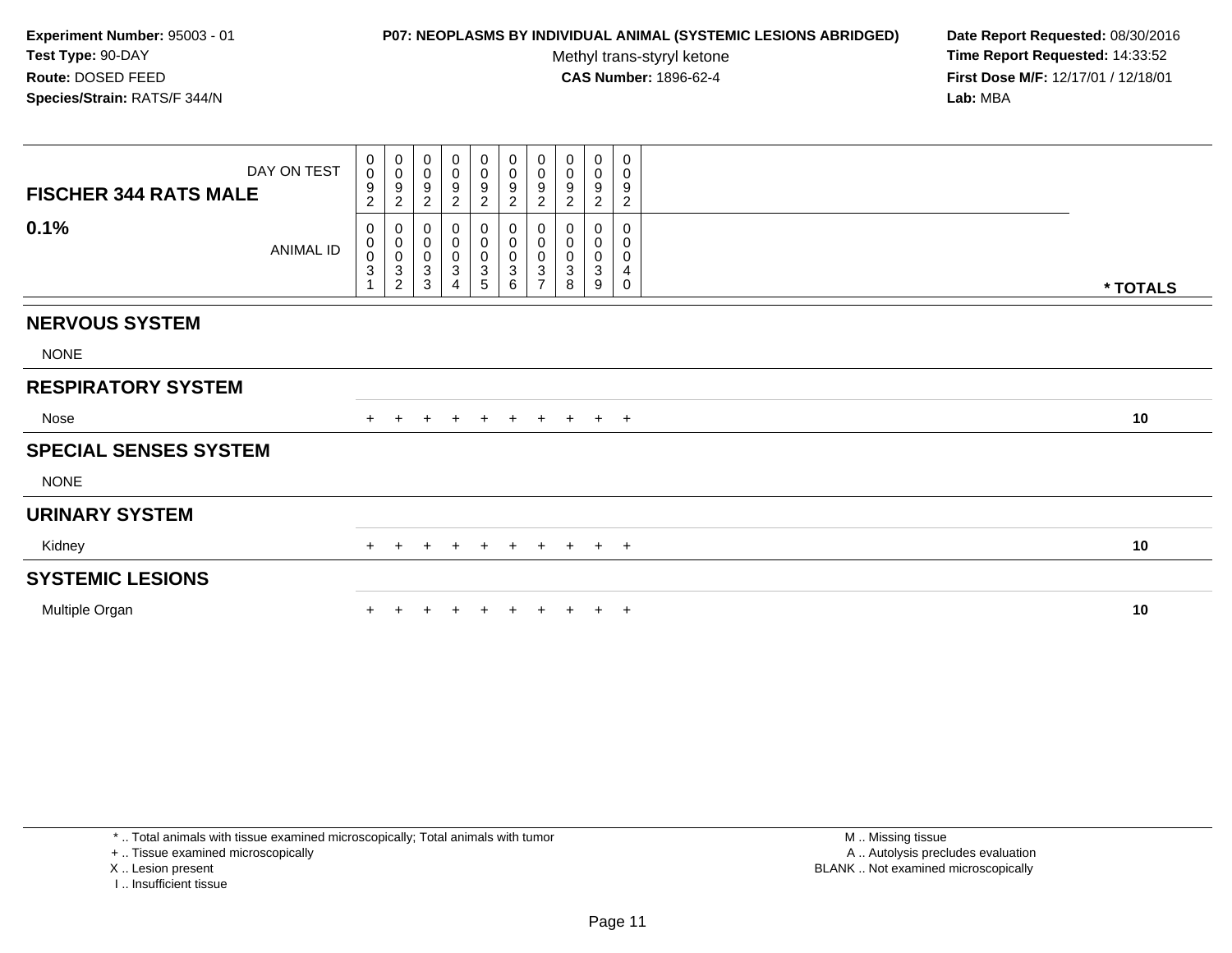**Experiment Number:** 95003 - 01
**Test Type:** 90-DAY
**Route:** DOSED FEED
**Species/Strain:** RATS/F 344/N

**P07: NEOPLASMS BY INDIVIDUAL ANIMAL (SYSTEMIC LESIONS ABRIDGED)**
Methyl trans-styryl ketone
**CAS Number:** 1896-62-4

**Date Report Requested:** 08/30/2016
**Time Report Requested:** 14:33:52
**First Dose M/F:** 12/17/01 / 12/18/01
**Lab:** MBA

| FISCHER 344 RATS MALE — DAY ON TEST | 0092 | 0092 | 0092 | 0092 | 0092 | 0092 | 0092 | 0092 | 0092 | 0092 | |
|---|---|---|---|---|---|---|---|---|---|---|---|
| **0.1%** — ANIMAL ID | 00031 | 00032 | 00033 | 00034 | 00035 | 00036 | 00037 | 00038 | 00039 | 00040 | *** TOTALS** |
| **NERVOUS SYSTEM** | | | | | | | | | | | |
| NONE | | | | | | | | | | | |
| **RESPIRATORY SYSTEM** | | | | | | | | | | | |
| Nose | + | + | + | + | + | + | + | + | + | + | **10** |
| **SPECIAL SENSES SYSTEM** | | | | | | | | | | | |
| NONE | | | | | | | | | | | |
| **URINARY SYSTEM** | | | | | | | | | | | |
| Kidney | + | + | + | + | + | + | + | + | + | + | **10** |
| **SYSTEMIC LESIONS** | | | | | | | | | | | |
| Multiple Organ | + | + | + | + | + | + | + | + | + | + | **10** |

* .. Total animals with tissue examined microscopically; Total animals with tumor
+ .. Tissue examined microscopically
X .. Lesion present
I .. Insufficient tissue

M .. Missing tissue
A .. Autolysis precludes evaluation
BLANK .. Not examined microscopically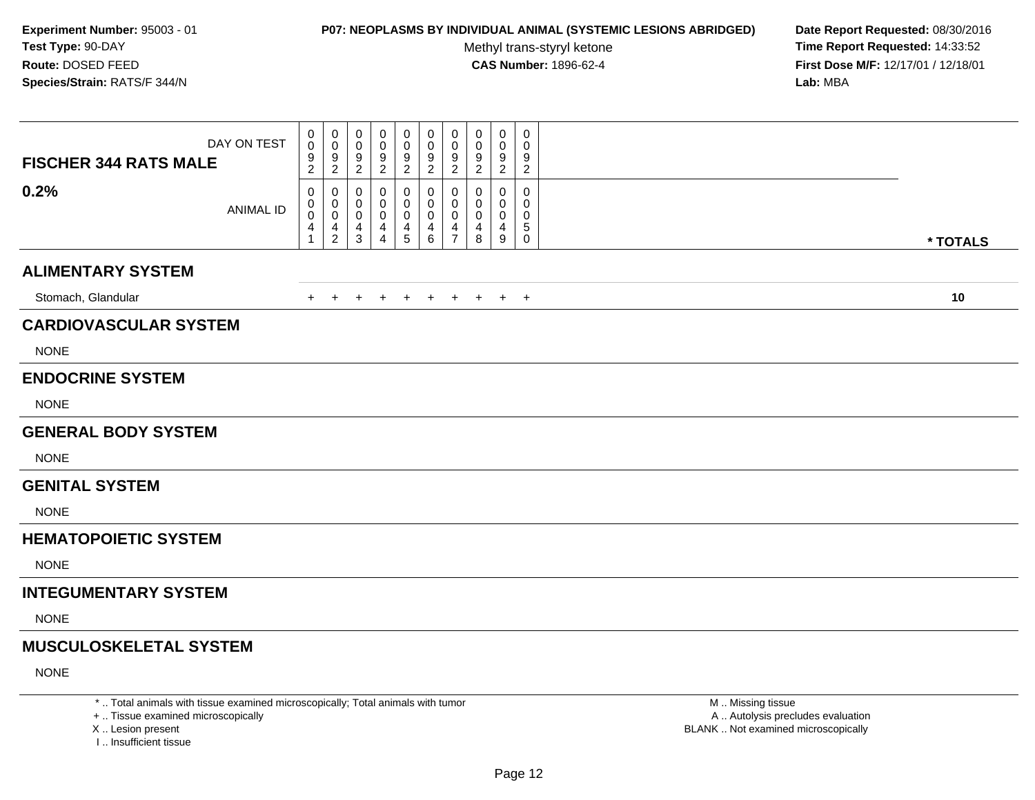**Experiment Number:** 95003 - 01
**Test Type:** 90-DAY
**Route:** DOSED FEED
**Species/Strain:** RATS/F 344/N

**P07: NEOPLASMS BY INDIVIDUAL ANIMAL (SYSTEMIC LESIONS ABRIDGED)**
Methyl trans-styryl ketone
**CAS Number:** 1896-62-4

**Date Report Requested:** 08/30/2016
**Time Report Requested:** 14:33:52
**First Dose M/F:** 12/17/01 / 12/18/01
**Lab:** MBA

| FISCHER 344 RATS MALE — DAY ON TEST | 0092 | 0092 | 0092 | 0092 | 0092 | 0092 | 0092 | 0092 | 0092 | 0092 | |
|---|---|---|---|---|---|---|---|---|---|---|---|
| **0.2%** — ANIMAL ID | 00041 | 00042 | 00043 | 00044 | 00045 | 00046 | 00047 | 00048 | 00049 | 00050 | *** TOTALS** |
| **ALIMENTARY SYSTEM** | | | | | | | | | | | |
| Stomach, Glandular | + | + | + | + | + | + | + | + | + | + | **10** |
| **CARDIOVASCULAR SYSTEM** | | | | | | | | | | | |
| NONE | | | | | | | | | | | |
| **ENDOCRINE SYSTEM** | | | | | | | | | | | |
| NONE | | | | | | | | | | | |
| **GENERAL BODY SYSTEM** | | | | | | | | | | | |
| NONE | | | | | | | | | | | |
| **GENITAL SYSTEM** | | | | | | | | | | | |
| NONE | | | | | | | | | | | |
| **HEMATOPOIETIC SYSTEM** | | | | | | | | | | | |
| NONE | | | | | | | | | | | |
| **INTEGUMENTARY SYSTEM** | | | | | | | | | | | |
| NONE | | | | | | | | | | | |
| **MUSCULOSKELETAL SYSTEM** | | | | | | | | | | | |
| NONE | | | | | | | | | | | |

* .. Total animals with tissue examined microscopically; Total animals with tumor
+ .. Tissue examined microscopically
X .. Lesion present
I .. Insufficient tissue

M .. Missing tissue
A .. Autolysis precludes evaluation
BLANK .. Not examined microscopically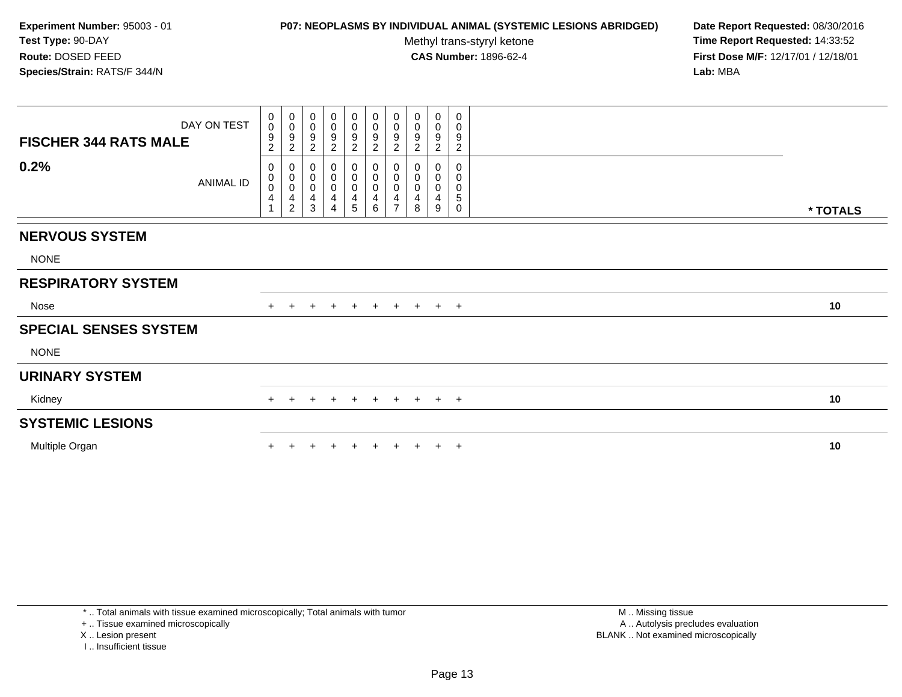**Experiment Number:** 95003 - 01
**Test Type:** 90-DAY
**Route:** DOSED FEED
**Species/Strain:** RATS/F 344/N

**P07: NEOPLASMS BY INDIVIDUAL ANIMAL (SYSTEMIC LESIONS ABRIDGED)**
Methyl trans-styryl ketone
**CAS Number:** 1896-62-4

**Date Report Requested:** 08/30/2016
**Time Report Requested:** 14:33:52
**First Dose M/F:** 12/17/01 / 12/18/01
**Lab:** MBA

| FISCHER 344 RATS MALE — DAY ON TEST | 0092 | 0092 | 0092 | 0092 | 0092 | 0092 | 0092 | 0092 | 0092 | 0092 | |
|---|---|---|---|---|---|---|---|---|---|---|---|
| **0.2%** — ANIMAL ID | 00041 | 00042 | 00043 | 00044 | 00045 | 00046 | 00047 | 00048 | 00049 | 00050 | * TOTALS |
| **NERVOUS SYSTEM** | | | | | | | | | | | |
| NONE | | | | | | | | | | | |
| **RESPIRATORY SYSTEM** | | | | | | | | | | | |
| Nose | + | + | + | + | + | + | + | + | + | + | 10 |
| **SPECIAL SENSES SYSTEM** | | | | | | | | | | | |
| NONE | | | | | | | | | | | |
| **URINARY SYSTEM** | | | | | | | | | | | |
| Kidney | + | + | + | + | + | + | + | + | + | + | 10 |
| **SYSTEMIC LESIONS** | | | | | | | | | | | |
| Multiple Organ | + | + | + | + | + | + | + | + | + | + | 10 |

* .. Total animals with tissue examined microscopically; Total animals with tumor
+ .. Tissue examined microscopically
X .. Lesion present
I .. Insufficient tissue

M .. Missing tissue
A .. Autolysis precludes evaluation
BLANK .. Not examined microscopically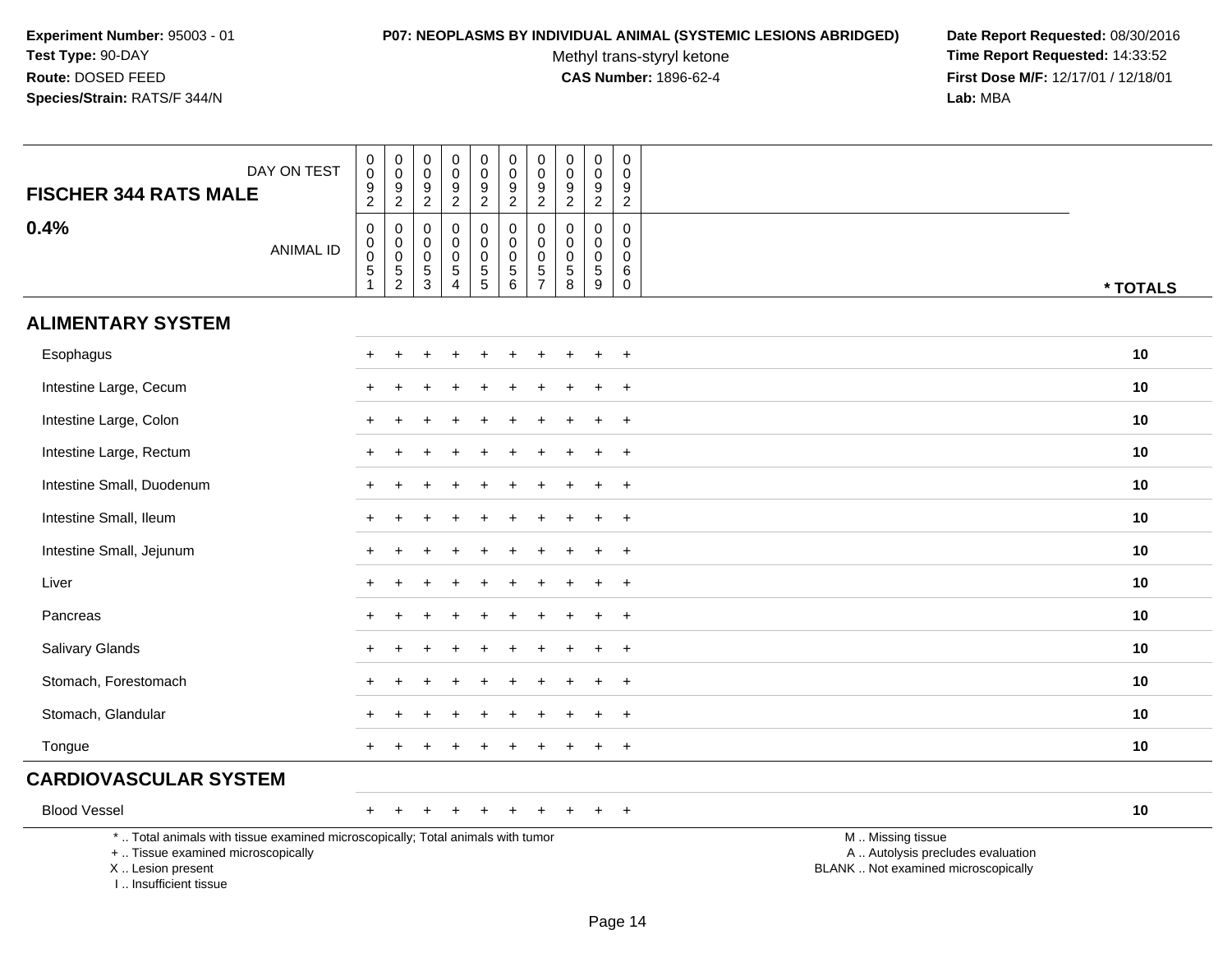**Experiment Number:** 95003 - 01
**Test Type:** 90-DAY
**Route:** DOSED FEED
**Species/Strain:** RATS/F 344/N

**P07: NEOPLASMS BY INDIVIDUAL ANIMAL (SYSTEMIC LESIONS ABRIDGED)**
Methyl trans-styryl ketone
**CAS Number:** 1896-62-4

**Date Report Requested:** 08/30/2016
**Time Report Requested:** 14:33:52
**First Dose M/F:** 12/17/01 / 12/18/01
**Lab:** MBA

| FISCHER 344 RATS MALE — DAY ON TEST | 0092 | 0092 | 0092 | 0092 | 0092 | 0092 | 0092 | 0092 | 0092 | 0092 | |
|---|---|---|---|---|---|---|---|---|---|---|---|
| **0.4%** — ANIMAL ID | 00051 | 00052 | 00053 | 00054 | 00055 | 00056 | 00057 | 00058 | 00059 | 00060 | *** TOTALS** |
| **ALIMENTARY SYSTEM** | | | | | | | | | | | |
| Esophagus | + | + | + | + | + | + | + | + | + | + | **10** |
| Intestine Large, Cecum | + | + | + | + | + | + | + | + | + | + | **10** |
| Intestine Large, Colon | + | + | + | + | + | + | + | + | + | + | **10** |
| Intestine Large, Rectum | + | + | + | + | + | + | + | + | + | + | **10** |
| Intestine Small, Duodenum | + | + | + | + | + | + | + | + | + | + | **10** |
| Intestine Small, Ileum | + | + | + | + | + | + | + | + | + | + | **10** |
| Intestine Small, Jejunum | + | + | + | + | + | + | + | + | + | + | **10** |
| Liver | + | + | + | + | + | + | + | + | + | + | **10** |
| Pancreas | + | + | + | + | + | + | + | + | + | + | **10** |
| Salivary Glands | + | + | + | + | + | + | + | + | + | + | **10** |
| Stomach, Forestomach | + | + | + | + | + | + | + | + | + | + | **10** |
| Stomach, Glandular | + | + | + | + | + | + | + | + | + | + | **10** |
| Tongue | + | + | + | + | + | + | + | + | + | + | **10** |
| **CARDIOVASCULAR SYSTEM** | | | | | | | | | | | |
| Blood Vessel | + | + | + | + | + | + | + | + | + | + | **10** |

* .. Total animals with tissue examined microscopically; Total animals with tumor
+ .. Tissue examined microscopically
X .. Lesion present
I .. Insufficient tissue

M .. Missing tissue
A .. Autolysis precludes evaluation
BLANK .. Not examined microscopically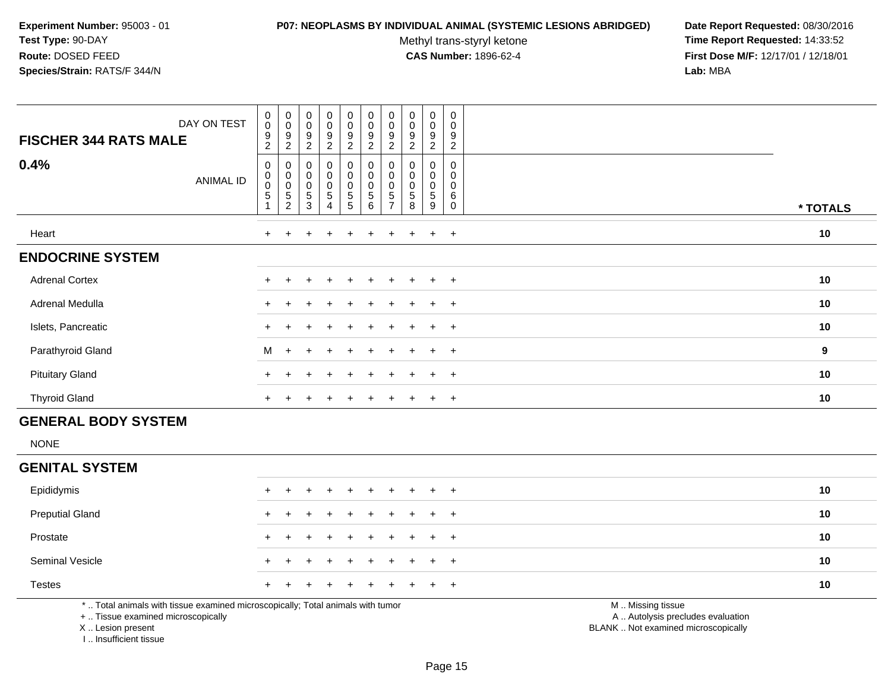**Experiment Number:** 95003 - 01
**Test Type:** 90-DAY
**Route:** DOSED FEED
**Species/Strain:** RATS/F 344/N

**P07: NEOPLASMS BY INDIVIDUAL ANIMAL (SYSTEMIC LESIONS ABRIDGED)**
Methyl trans-styryl ketone
**CAS Number:** 1896-62-4

**Date Report Requested:** 08/30/2016
**Time Report Requested:** 14:33:52
**First Dose M/F:** 12/17/01 / 12/18/01
**Lab:** MBA

| FISCHER 344 RATS MALE — DAY ON TEST | 0092 | 0092 | 0092 | 0092 | 0092 | 0092 | 0092 | 0092 | 0092 | 0092 | |
|---|---|---|---|---|---|---|---|---|---|---|---|
| **0.4%** — ANIMAL ID | 00051 | 00052 | 00053 | 00054 | 00055 | 00056 | 00057 | 00058 | 00059 | 00060 | *** TOTALS** |
| Heart | + | + | + | + | + | + | + | + | + | + | **10** |
| **ENDOCRINE SYSTEM** | | | | | | | | | | | |
| Adrenal Cortex | + | + | + | + | + | + | + | + | + | + | **10** |
| Adrenal Medulla | + | + | + | + | + | + | + | + | + | + | **10** |
| Islets, Pancreatic | + | + | + | + | + | + | + | + | + | + | **10** |
| Parathyroid Gland | M | + | + | + | + | + | + | + | + | + | **9** |
| Pituitary Gland | + | + | + | + | + | + | + | + | + | + | **10** |
| Thyroid Gland | + | + | + | + | + | + | + | + | + | + | **10** |
| **GENERAL BODY SYSTEM** | | | | | | | | | | | |
| NONE | | | | | | | | | | | |
| **GENITAL SYSTEM** | | | | | | | | | | | |
| Epididymis | + | + | + | + | + | + | + | + | + | + | **10** |
| Preputial Gland | + | + | + | + | + | + | + | + | + | + | **10** |
| Prostate | + | + | + | + | + | + | + | + | + | + | **10** |
| Seminal Vesicle | + | + | + | + | + | + | + | + | + | + | **10** |
| Testes | + | + | + | + | + | + | + | + | + | + | **10** |

* .. Total animals with tissue examined microscopically; Total animals with tumor
+ .. Tissue examined microscopically
X .. Lesion present
I .. Insufficient tissue

M .. Missing tissue
A .. Autolysis precludes evaluation
BLANK .. Not examined microscopically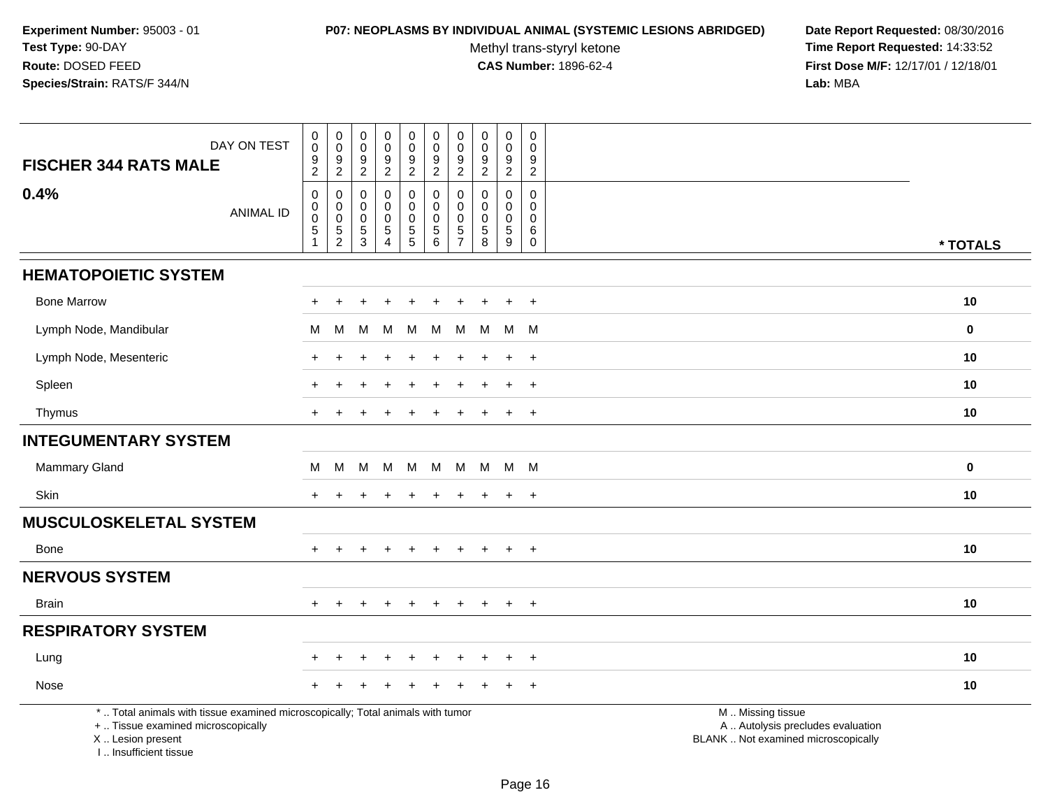**Experiment Number:** 95003 - 01
**Test Type:** 90-DAY
**Route:** DOSED FEED
**Species/Strain:** RATS/F 344/N

**P07: NEOPLASMS BY INDIVIDUAL ANIMAL (SYSTEMIC LESIONS ABRIDGED)**
Methyl trans-styryl ketone
**CAS Number:** 1896-62-4

**Date Report Requested:** 08/30/2016
**Time Report Requested:** 14:33:52
**First Dose M/F:** 12/17/01 / 12/18/01
**Lab:** MBA

| FISCHER 344 RATS MALE 0.4% | | | | | | | | | | | |
|---|---|---|---|---|---|---|---|---|---|---|---|
| DAY ON TEST | 0092 | 0092 | 0092 | 0092 | 0092 | 0092 | 0092 | 0092 | 0092 | 0092 | |
| ANIMAL ID | 00051 | 00052 | 00053 | 00054 | 00055 | 00056 | 00057 | 00058 | 00059 | 00060 | * TOTALS |
| **HEMATOPOIETIC SYSTEM** | | | | | | | | | | | |
| Bone Marrow | + | + | + | + | + | + | + | + | + | + | 10 |
| Lymph Node, Mandibular | M | M | M | M | M | M | M | M | M | M | 0 |
| Lymph Node, Mesenteric | + | + | + | + | + | + | + | + | + | + | 10 |
| Spleen | + | + | + | + | + | + | + | + | + | + | 10 |
| Thymus | + | + | + | + | + | + | + | + | + | + | 10 |
| **INTEGUMENTARY SYSTEM** | | | | | | | | | | | |
| Mammary Gland | M | M | M | M | M | M | M | M | M | M | 0 |
| Skin | + | + | + | + | + | + | + | + | + | + | 10 |
| **MUSCULOSKELETAL SYSTEM** | | | | | | | | | | | |
| Bone | + | + | + | + | + | + | + | + | + | + | 10 |
| **NERVOUS SYSTEM** | | | | | | | | | | | |
| Brain | + | + | + | + | + | + | + | + | + | + | 10 |
| **RESPIRATORY SYSTEM** | | | | | | | | | | | |
| Lung | + | + | + | + | + | + | + | + | + | + | 10 |
| Nose | + | + | + | + | + | + | + | + | + | + | 10 |

* .. Total animals with tissue examined microscopically; Total animals with tumor
+ .. Tissue examined microscopically
X .. Lesion present
I .. Insufficient tissue

M .. Missing tissue
A .. Autolysis precludes evaluation
BLANK .. Not examined microscopically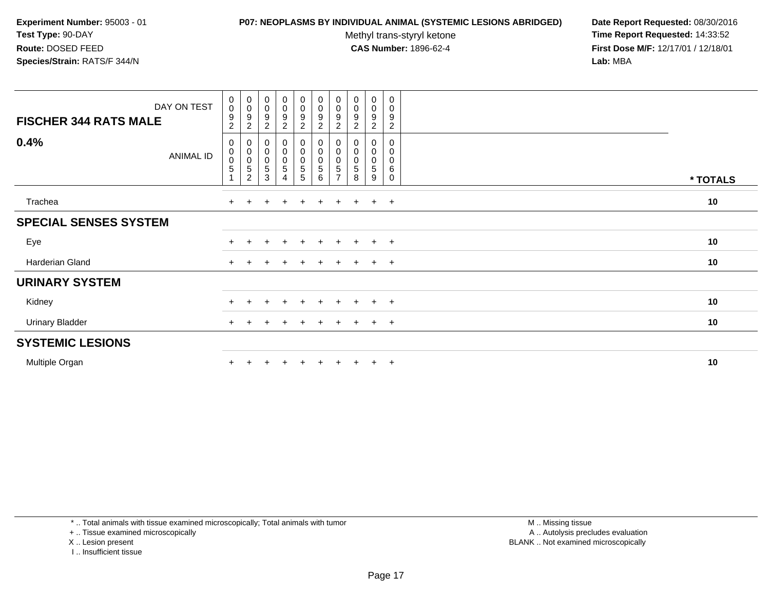**Experiment Number:** 95003 - 01
**Test Type:** 90-DAY
**Route:** DOSED FEED
**Species/Strain:** RATS/F 344/N

**P07: NEOPLASMS BY INDIVIDUAL ANIMAL (SYSTEMIC LESIONS ABRIDGED)**
Methyl trans-styryl ketone
**CAS Number:** 1896-62-4

**Date Report Requested:** 08/30/2016
**Time Report Requested:** 14:33:52
**First Dose M/F:** 12/17/01 / 12/18/01
**Lab:** MBA

| FISCHER 344 RATS MALE — DAY ON TEST | 0092 | 0092 | 0092 | 0092 | 0092 | 0092 | 0092 | 0092 | 0092 | 0092 | |
|---|---|---|---|---|---|---|---|---|---|---|---|
| **0.4%** — ANIMAL ID | 00051 | 00052 | 00053 | 00054 | 00055 | 00056 | 00057 | 00058 | 00059 | 00060 | *** TOTALS** |
| Trachea | + | + | + | + | + | + | + | + | + | + | **10** |
| **SPECIAL SENSES SYSTEM** | | | | | | | | | | | |
| Eye | + | + | + | + | + | + | + | + | + | + | **10** |
| Harderian Gland | + | + | + | + | + | + | + | + | + | + | **10** |
| **URINARY SYSTEM** | | | | | | | | | | | |
| Kidney | + | + | + | + | + | + | + | + | + | + | **10** |
| Urinary Bladder | + | + | + | + | + | + | + | + | + | + | **10** |
| **SYSTEMIC LESIONS** | | | | | | | | | | | |
| Multiple Organ | + | + | + | + | + | + | + | + | + | + | **10** |

\* .. Total animals with tissue examined microscopically; Total animals with tumor
\+ .. Tissue examined microscopically
X .. Lesion present
I .. Insufficient tissue

M .. Missing tissue
A .. Autolysis precludes evaluation
BLANK .. Not examined microscopically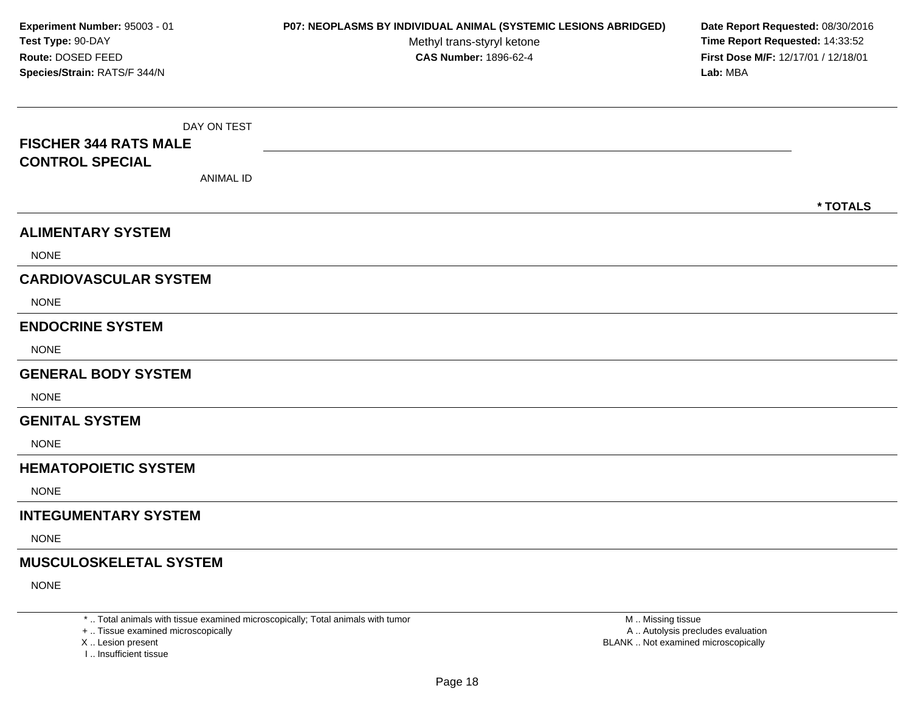Experiment Number: 95003 - 01
Test Type: 90-DAY
Route: DOSED FEED
Species/Strain: RATS/F 344/N

**P07: NEOPLASMS BY INDIVIDUAL ANIMAL (SYSTEMIC LESIONS ABRIDGED)**
Methyl trans-styryl ketone
**CAS Number:** 1896-62-4

**Date Report Requested:** 08/30/2016
**Time Report Requested:** 14:33:52
**First Dose M/F:** 12/17/01 / 12/18/01
**Lab:** MBA

DAY ON TEST

**FISCHER 344 RATS MALE**
**CONTROL SPECIAL**

ANIMAL ID

**\* TOTALS**

## ALIMENTARY SYSTEM

NONE

## CARDIOVASCULAR SYSTEM

NONE

## ENDOCRINE SYSTEM

NONE

## GENERAL BODY SYSTEM

NONE

## GENITAL SYSTEM

NONE

## HEMATOPOIETIC SYSTEM

NONE

## INTEGUMENTARY SYSTEM

NONE

## MUSCULOSKELETAL SYSTEM

NONE

\* .. Total animals with tissue examined microscopically; Total animals with tumor
\+ .. Tissue examined microscopically
X .. Lesion present
I .. Insufficient tissue

M .. Missing tissue
A .. Autolysis precludes evaluation
BLANK .. Not examined microscopically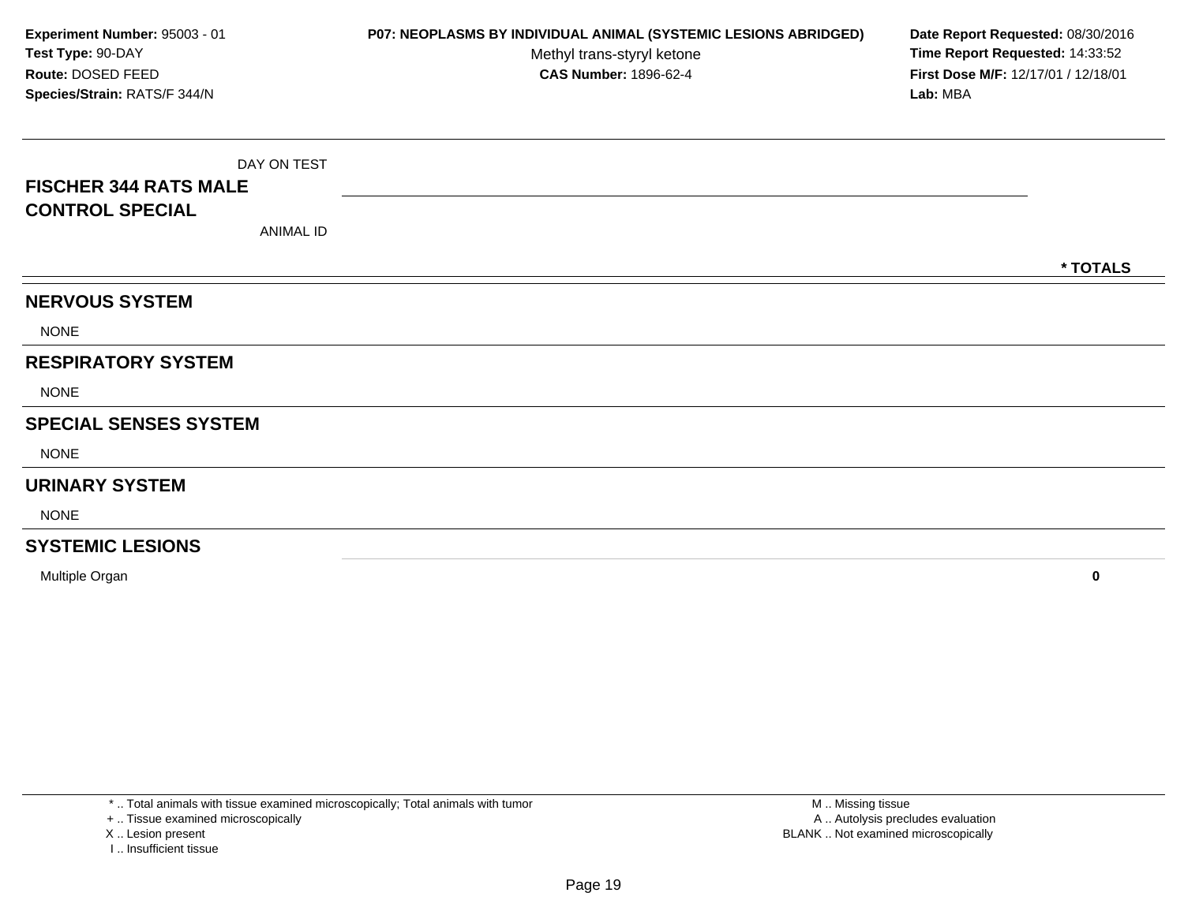**Experiment Number:** 95003 - 01
**Test Type:** 90-DAY
**Route:** DOSED FEED
**Species/Strain:** RATS/F 344/N

**P07: NEOPLASMS BY INDIVIDUAL ANIMAL (SYSTEMIC LESIONS ABRIDGED)**
Methyl trans-styryl ketone
**CAS Number:** 1896-62-4

**Date Report Requested:** 08/30/2016
**Time Report Requested:** 14:33:52
**First Dose M/F:** 12/17/01 / 12/18/01
**Lab:** MBA

| DAY ON TEST<br>**FISCHER 344 RATS MALE**<br>**CONTROL SPECIAL**<br>ANIMAL ID | **\* TOTALS** |
|---|---|
| **NERVOUS SYSTEM** | |
| NONE | |
| **RESPIRATORY SYSTEM** | |
| NONE | |
| **SPECIAL SENSES SYSTEM** | |
| NONE | |
| **URINARY SYSTEM** | |
| NONE | |
| **SYSTEMIC LESIONS** | |
| Multiple Organ | **0** |

\* .. Total animals with tissue examined microscopically; Total animals with tumor
\+ .. Tissue examined microscopically
X .. Lesion present
I .. Insufficient tissue

M .. Missing tissue
A .. Autolysis precludes evaluation
BLANK .. Not examined microscopically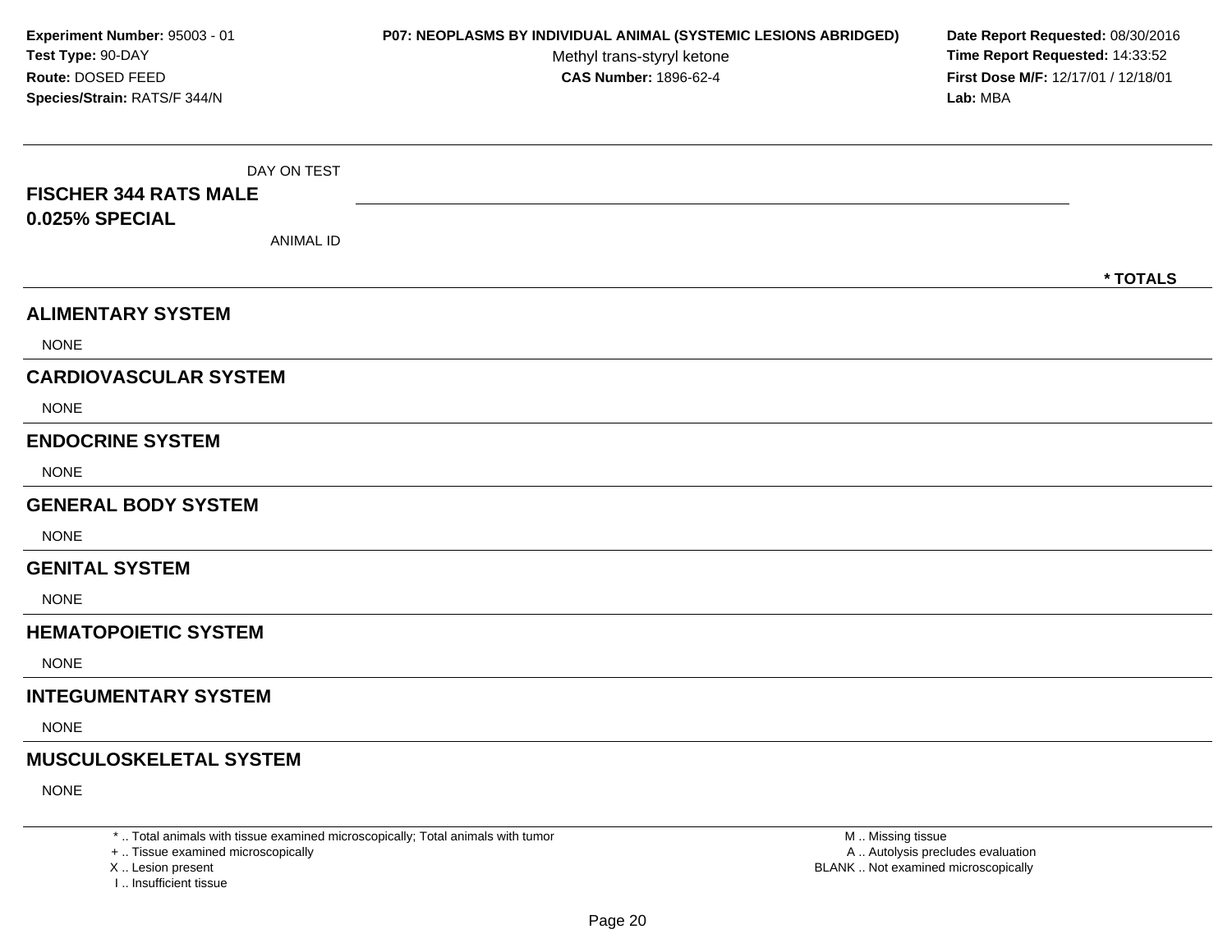**Experiment Number:** 95003 - 01
**Test Type:** 90-DAY
**Route:** DOSED FEED
**Species/Strain:** RATS/F 344/N

**P07: NEOPLASMS BY INDIVIDUAL ANIMAL (SYSTEMIC LESIONS ABRIDGED)**
Methyl trans-styryl ketone
**CAS Number:** 1896-62-4

**Date Report Requested:** 08/30/2016
**Time Report Requested:** 14:33:52
**First Dose M/F:** 12/17/01 / 12/18/01
**Lab:** MBA

| FISCHER 344 RATS MALE 0.025% SPECIAL | DAY ON TEST / ANIMAL ID | * TOTALS |
|---|---|---|
| **ALIMENTARY SYSTEM** | | |
| NONE | | |
| **CARDIOVASCULAR SYSTEM** | | |
| NONE | | |
| **ENDOCRINE SYSTEM** | | |
| NONE | | |
| **GENERAL BODY SYSTEM** | | |
| NONE | | |
| **GENITAL SYSTEM** | | |
| NONE | | |
| **HEMATOPOIETIC SYSTEM** | | |
| NONE | | |
| **INTEGUMENTARY SYSTEM** | | |
| NONE | | |
| **MUSCULOSKELETAL SYSTEM** | | |
| NONE | | |

* .. Total animals with tissue examined microscopically; Total animals with tumor
+ .. Tissue examined microscopically
X .. Lesion present
I .. Insufficient tissue

M .. Missing tissue
A .. Autolysis precludes evaluation
BLANK .. Not examined microscopically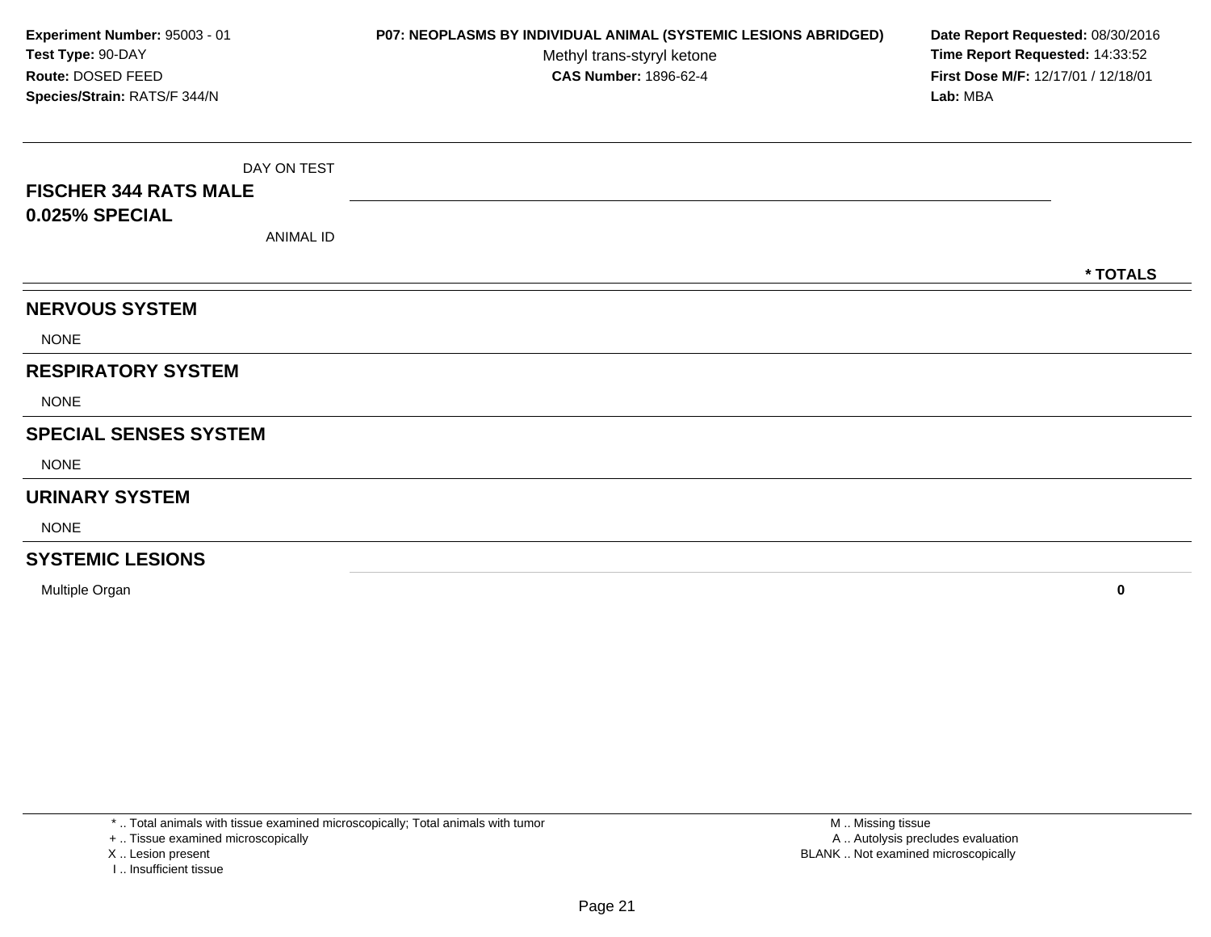**Experiment Number:** 95003 - 01
**Test Type:** 90-DAY
**Route:** DOSED FEED
**Species/Strain:** RATS/F 344/N

**P07: NEOPLASMS BY INDIVIDUAL ANIMAL (SYSTEMIC LESIONS ABRIDGED)**
Methyl trans-styryl ketone
**CAS Number:** 1896-62-4

**Date Report Requested:** 08/30/2016
**Time Report Requested:** 14:33:52
**First Dose M/F:** 12/17/01 / 12/18/01
**Lab:** MBA

| DAY ON TEST<br>**FISCHER 344 RATS MALE**<br>**0.025% SPECIAL**<br>ANIMAL ID | **\* TOTALS** |
|---|---|
| **NERVOUS SYSTEM** | |
| NONE | |
| **RESPIRATORY SYSTEM** | |
| NONE | |
| **SPECIAL SENSES SYSTEM** | |
| NONE | |
| **URINARY SYSTEM** | |
| NONE | |
| **SYSTEMIC LESIONS** | |
| Multiple Organ | **0** |

\* .. Total animals with tissue examined microscopically; Total animals with tumor
\+ .. Tissue examined microscopically
X .. Lesion present
I .. Insufficient tissue

M .. Missing tissue
A .. Autolysis precludes evaluation
BLANK .. Not examined microscopically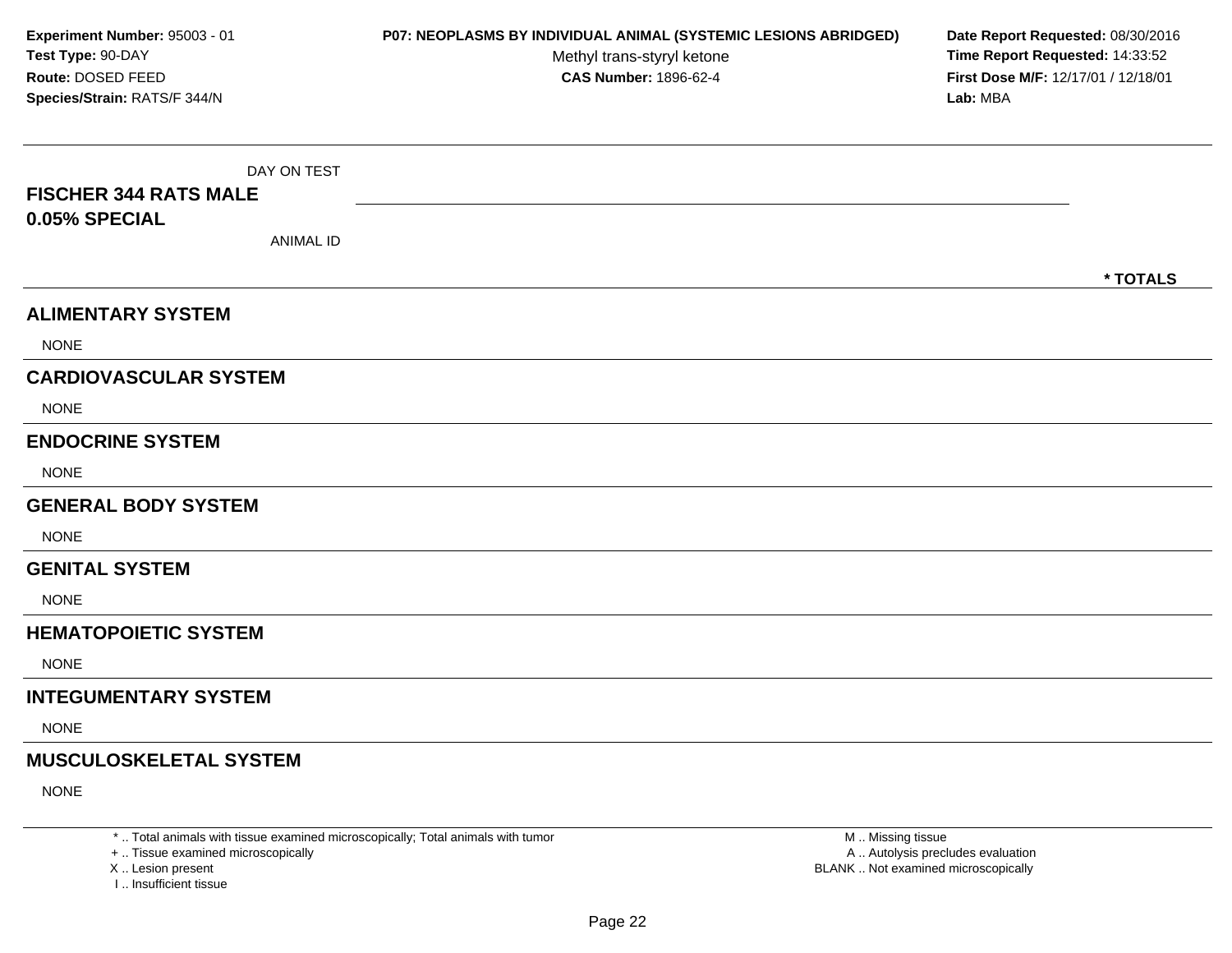**Experiment Number:** 95003 - 01
**Test Type:** 90-DAY
**Route:** DOSED FEED
**Species/Strain:** RATS/F 344/N

**P07: NEOPLASMS BY INDIVIDUAL ANIMAL (SYSTEMIC LESIONS ABRIDGED)**
Methyl trans-styryl ketone
**CAS Number:** 1896-62-4

**Date Report Requested:** 08/30/2016
**Time Report Requested:** 14:33:52
**First Dose M/F:** 12/17/01 / 12/18/01
**Lab:** MBA

| DAY ON TEST<br>**FISCHER 344 RATS MALE**<br>**0.05% SPECIAL**<br>ANIMAL ID | | **\* TOTALS** |
|---|---|---|
| **ALIMENTARY SYSTEM** | | |
| NONE | | |
| **CARDIOVASCULAR SYSTEM** | | |
| NONE | | |
| **ENDOCRINE SYSTEM** | | |
| NONE | | |
| **GENERAL BODY SYSTEM** | | |
| NONE | | |
| **GENITAL SYSTEM** | | |
| NONE | | |
| **HEMATOPOIETIC SYSTEM** | | |
| NONE | | |
| **INTEGUMENTARY SYSTEM** | | |
| NONE | | |
| **MUSCULOSKELETAL SYSTEM** | | |
| NONE | | |

\* .. Total animals with tissue examined microscopically; Total animals with tumor
\+ .. Tissue examined microscopically
X .. Lesion present
I .. Insufficient tissue

M .. Missing tissue
A .. Autolysis precludes evaluation
BLANK .. Not examined microscopically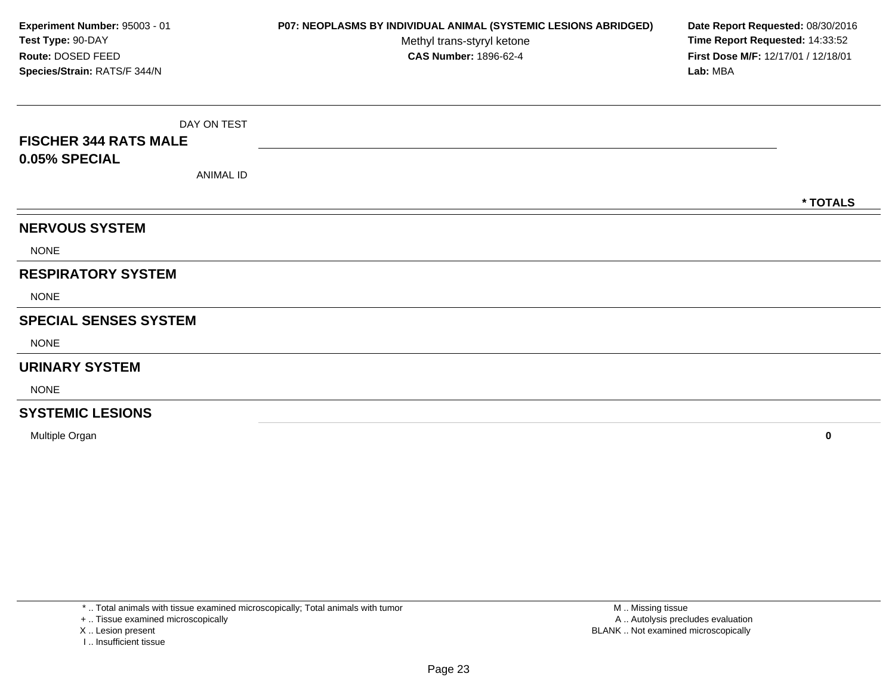**Experiment Number:** 95003 - 01
**Test Type:** 90-DAY
**Route:** DOSED FEED
**Species/Strain:** RATS/F 344/N

**P07: NEOPLASMS BY INDIVIDUAL ANIMAL (SYSTEMIC LESIONS ABRIDGED)**
Methyl trans-styryl ketone
**CAS Number:** 1896-62-4

**Date Report Requested:** 08/30/2016
**Time Report Requested:** 14:33:52
**First Dose M/F:** 12/17/01 / 12/18/01
**Lab:** MBA

| DAY ON TEST<br>**FISCHER 344 RATS MALE**<br>**0.05% SPECIAL**<br>ANIMAL ID | **\* TOTALS** |
|---|---|
| **NERVOUS SYSTEM** | |
| NONE | |
| **RESPIRATORY SYSTEM** | |
| NONE | |
| **SPECIAL SENSES SYSTEM** | |
| NONE | |
| **URINARY SYSTEM** | |
| NONE | |
| **SYSTEMIC LESIONS** | |
| Multiple Organ | **0** |

\* .. Total animals with tissue examined microscopically; Total animals with tumor
\+ .. Tissue examined microscopically
X .. Lesion present
I .. Insufficient tissue

M .. Missing tissue
A .. Autolysis precludes evaluation
BLANK .. Not examined microscopically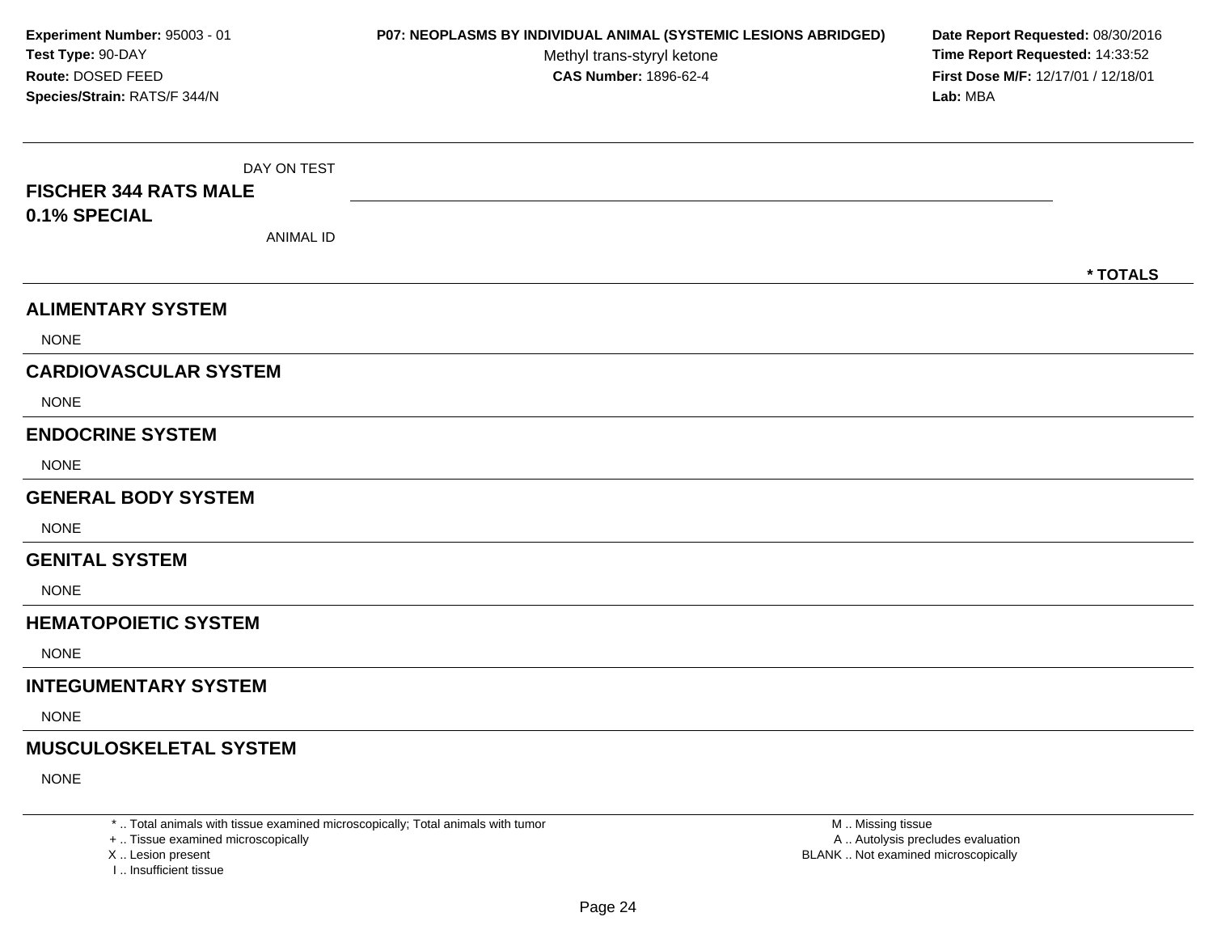**Experiment Number:** 95003 - 01
**Test Type:** 90-DAY
**Route:** DOSED FEED
**Species/Strain:** RATS/F 344/N

**P07: NEOPLASMS BY INDIVIDUAL ANIMAL (SYSTEMIC LESIONS ABRIDGED)**
Methyl trans-styryl ketone
**CAS Number:** 1896-62-4

**Date Report Requested:** 08/30/2016
**Time Report Requested:** 14:33:52
**First Dose M/F:** 12/17/01 / 12/18/01
**Lab:** MBA

DAY ON TEST

**FISCHER 344 RATS MALE**
**0.1% SPECIAL**

ANIMAL ID

**\* TOTALS**

## ALIMENTARY SYSTEM

NONE

## CARDIOVASCULAR SYSTEM

NONE

## ENDOCRINE SYSTEM

NONE

## GENERAL BODY SYSTEM

NONE

## GENITAL SYSTEM

NONE

## HEMATOPOIETIC SYSTEM

NONE

## INTEGUMENTARY SYSTEM

NONE

## MUSCULOSKELETAL SYSTEM

NONE

\* .. Total animals with tissue examined microscopically; Total animals with tumor
\+ .. Tissue examined microscopically
X .. Lesion present
I .. Insufficient tissue

M .. Missing tissue
A .. Autolysis precludes evaluation
BLANK .. Not examined microscopically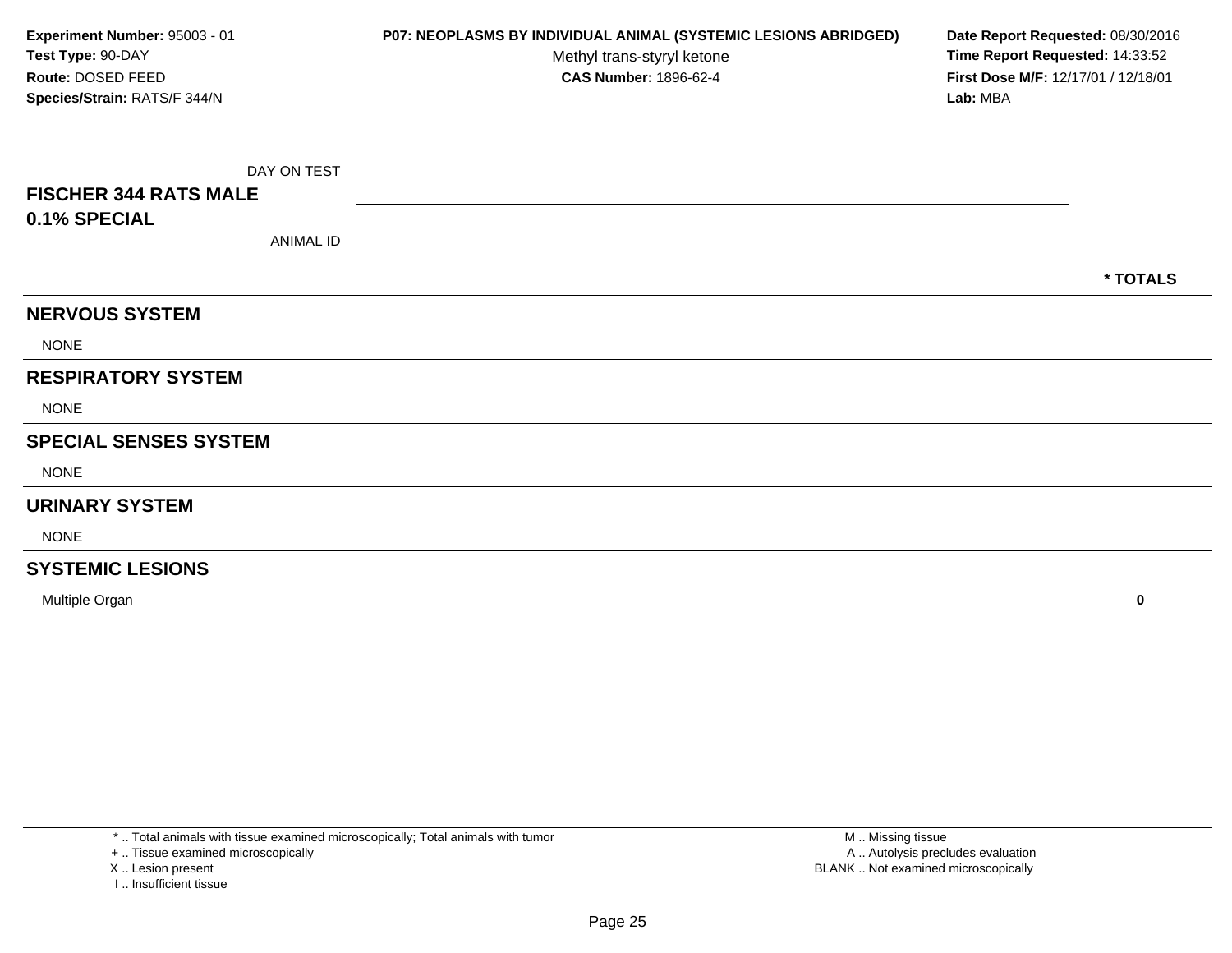**Experiment Number:** 95003 - 01
**Test Type:** 90-DAY
**Route:** DOSED FEED
**Species/Strain:** RATS/F 344/N

**P07: NEOPLASMS BY INDIVIDUAL ANIMAL (SYSTEMIC LESIONS ABRIDGED)**
Methyl trans-styryl ketone
**CAS Number:** 1896-62-4

**Date Report Requested:** 08/30/2016
**Time Report Requested:** 14:33:52
**First Dose M/F:** 12/17/01 / 12/18/01
**Lab:** MBA

| DAY ON TEST<br>**FISCHER 344 RATS MALE**<br>**0.1% SPECIAL**<br>ANIMAL ID | **\* TOTALS** |
|---|---|
| **NERVOUS SYSTEM** | |
| NONE | |
| **RESPIRATORY SYSTEM** | |
| NONE | |
| **SPECIAL SENSES SYSTEM** | |
| NONE | |
| **URINARY SYSTEM** | |
| NONE | |
| **SYSTEMIC LESIONS** | |
| Multiple Organ | **0** |

\* .. Total animals with tissue examined microscopically; Total animals with tumor
\+ .. Tissue examined microscopically
X .. Lesion present
I .. Insufficient tissue

M .. Missing tissue
A .. Autolysis precludes evaluation
BLANK .. Not examined microscopically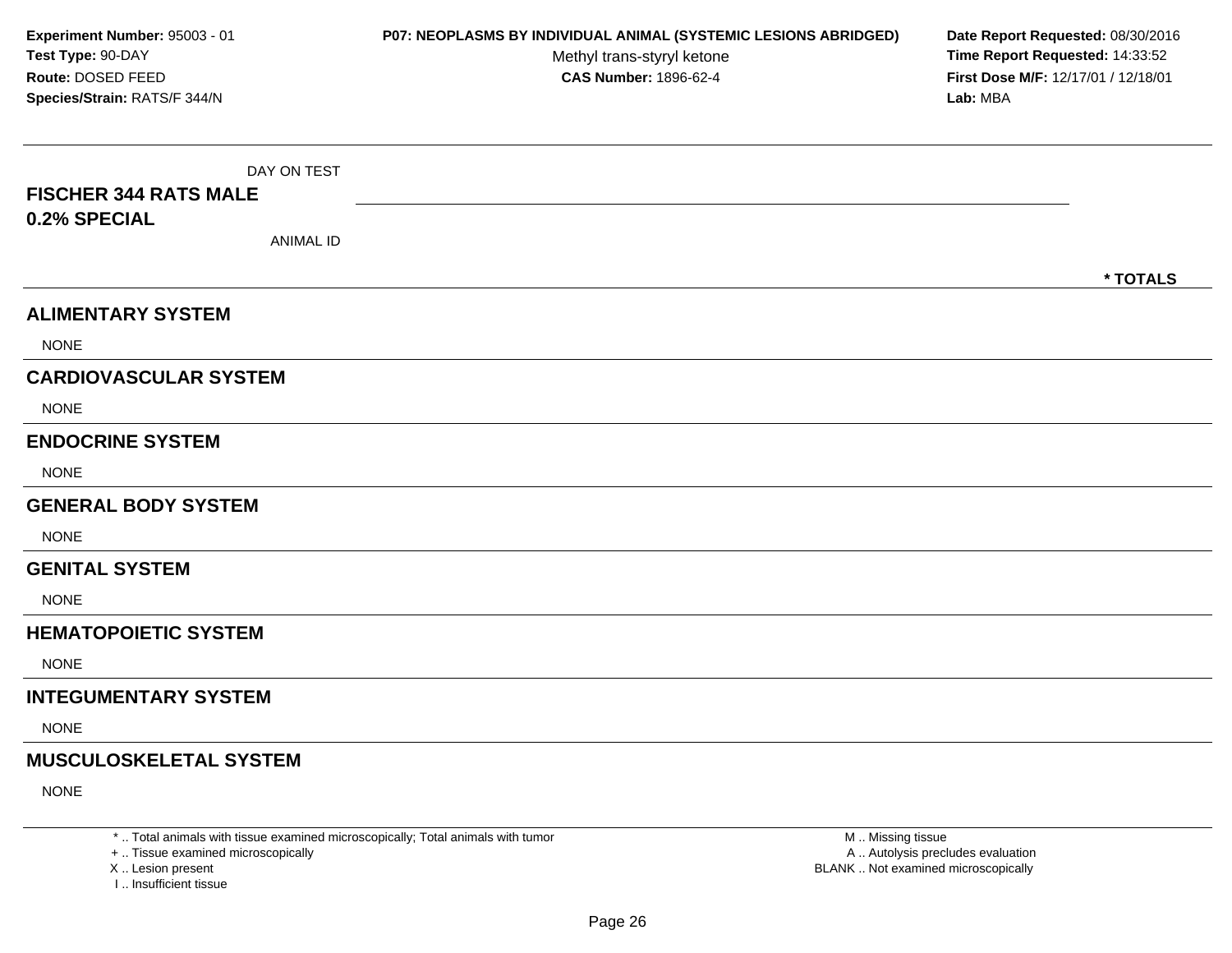**Experiment Number:** 95003 - 01
**Test Type:** 90-DAY
**Route:** DOSED FEED
**Species/Strain:** RATS/F 344/N

**P07: NEOPLASMS BY INDIVIDUAL ANIMAL (SYSTEMIC LESIONS ABRIDGED)**
Methyl trans-styryl ketone
**CAS Number:** 1896-62-4

**Date Report Requested:** 08/30/2016
**Time Report Requested:** 14:33:52
**First Dose M/F:** 12/17/01 / 12/18/01
**Lab:** MBA

| DAY ON TEST<br>**FISCHER 344 RATS MALE**<br>**0.2% SPECIAL**<br>ANIMAL ID | **\* TOTALS** |
|---|---|
| **ALIMENTARY SYSTEM** | |
| NONE | |
| **CARDIOVASCULAR SYSTEM** | |
| NONE | |
| **ENDOCRINE SYSTEM** | |
| NONE | |
| **GENERAL BODY SYSTEM** | |
| NONE | |
| **GENITAL SYSTEM** | |
| NONE | |
| **HEMATOPOIETIC SYSTEM** | |
| NONE | |
| **INTEGUMENTARY SYSTEM** | |
| NONE | |
| **MUSCULOSKELETAL SYSTEM** | |
| NONE | |

\* .. Total animals with tissue examined microscopically; Total animals with tumor
\+ .. Tissue examined microscopically
X .. Lesion present
I .. Insufficient tissue

M .. Missing tissue
A .. Autolysis precludes evaluation
BLANK .. Not examined microscopically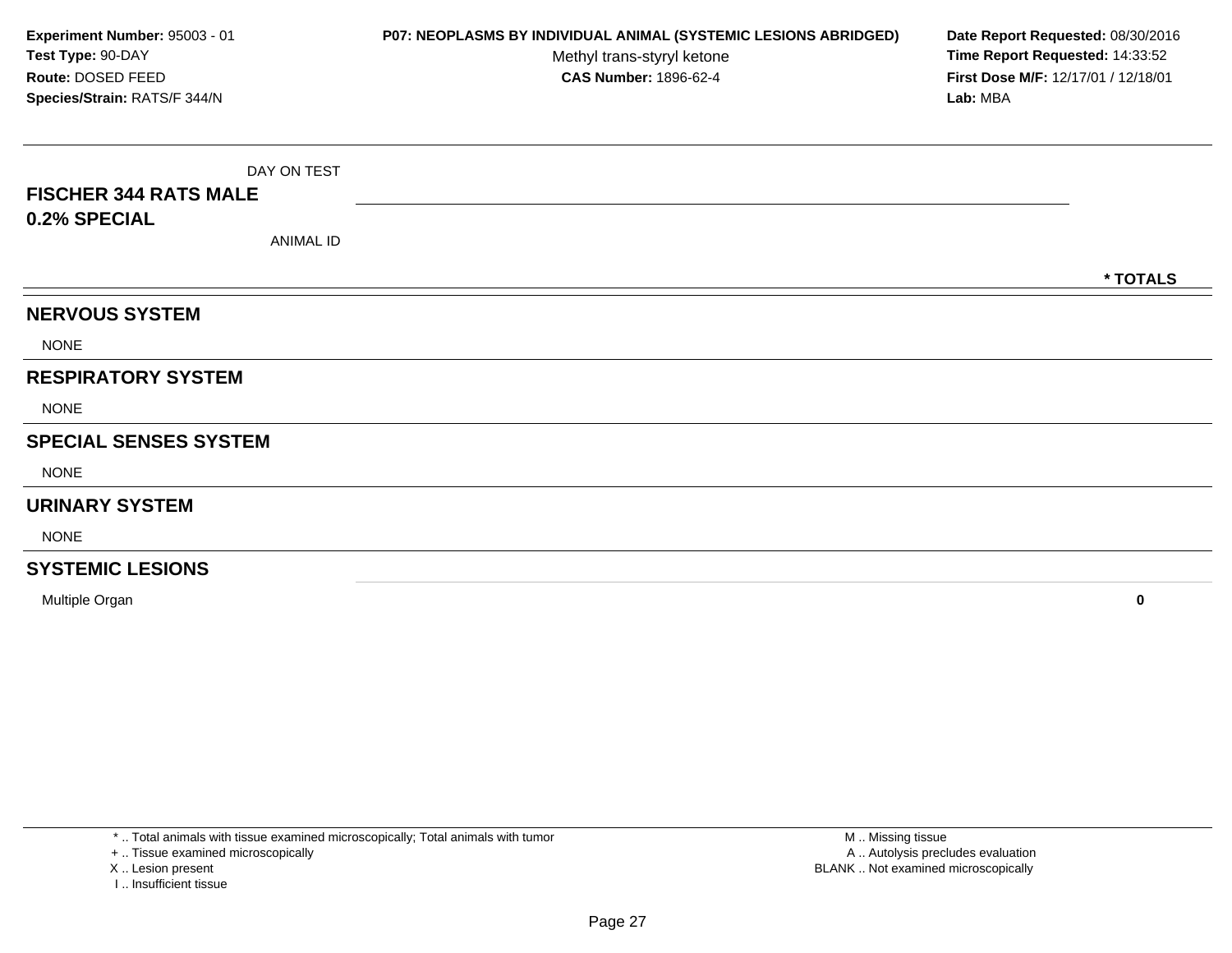**Experiment Number:** 95003 - 01
**Test Type:** 90-DAY
**Route:** DOSED FEED
**Species/Strain:** RATS/F 344/N

**P07: NEOPLASMS BY INDIVIDUAL ANIMAL (SYSTEMIC LESIONS ABRIDGED)**
Methyl trans-styryl ketone
**CAS Number:** 1896-62-4

**Date Report Requested:** 08/30/2016
**Time Report Requested:** 14:33:52
**First Dose M/F:** 12/17/01 / 12/18/01
**Lab:** MBA

| **FISCHER 344 RATS MALE 0.2% SPECIAL** DAY ON TEST / ANIMAL ID | * TOTALS |
|---|---|
| **NERVOUS SYSTEM** | |
| NONE | |
| **RESPIRATORY SYSTEM** | |
| NONE | |
| **SPECIAL SENSES SYSTEM** | |
| NONE | |
| **URINARY SYSTEM** | |
| NONE | |
| **SYSTEMIC LESIONS** | |
| Multiple Organ | **0** |

* .. Total animals with tissue examined microscopically; Total animals with tumor
+ .. Tissue examined microscopically
X .. Lesion present
I .. Insufficient tissue

M .. Missing tissue
A .. Autolysis precludes evaluation
BLANK .. Not examined microscopically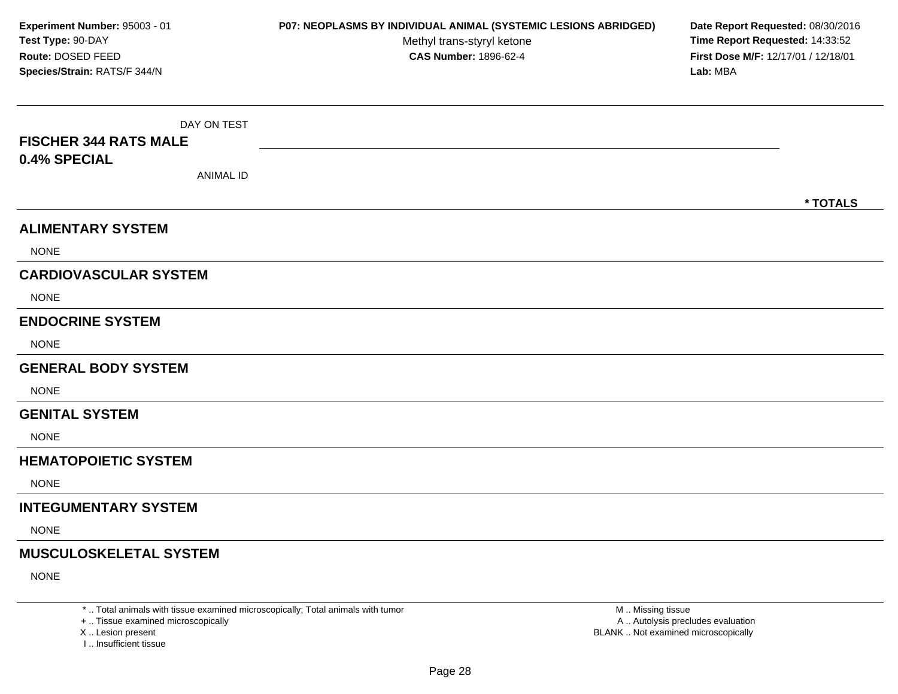**Experiment Number:** 95003 - 01
**Test Type:** 90-DAY
**Route:** DOSED FEED
**Species/Strain:** RATS/F 344/N

**P07: NEOPLASMS BY INDIVIDUAL ANIMAL (SYSTEMIC LESIONS ABRIDGED)**
Methyl trans-styryl ketone
**CAS Number:** 1896-62-4

**Date Report Requested:** 08/30/2016
**Time Report Requested:** 14:33:52
**First Dose M/F:** 12/17/01 / 12/18/01
**Lab:** MBA

DAY ON TEST

**FISCHER 344 RATS MALE**
**0.4% SPECIAL**

ANIMAL ID

**\* TOTALS**

## ALIMENTARY SYSTEM

NONE

## CARDIOVASCULAR SYSTEM

NONE

## ENDOCRINE SYSTEM

NONE

## GENERAL BODY SYSTEM

NONE

## GENITAL SYSTEM

NONE

## HEMATOPOIETIC SYSTEM

NONE

## INTEGUMENTARY SYSTEM

NONE

## MUSCULOSKELETAL SYSTEM

NONE

\* .. Total animals with tissue examined microscopically; Total animals with tumor
\+ .. Tissue examined microscopically
X .. Lesion present
I .. Insufficient tissue

M .. Missing tissue
A .. Autolysis precludes evaluation
BLANK .. Not examined microscopically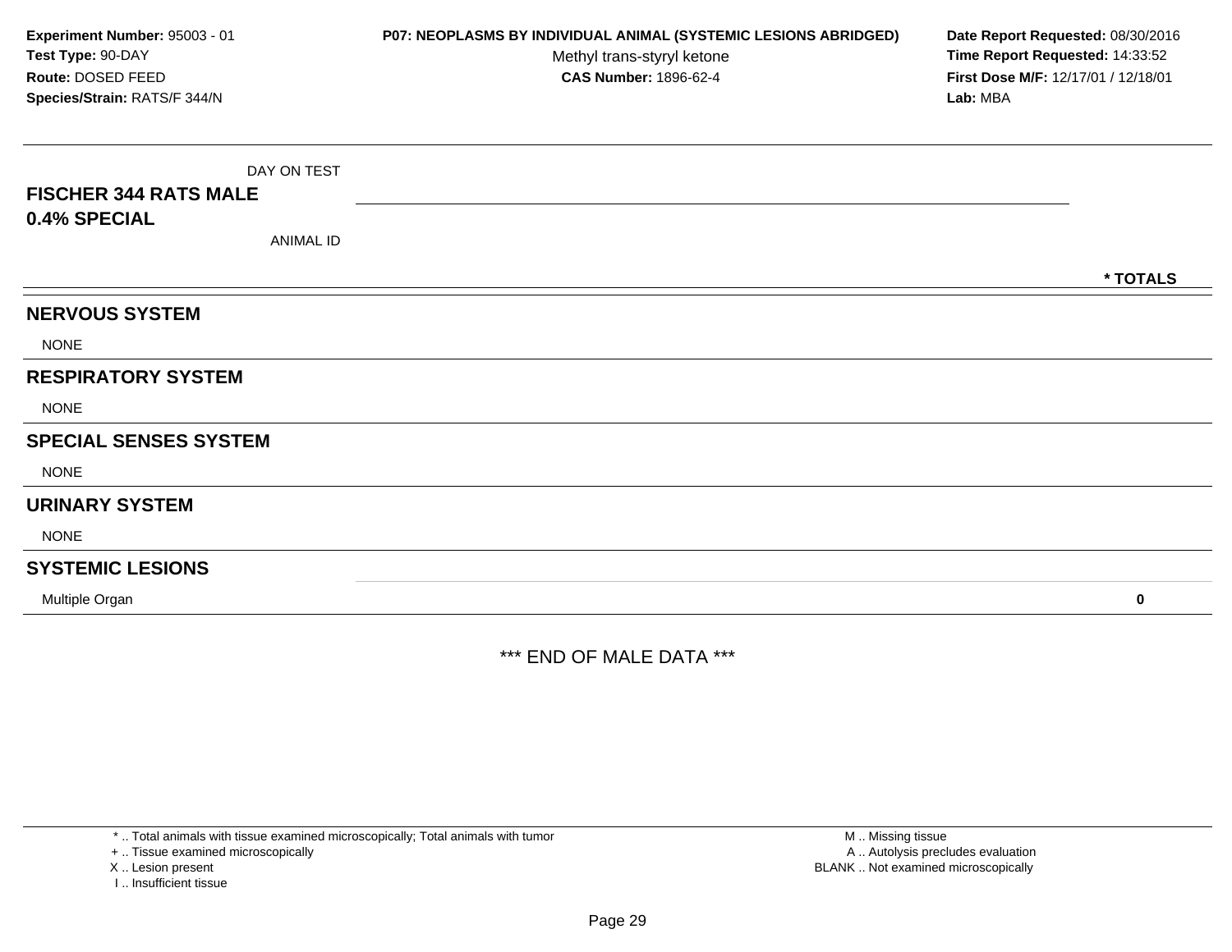**Experiment Number:** 95003 - 01
**Test Type:** 90-DAY
**Route:** DOSED FEED
**Species/Strain:** RATS/F 344/N

**P07: NEOPLASMS BY INDIVIDUAL ANIMAL (SYSTEMIC LESIONS ABRIDGED)**
Methyl trans-styryl ketone
**CAS Number:** 1896-62-4

**Date Report Requested:** 08/30/2016
**Time Report Requested:** 14:33:52
**First Dose M/F:** 12/17/01 / 12/18/01
**Lab:** MBA

| FISCHER 344 RATS MALE 0.4% SPECIAL — DAY ON TEST / ANIMAL ID | * TOTALS |
|---|---|
| **NERVOUS SYSTEM** | |
| NONE | |
| **RESPIRATORY SYSTEM** | |
| NONE | |
| **SPECIAL SENSES SYSTEM** | |
| NONE | |
| **URINARY SYSTEM** | |
| NONE | |
| **SYSTEMIC LESIONS** | |
| Multiple Organ | **0** |

*** END OF MALE DATA ***

* .. Total animals with tissue examined microscopically; Total animals with tumor
+ .. Tissue examined microscopically
X .. Lesion present
I .. Insufficient tissue

M .. Missing tissue
A .. Autolysis precludes evaluation
BLANK .. Not examined microscopically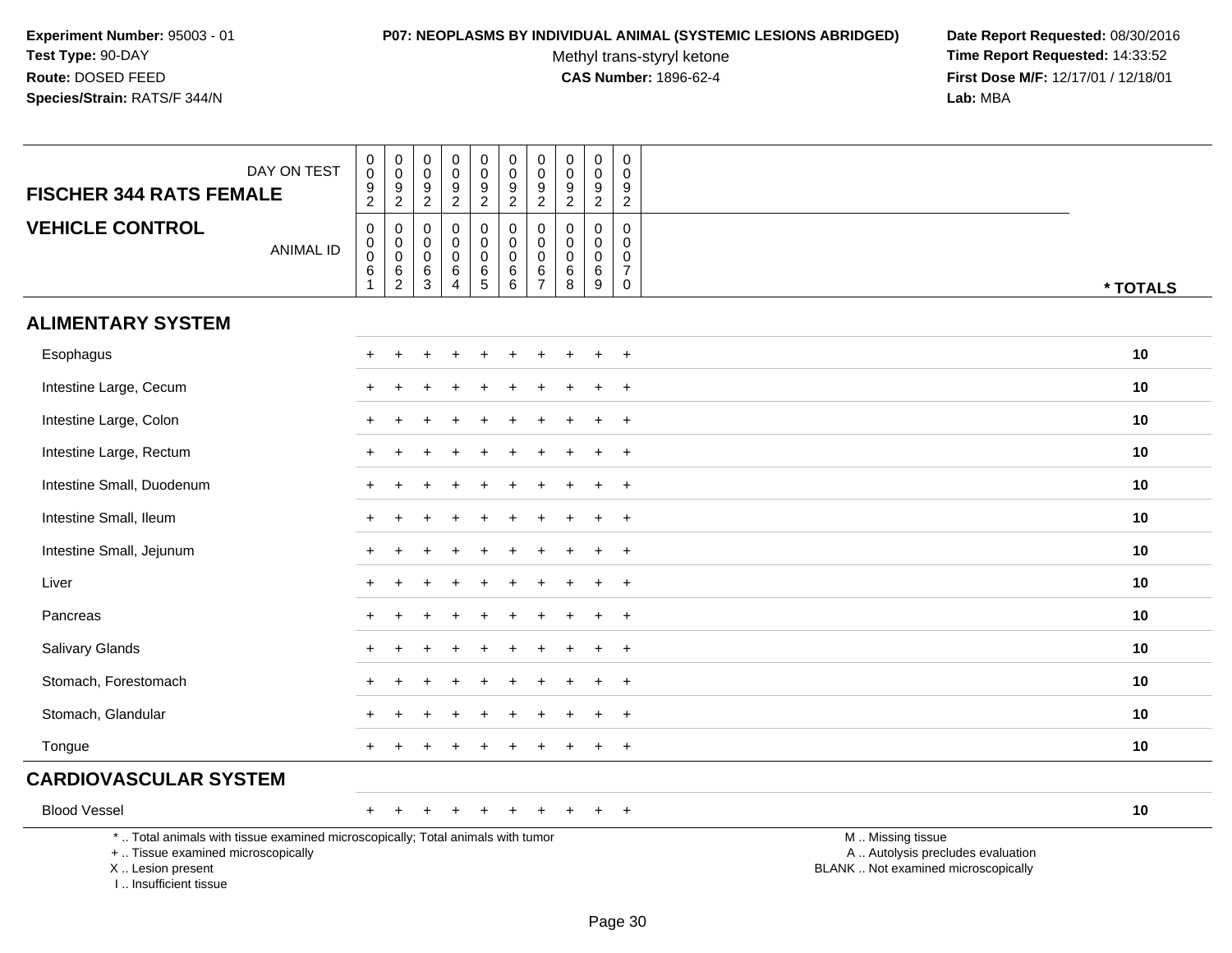**Experiment Number:** 95003 - 01
**Test Type:** 90-DAY
**Route:** DOSED FEED
**Species/Strain:** RATS/F 344/N

**P07: NEOPLASMS BY INDIVIDUAL ANIMAL (SYSTEMIC LESIONS ABRIDGED)**
Methyl trans-styryl ketone
**CAS Number:** 1896-62-4

**Date Report Requested:** 08/30/2016
**Time Report Requested:** 14:33:52
**First Dose M/F:** 12/17/01 / 12/18/01
**Lab:** MBA

| DAY ON TEST | 0092 | 0092 | 0092 | 0092 | 0092 | 0092 | 0092 | 0092 | 0092 | 0092 | |
|---|---|---|---|---|---|---|---|---|---|---|---|
| **FISCHER 344 RATS FEMALE** | | | | | | | | | | | |
| **VEHICLE CONTROL** ANIMAL ID | 00061 | 00062 | 00063 | 00064 | 00065 | 00066 | 00067 | 00068 | 00069 | 00070 | *** TOTALS** |
| **ALIMENTARY SYSTEM** | | | | | | | | | | | |
| Esophagus | + | + | + | + | + | + | + | + | + | + | **10** |
| Intestine Large, Cecum | + | + | + | + | + | + | + | + | + | + | **10** |
| Intestine Large, Colon | + | + | + | + | + | + | + | + | + | + | **10** |
| Intestine Large, Rectum | + | + | + | + | + | + | + | + | + | + | **10** |
| Intestine Small, Duodenum | + | + | + | + | + | + | + | + | + | + | **10** |
| Intestine Small, Ileum | + | + | + | + | + | + | + | + | + | + | **10** |
| Intestine Small, Jejunum | + | + | + | + | + | + | + | + | + | + | **10** |
| Liver | + | + | + | + | + | + | + | + | + | + | **10** |
| Pancreas | + | + | + | + | + | + | + | + | + | + | **10** |
| Salivary Glands | + | + | + | + | + | + | + | + | + | + | **10** |
| Stomach, Forestomach | + | + | + | + | + | + | + | + | + | + | **10** |
| Stomach, Glandular | + | + | + | + | + | + | + | + | + | + | **10** |
| Tongue | + | + | + | + | + | + | + | + | + | + | **10** |
| **CARDIOVASCULAR SYSTEM** | | | | | | | | | | | |
| Blood Vessel | + | + | + | + | + | + | + | + | + | + | **10** |

\* .. Total animals with tissue examined microscopically; Total animals with tumor
\+ .. Tissue examined microscopically
X .. Lesion present
I .. Insufficient tissue

M .. Missing tissue
A .. Autolysis precludes evaluation
BLANK .. Not examined microscopically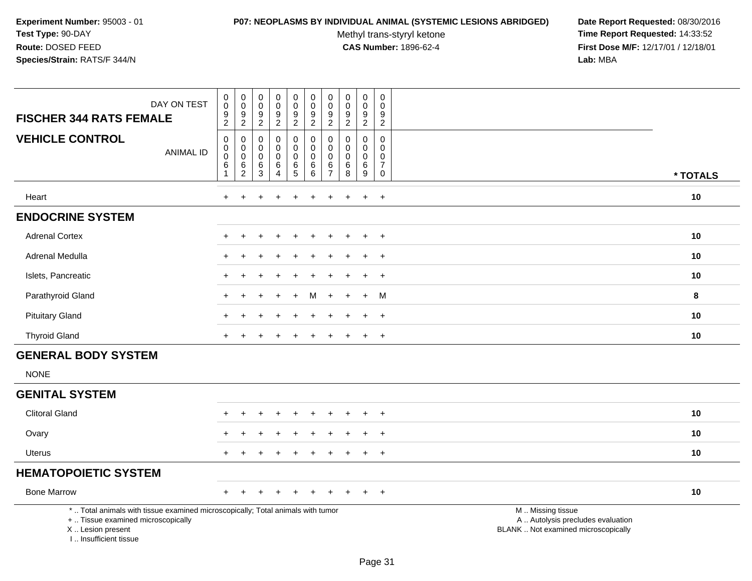**Experiment Number:** 95003 - 01
**Test Type:** 90-DAY
**Route:** DOSED FEED
**Species/Strain:** RATS/F 344/N

**P07: NEOPLASMS BY INDIVIDUAL ANIMAL (SYSTEMIC LESIONS ABRIDGED)**
Methyl trans-styryl ketone
**CAS Number:** 1896-62-4

**Date Report Requested:** 08/30/2016
**Time Report Requested:** 14:33:52
**First Dose M/F:** 12/17/01 / 12/18/01
**Lab:** MBA

| FISCHER 344 RATS FEMALE / VEHICLE CONTROL | | | | | | | | | | | |
|---|---|---|---|---|---|---|---|---|---|---|---|
| DAY ON TEST | 0092 | 0092 | 0092 | 0092 | 0092 | 0092 | 0092 | 0092 | 0092 | 0092 | |
| ANIMAL ID | 00061 | 00062 | 00063 | 00064 | 00065 | 00066 | 00067 | 00068 | 00069 | 00070 | * TOTALS |
| Heart | + | + | + | + | + | + | + | + | + | + | 10 |
| **ENDOCRINE SYSTEM** | | | | | | | | | | | |
| Adrenal Cortex | + | + | + | + | + | + | + | + | + | + | 10 |
| Adrenal Medulla | + | + | + | + | + | + | + | + | + | + | 10 |
| Islets, Pancreatic | + | + | + | + | + | + | + | + | + | + | 10 |
| Parathyroid Gland | + | + | + | + | + | M | + | + | + | M | 8 |
| Pituitary Gland | + | + | + | + | + | + | + | + | + | + | 10 |
| Thyroid Gland | + | + | + | + | + | + | + | + | + | + | 10 |
| **GENERAL BODY SYSTEM** | | | | | | | | | | | |
| NONE | | | | | | | | | | | |
| **GENITAL SYSTEM** | | | | | | | | | | | |
| Clitoral Gland | + | + | + | + | + | + | + | + | + | + | 10 |
| Ovary | + | + | + | + | + | + | + | + | + | + | 10 |
| Uterus | + | + | + | + | + | + | + | + | + | + | 10 |
| **HEMATOPOIETIC SYSTEM** | | | | | | | | | | | |
| Bone Marrow | + | + | + | + | + | + | + | + | + | + | 10 |

* .. Total animals with tissue examined microscopically; Total animals with tumor
+ .. Tissue examined microscopically
X .. Lesion present
I .. Insufficient tissue

M .. Missing tissue
A .. Autolysis precludes evaluation
BLANK .. Not examined microscopically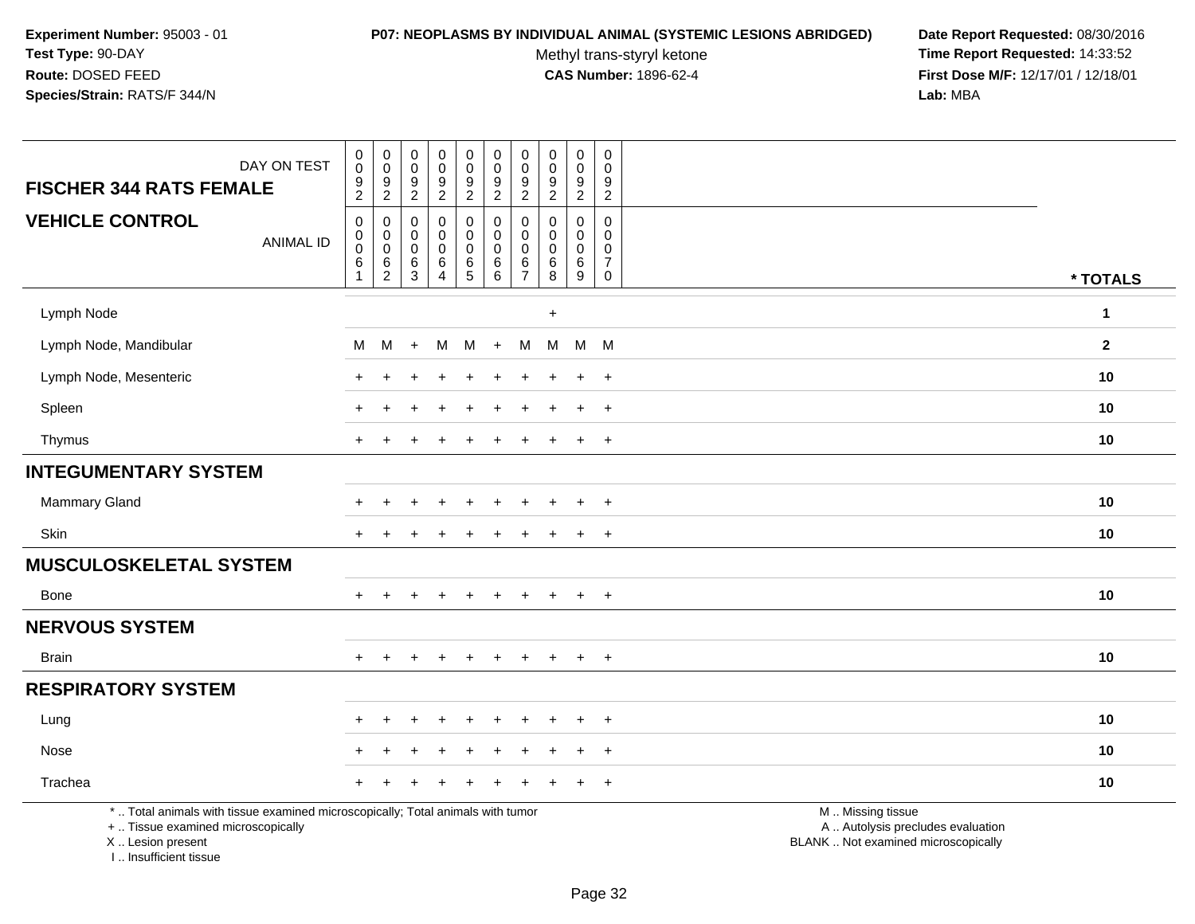**Experiment Number:** 95003 - 01
**Test Type:** 90-DAY
**Route:** DOSED FEED
**Species/Strain:** RATS/F 344/N

**P07: NEOPLASMS BY INDIVIDUAL ANIMAL (SYSTEMIC LESIONS ABRIDGED)**
Methyl trans-styryl ketone
**CAS Number:** 1896-62-4

**Date Report Requested:** 08/30/2016
**Time Report Requested:** 14:33:52
**First Dose M/F:** 12/17/01 / 12/18/01
**Lab:** MBA

| FISCHER 344 RATS FEMALE — DAY ON TEST | 0092 | 0092 | 0092 | 0092 | 0092 | 0092 | 0092 | 0092 | 0092 | 0092 | |
|---|---|---|---|---|---|---|---|---|---|---|---|
| **VEHICLE CONTROL** — ANIMAL ID | 00061 | 00062 | 00063 | 00064 | 00065 | 00066 | 00067 | 00068 | 00069 | 00070 | * TOTALS |
| Lymph Node | | | | | | | | + | | | 1 |
| Lymph Node, Mandibular | M | M | + | M | M | + | M | M | M | M | 2 |
| Lymph Node, Mesenteric | + | + | + | + | + | + | + | + | + | + | 10 |
| Spleen | + | + | + | + | + | + | + | + | + | + | 10 |
| Thymus | + | + | + | + | + | + | + | + | + | + | 10 |
| **INTEGUMENTARY SYSTEM** | | | | | | | | | | | |
| Mammary Gland | + | + | + | + | + | + | + | + | + | + | 10 |
| Skin | + | + | + | + | + | + | + | + | + | + | 10 |
| **MUSCULOSKELETAL SYSTEM** | | | | | | | | | | | |
| Bone | + | + | + | + | + | + | + | + | + | + | 10 |
| **NERVOUS SYSTEM** | | | | | | | | | | | |
| Brain | + | + | + | + | + | + | + | + | + | + | 10 |
| **RESPIRATORY SYSTEM** | | | | | | | | | | | |
| Lung | + | + | + | + | + | + | + | + | + | + | 10 |
| Nose | + | + | + | + | + | + | + | + | + | + | 10 |
| Trachea | + | + | + | + | + | + | + | + | + | + | 10 |

* .. Total animals with tissue examined microscopically; Total animals with tumor
+ .. Tissue examined microscopically
X .. Lesion present
I .. Insufficient tissue

M .. Missing tissue
A .. Autolysis precludes evaluation
BLANK .. Not examined microscopically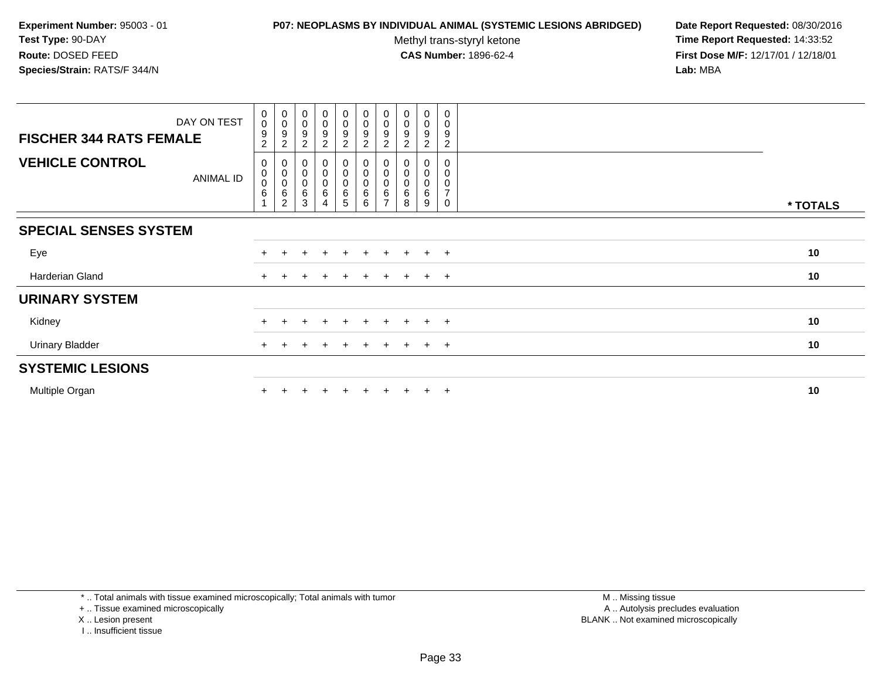**Experiment Number:** 95003 - 01
**Test Type:** 90-DAY
**Route:** DOSED FEED
**Species/Strain:** RATS/F 344/N

**P07: NEOPLASMS BY INDIVIDUAL ANIMAL (SYSTEMIC LESIONS ABRIDGED)**
Methyl trans-styryl ketone
**CAS Number:** 1896-62-4

**Date Report Requested:** 08/30/2016
**Time Report Requested:** 14:33:52
**First Dose M/F:** 12/17/01 / 12/18/01
**Lab:** MBA

| FISCHER 344 RATS FEMALE — DAY ON TEST | 0092 | 0092 | 0092 | 0092 | 0092 | 0092 | 0092 | 0092 | 0092 | 0092 | |
|---|---|---|---|---|---|---|---|---|---|---|---|
| **VEHICLE CONTROL** — ANIMAL ID | 00061 | 00062 | 00063 | 00064 | 00065 | 00066 | 00067 | 00068 | 00069 | 00070 | * TOTALS |
| **SPECIAL SENSES SYSTEM** | | | | | | | | | | | |
| Eye | + | + | + | + | + | + | + | + | + | + | 10 |
| Harderian Gland | + | + | + | + | + | + | + | + | + | + | 10 |
| **URINARY SYSTEM** | | | | | | | | | | | |
| Kidney | + | + | + | + | + | + | + | + | + | + | 10 |
| Urinary Bladder | + | + | + | + | + | + | + | + | + | + | 10 |
| **SYSTEMIC LESIONS** | | | | | | | | | | | |
| Multiple Organ | + | + | + | + | + | + | + | + | + | + | 10 |

* .. Total animals with tissue examined microscopically; Total animals with tumor
+ .. Tissue examined microscopically
X .. Lesion present
I .. Insufficient tissue

M .. Missing tissue
A .. Autolysis precludes evaluation
BLANK .. Not examined microscopically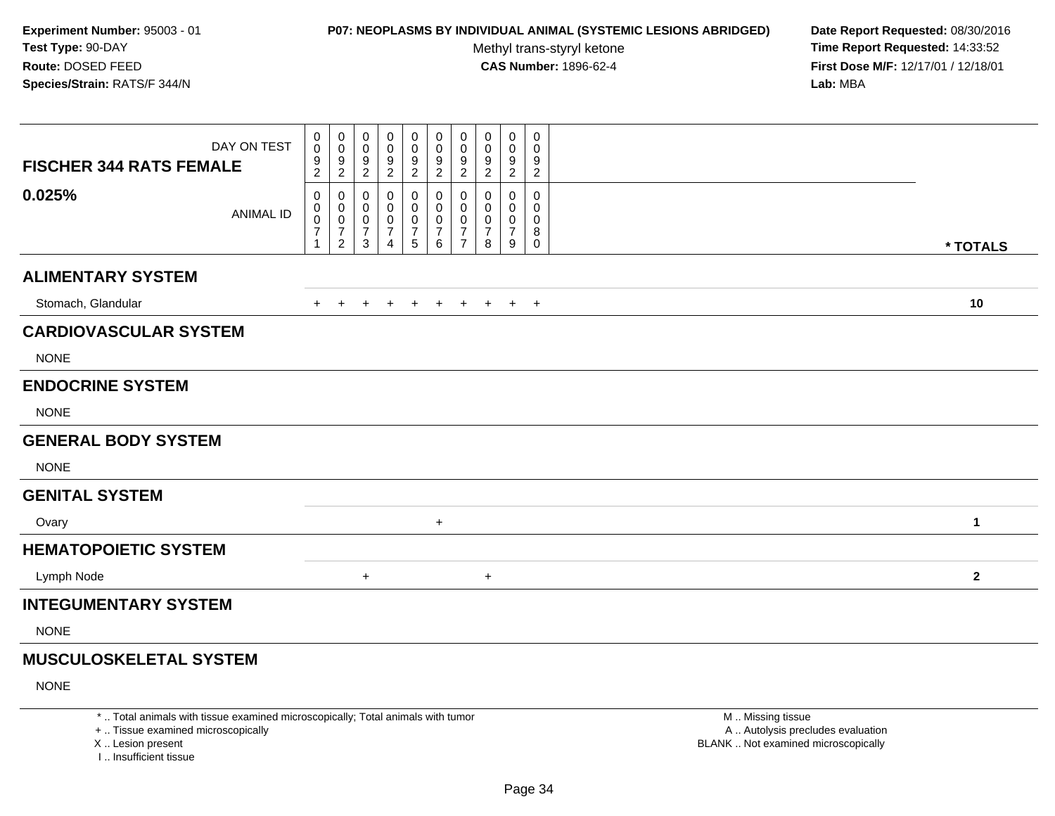**Experiment Number:** 95003 - 01
**Test Type:** 90-DAY
**Route:** DOSED FEED
**Species/Strain:** RATS/F 344/N

**P07: NEOPLASMS BY INDIVIDUAL ANIMAL (SYSTEMIC LESIONS ABRIDGED)**
Methyl trans-styryl ketone
**CAS Number:** 1896-62-4

**Date Report Requested:** 08/30/2016
**Time Report Requested:** 14:33:52
**First Dose M/F:** 12/17/01 / 12/18/01
**Lab:** MBA

## FISCHER 344 RATS FEMALE 0.025%

| DAY ON TEST | 0092 | 0092 | 0092 | 0092 | 0092 | 0092 | 0092 | 0092 | 0092 | 0092 | |
|---|---|---|---|---|---|---|---|---|---|---|---|
| ANIMAL ID | 00071 | 00072 | 00073 | 00074 | 00075 | 00076 | 00077 | 00078 | 00079 | 00080 | * TOTALS |
| **ALIMENTARY SYSTEM** | | | | | | | | | | | |
| Stomach, Glandular | + | + | + | + | + | + | + | + | + | + | 10 |
| **CARDIOVASCULAR SYSTEM** | | | | | | | | | | | |
| NONE | | | | | | | | | | | |
| **ENDOCRINE SYSTEM** | | | | | | | | | | | |
| NONE | | | | | | | | | | | |
| **GENERAL BODY SYSTEM** | | | | | | | | | | | |
| NONE | | | | | | | | | | | |
| **GENITAL SYSTEM** | | | | | | | | | | | |
| Ovary | | | | | | + | | | | | 1 |
| **HEMATOPOIETIC SYSTEM** | | | | | | | | | | | |
| Lymph Node | | | + | | | | | + | | | 2 |
| **INTEGUMENTARY SYSTEM** | | | | | | | | | | | |
| NONE | | | | | | | | | | | |
| **MUSCULOSKELETAL SYSTEM** | | | | | | | | | | | |
| NONE | | | | | | | | | | | |

\* .. Total animals with tissue examined microscopically; Total animals with tumor
\+ .. Tissue examined microscopically
X .. Lesion present
I .. Insufficient tissue

M .. Missing tissue
A .. Autolysis precludes evaluation
BLANK .. Not examined microscopically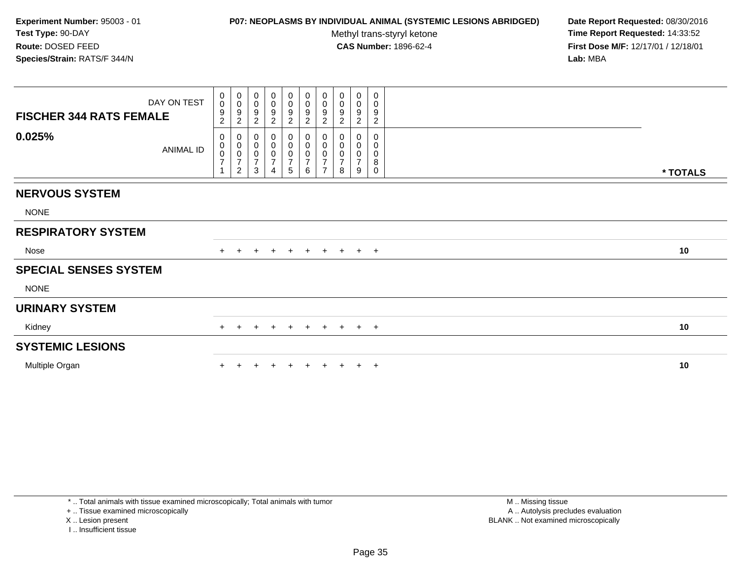**Experiment Number:** 95003 - 01
**Test Type:** 90-DAY
**Route:** DOSED FEED
**Species/Strain:** RATS/F 344/N

**P07: NEOPLASMS BY INDIVIDUAL ANIMAL (SYSTEMIC LESIONS ABRIDGED)**
Methyl trans-styryl ketone
**CAS Number:** 1896-62-4

**Date Report Requested:** 08/30/2016
**Time Report Requested:** 14:33:52
**First Dose M/F:** 12/17/01 / 12/18/01
**Lab:** MBA

| FISCHER 344 RATS FEMALE 0.025% | | | | | | | | | | | |
|---|---|---|---|---|---|---|---|---|---|---|---|
| DAY ON TEST | 0092 | 0092 | 0092 | 0092 | 0092 | 0092 | 0092 | 0092 | 0092 | 0092 | |
| ANIMAL ID | 00071 | 00072 | 00073 | 00074 | 00075 | 00076 | 00077 | 00078 | 00079 | 00080 | * TOTALS |
| **NERVOUS SYSTEM** | | | | | | | | | | | |
| NONE | | | | | | | | | | | |
| **RESPIRATORY SYSTEM** | | | | | | | | | | | |
| Nose | + | + | + | + | + | + | + | + | + | + | 10 |
| **SPECIAL SENSES SYSTEM** | | | | | | | | | | | |
| NONE | | | | | | | | | | | |
| **URINARY SYSTEM** | | | | | | | | | | | |
| Kidney | + | + | + | + | + | + | + | + | + | + | 10 |
| **SYSTEMIC LESIONS** | | | | | | | | | | | |
| Multiple Organ | + | + | + | + | + | + | + | + | + | + | 10 |

* .. Total animals with tissue examined microscopically; Total animals with tumor
+ .. Tissue examined microscopically
X .. Lesion present
I .. Insufficient tissue

M .. Missing tissue
A .. Autolysis precludes evaluation
BLANK .. Not examined microscopically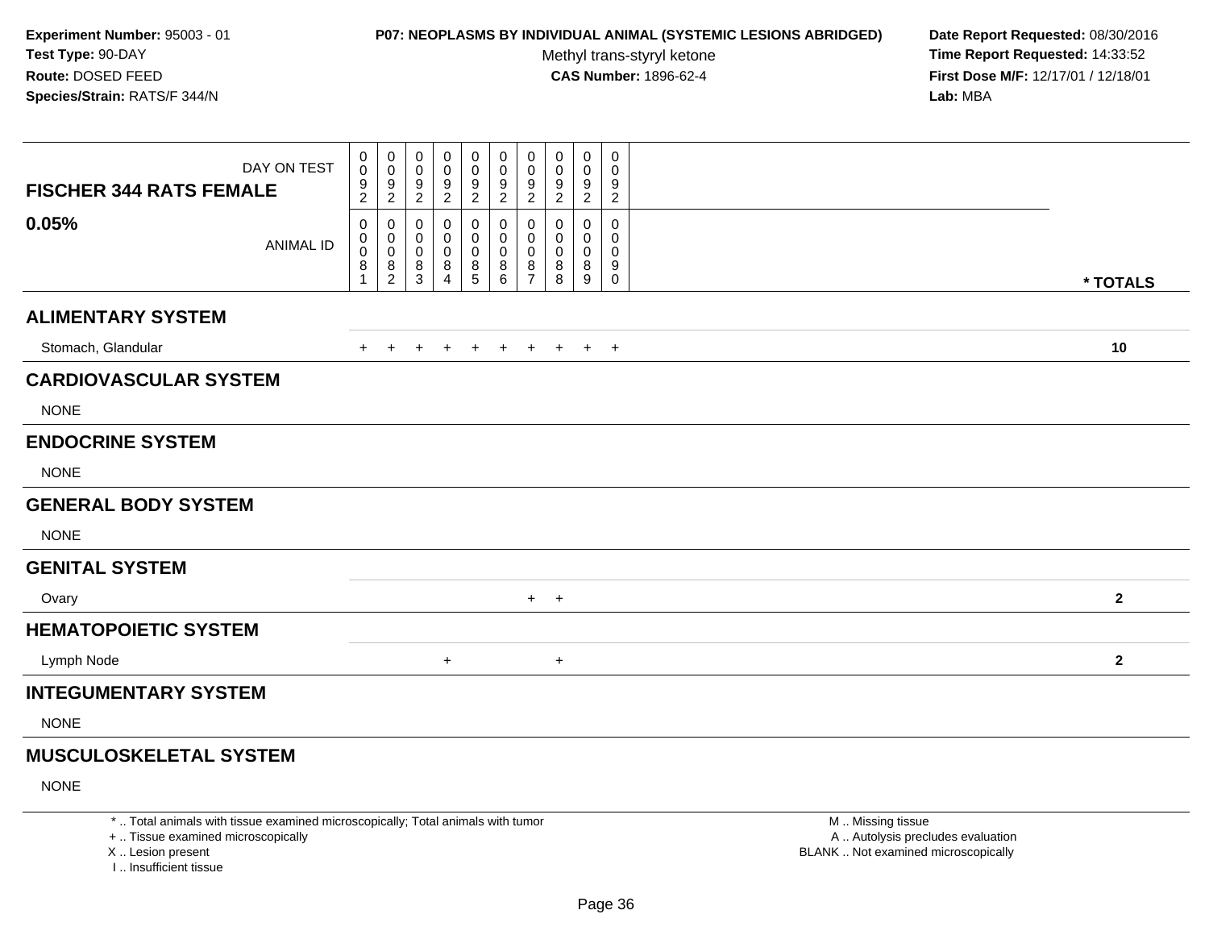**Experiment Number:** 95003 - 01
**Test Type:** 90-DAY
**Route:** DOSED FEED
**Species/Strain:** RATS/F 344/N

**P07: NEOPLASMS BY INDIVIDUAL ANIMAL (SYSTEMIC LESIONS ABRIDGED)**
Methyl trans-styryl ketone
**CAS Number:** 1896-62-4

**Date Report Requested:** 08/30/2016
**Time Report Requested:** 14:33:52
**First Dose M/F:** 12/17/01 / 12/18/01
**Lab:** MBA

| FISCHER 344 RATS FEMALE 0.05% | | | | | | | | | | | |
|---|---|---|---|---|---|---|---|---|---|---|---|
| DAY ON TEST | 0092 | 0092 | 0092 | 0092 | 0092 | 0092 | 0092 | 0092 | 0092 | 0092 | |
| ANIMAL ID | 00081 | 00082 | 00083 | 00084 | 00085 | 00086 | 00087 | 00088 | 00089 | 00090 | * TOTALS |
| **ALIMENTARY SYSTEM** | | | | | | | | | | | |
| Stomach, Glandular | + | + | + | + | + | + | + | + | + | + | **10** |
| **CARDIOVASCULAR SYSTEM** | | | | | | | | | | | |
| NONE | | | | | | | | | | | |
| **ENDOCRINE SYSTEM** | | | | | | | | | | | |
| NONE | | | | | | | | | | | |
| **GENERAL BODY SYSTEM** | | | | | | | | | | | |
| NONE | | | | | | | | | | | |
| **GENITAL SYSTEM** | | | | | | | | | | | |
| Ovary | | | | | | | + | + | | | **2** |
| **HEMATOPOIETIC SYSTEM** | | | | | | | | | | | |
| Lymph Node | | | | + | | | | + | | | **2** |
| **INTEGUMENTARY SYSTEM** | | | | | | | | | | | |
| NONE | | | | | | | | | | | |
| **MUSCULOSKELETAL SYSTEM** | | | | | | | | | | | |
| NONE | | | | | | | | | | | |

\* .. Total animals with tissue examined microscopically; Total animals with tumor
\+ .. Tissue examined microscopically
X .. Lesion present
I .. Insufficient tissue

M .. Missing tissue
A .. Autolysis precludes evaluation
BLANK .. Not examined microscopically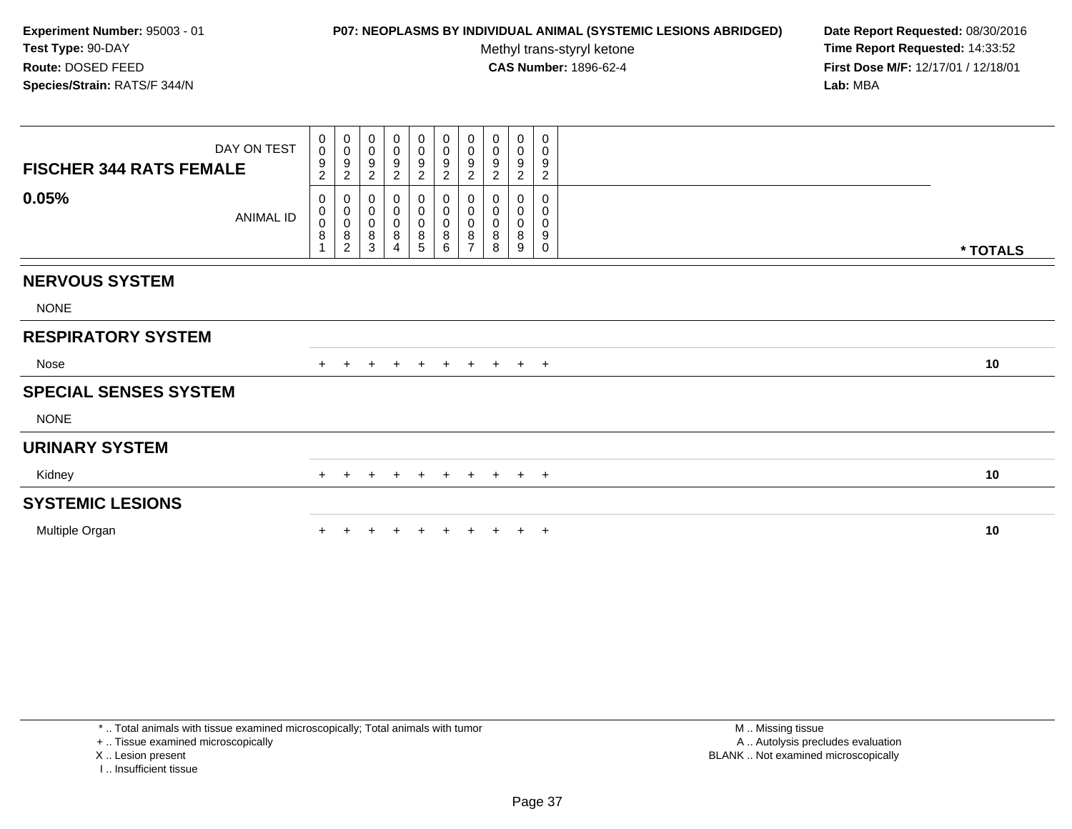**Experiment Number:** 95003 - 01
**Test Type:** 90-DAY
**Route:** DOSED FEED
**Species/Strain:** RATS/F 344/N

**P07: NEOPLASMS BY INDIVIDUAL ANIMAL (SYSTEMIC LESIONS ABRIDGED)**
Methyl trans-styryl ketone
**CAS Number:** 1896-62-4

**Date Report Requested:** 08/30/2016
**Time Report Requested:** 14:33:52
**First Dose M/F:** 12/17/01 / 12/18/01
**Lab:** MBA

| FISCHER 344 RATS FEMALE — DAY ON TEST | 0092 | 0092 | 0092 | 0092 | 0092 | 0092 | 0092 | 0092 | 0092 | 0092 | |
|---|---|---|---|---|---|---|---|---|---|---|---|
| **0.05%** — ANIMAL ID | 00081 | 00082 | 00083 | 00084 | 00085 | 00086 | 00087 | 00088 | 00089 | 00090 | * TOTALS |
| **NERVOUS SYSTEM** | | | | | | | | | | | |
| NONE | | | | | | | | | | | |
| **RESPIRATORY SYSTEM** | | | | | | | | | | | |
| Nose | + | + | + | + | + | + | + | + | + | + | 10 |
| **SPECIAL SENSES SYSTEM** | | | | | | | | | | | |
| NONE | | | | | | | | | | | |
| **URINARY SYSTEM** | | | | | | | | | | | |
| Kidney | + | + | + | + | + | + | + | + | + | + | 10 |
| **SYSTEMIC LESIONS** | | | | | | | | | | | |
| Multiple Organ | + | + | + | + | + | + | + | + | + | + | 10 |

* .. Total animals with tissue examined microscopically; Total animals with tumor
+ .. Tissue examined microscopically
X .. Lesion present
I .. Insufficient tissue

M .. Missing tissue
A .. Autolysis precludes evaluation
BLANK .. Not examined microscopically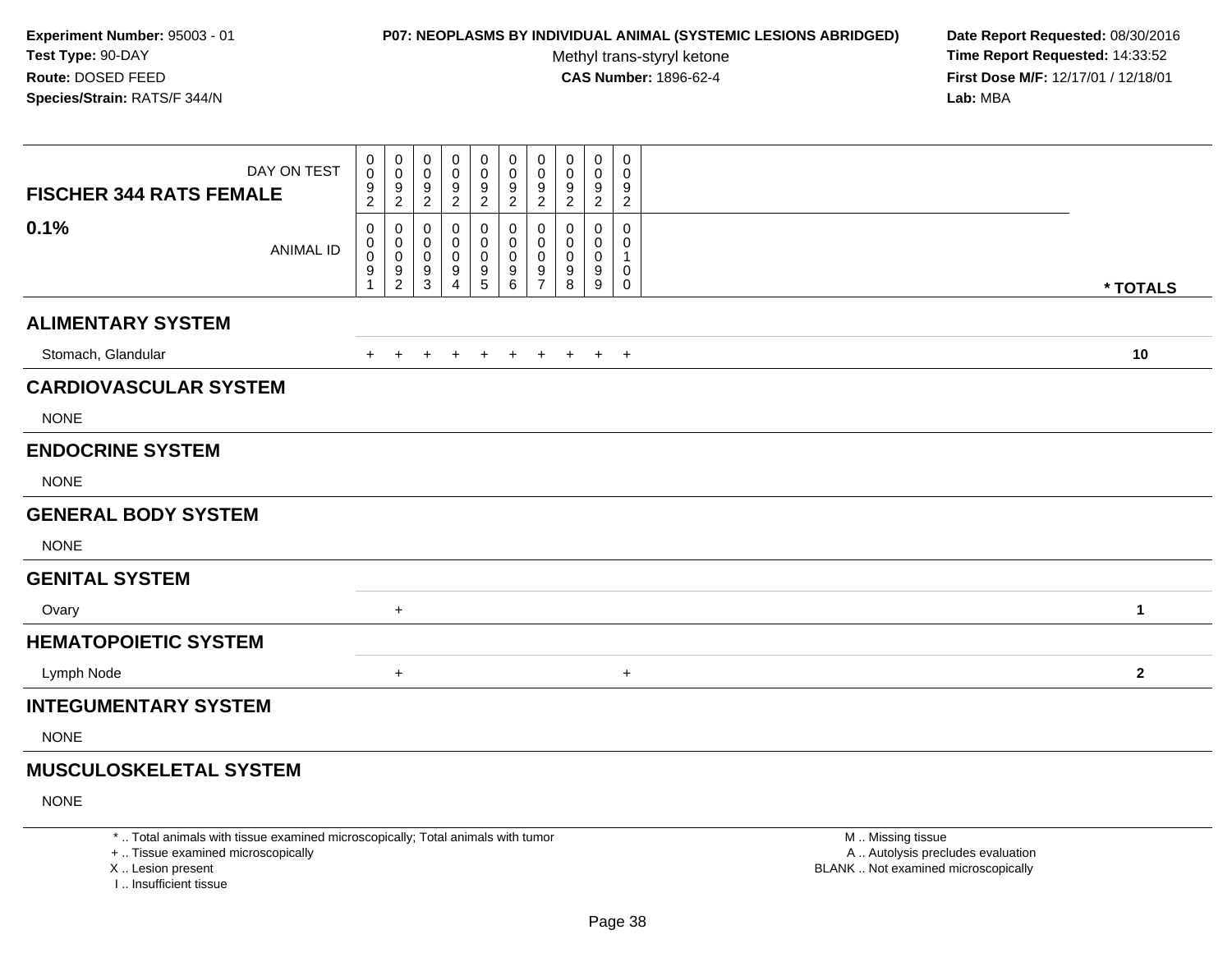**Experiment Number:** 95003 - 01
**Test Type:** 90-DAY
**Route:** DOSED FEED
**Species/Strain:** RATS/F 344/N

**P07: NEOPLASMS BY INDIVIDUAL ANIMAL (SYSTEMIC LESIONS ABRIDGED)**
Methyl trans-styryl ketone
**CAS Number:** 1896-62-4

**Date Report Requested:** 08/30/2016
**Time Report Requested:** 14:33:52
**First Dose M/F:** 12/17/01 / 12/18/01
**Lab:** MBA

| FISCHER 344 RATS FEMALE 0.1% | | | | | | | | | | | |
|---|---|---|---|---|---|---|---|---|---|---|---|
| DAY ON TEST | 0092 | 0092 | 0092 | 0092 | 0092 | 0092 | 0092 | 0092 | 0092 | 0092 | |
| ANIMAL ID | 00091 | 00092 | 00093 | 00094 | 00095 | 00096 | 00097 | 00098 | 00099 | 00100 | * TOTALS |
| **ALIMENTARY SYSTEM** | | | | | | | | | | | |
| Stomach, Glandular | + | + | + | + | + | + | + | + | + | + | 10 |
| **CARDIOVASCULAR SYSTEM** | | | | | | | | | | | |
| NONE | | | | | | | | | | | |
| **ENDOCRINE SYSTEM** | | | | | | | | | | | |
| NONE | | | | | | | | | | | |
| **GENERAL BODY SYSTEM** | | | | | | | | | | | |
| NONE | | | | | | | | | | | |
| **GENITAL SYSTEM** | | | | | | | | | | | |
| Ovary | | + | | | | | | | | | 1 |
| **HEMATOPOIETIC SYSTEM** | | | | | | | | | | | |
| Lymph Node | | + | | | | | | | | + | 2 |
| **INTEGUMENTARY SYSTEM** | | | | | | | | | | | |
| NONE | | | | | | | | | | | |
| **MUSCULOSKELETAL SYSTEM** | | | | | | | | | | | |
| NONE | | | | | | | | | | | |

* .. Total animals with tissue examined microscopically; Total animals with tumor
+ .. Tissue examined microscopically
X .. Lesion present
I .. Insufficient tissue

M .. Missing tissue
A .. Autolysis precludes evaluation
BLANK .. Not examined microscopically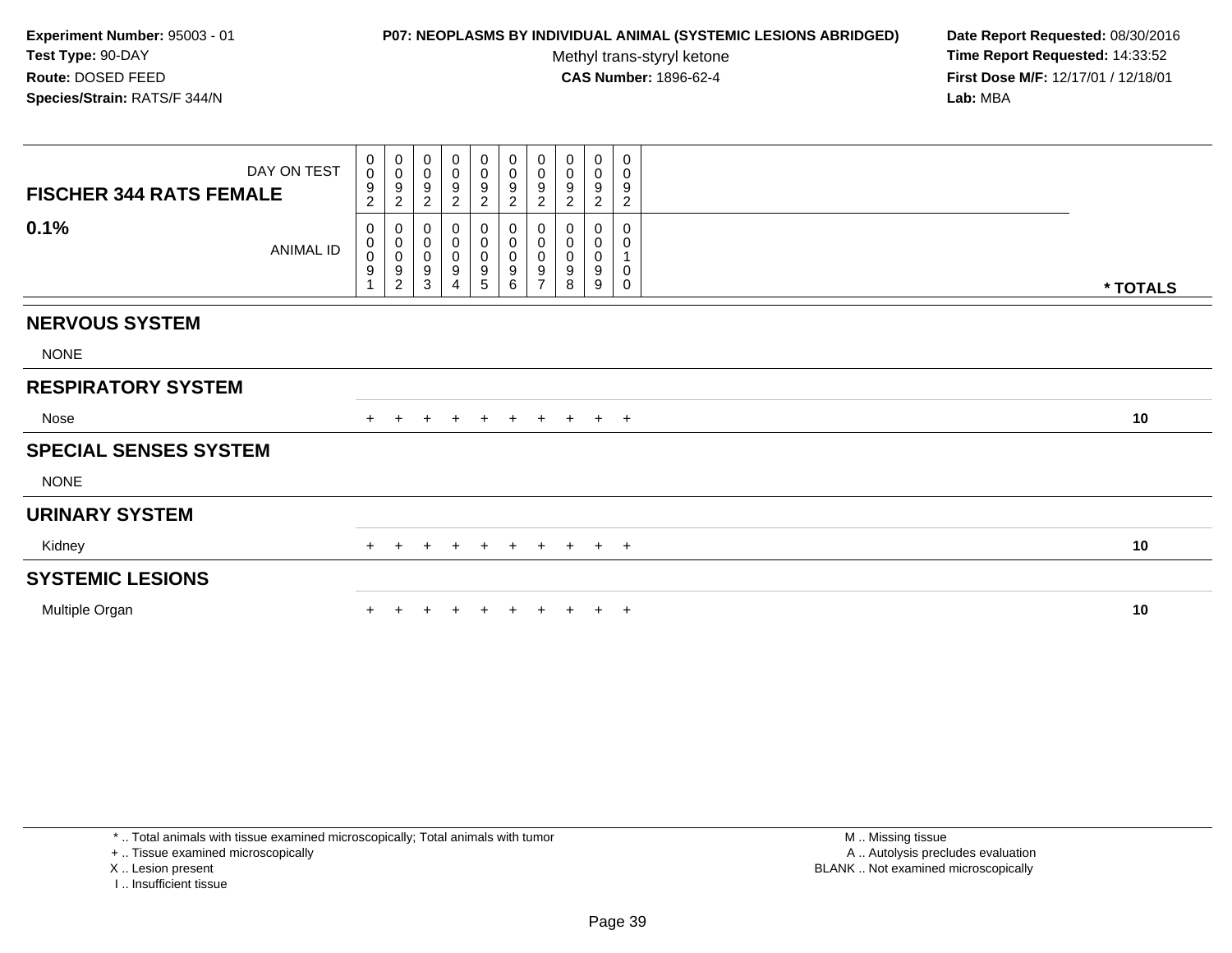**Experiment Number:** 95003 - 01
**Test Type:** 90-DAY
**Route:** DOSED FEED
**Species/Strain:** RATS/F 344/N

**P07: NEOPLASMS BY INDIVIDUAL ANIMAL (SYSTEMIC LESIONS ABRIDGED)**
Methyl trans-styryl ketone
**CAS Number:** 1896-62-4

**Date Report Requested:** 08/30/2016
**Time Report Requested:** 14:33:52
**First Dose M/F:** 12/17/01 / 12/18/01
**Lab:** MBA

| FISCHER 344 RATS FEMALE 0.1% | | | | | | | | | | | |
|---|---|---|---|---|---|---|---|---|---|---|---|
| DAY ON TEST | 0092 | 0092 | 0092 | 0092 | 0092 | 0092 | 0092 | 0092 | 0092 | 0092 | |
| ANIMAL ID | 00091 | 00092 | 00093 | 00094 | 00095 | 00096 | 00097 | 00098 | 00099 | 00100 | * TOTALS |
| **NERVOUS SYSTEM** | | | | | | | | | | | |
| NONE | | | | | | | | | | | |
| **RESPIRATORY SYSTEM** | | | | | | | | | | | |
| Nose | + | + | + | + | + | + | + | + | + | + | 10 |
| **SPECIAL SENSES SYSTEM** | | | | | | | | | | | |
| NONE | | | | | | | | | | | |
| **URINARY SYSTEM** | | | | | | | | | | | |
| Kidney | + | + | + | + | + | + | + | + | + | + | 10 |
| **SYSTEMIC LESIONS** | | | | | | | | | | | |
| Multiple Organ | + | + | + | + | + | + | + | + | + | + | 10 |

* .. Total animals with tissue examined microscopically; Total animals with tumor
+ .. Tissue examined microscopically
X .. Lesion present
I .. Insufficient tissue

M .. Missing tissue
A .. Autolysis precludes evaluation
BLANK .. Not examined microscopically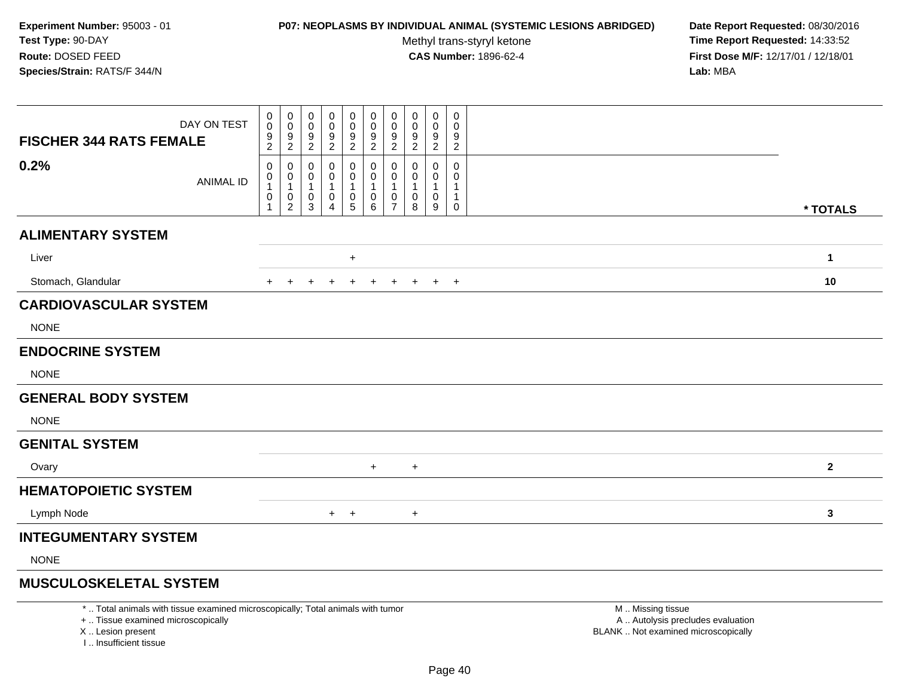**Experiment Number:** 95003 - 01
**Test Type:** 90-DAY
**Route:** DOSED FEED
**Species/Strain:** RATS/F 344/N

**P07: NEOPLASMS BY INDIVIDUAL ANIMAL (SYSTEMIC LESIONS ABRIDGED)**
Methyl trans-styryl ketone
**CAS Number:** 1896-62-4

**Date Report Requested:** 08/30/2016
**Time Report Requested:** 14:33:52
**First Dose M/F:** 12/17/01 / 12/18/01
**Lab:** MBA

| FISCHER 344 RATS FEMALE — DAY ON TEST | 0092 | 0092 | 0092 | 0092 | 0092 | 0092 | 0092 | 0092 | 0092 | 0092 | |
|---|---|---|---|---|---|---|---|---|---|---|---|
| **0.2%** — ANIMAL ID | 00101 | 00102 | 00103 | 00104 | 00105 | 00106 | 00107 | 00108 | 00109 | 00110 | *** TOTALS** |
| **ALIMENTARY SYSTEM** | | | | | | | | | | | |
| Liver | | | | | + | | | | | | **1** |
| Stomach, Glandular | + | + | + | + | + | + | + | + | + | + | **10** |
| **CARDIOVASCULAR SYSTEM** | | | | | | | | | | | |
| NONE | | | | | | | | | | | |
| **ENDOCRINE SYSTEM** | | | | | | | | | | | |
| NONE | | | | | | | | | | | |
| **GENERAL BODY SYSTEM** | | | | | | | | | | | |
| NONE | | | | | | | | | | | |
| **GENITAL SYSTEM** | | | | | | | | | | | |
| Ovary | | | | | | + | | + | | | **2** |
| **HEMATOPOIETIC SYSTEM** | | | | | | | | | | | |
| Lymph Node | | | | + | + | | | + | | | **3** |
| **INTEGUMENTARY SYSTEM** | | | | | | | | | | | |
| NONE | | | | | | | | | | | |
| **MUSCULOSKELETAL SYSTEM** | | | | | | | | | | | |

* .. Total animals with tissue examined microscopically; Total animals with tumor
+ .. Tissue examined microscopically
X .. Lesion present
I .. Insufficient tissue

M .. Missing tissue
A .. Autolysis precludes evaluation
BLANK .. Not examined microscopically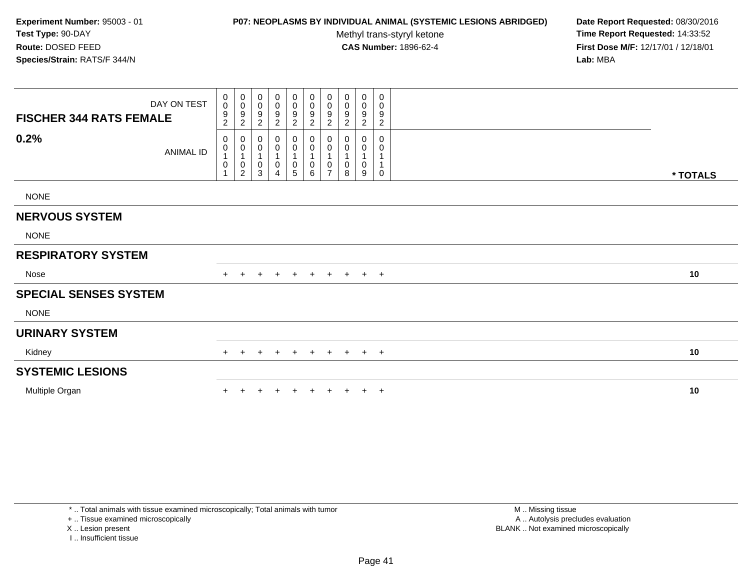**Experiment Number:** 95003 - 01
**Test Type:** 90-DAY
**Route:** DOSED FEED
**Species/Strain:** RATS/F 344/N

**P07: NEOPLASMS BY INDIVIDUAL ANIMAL (SYSTEMIC LESIONS ABRIDGED)**
Methyl trans-styryl ketone
**CAS Number:** 1896-62-4

**Date Report Requested:** 08/30/2016
**Time Report Requested:** 14:33:52
**First Dose M/F:** 12/17/01 / 12/18/01
**Lab:** MBA

| FISCHER 344 RATS FEMALE — DAY ON TEST | 0092 | 0092 | 0092 | 0092 | 0092 | 0092 | 0092 | 0092 | 0092 | 0092 | |
|---|---|---|---|---|---|---|---|---|---|---|---|
| **0.2%** — ANIMAL ID | 00101 | 00102 | 00103 | 00104 | 00105 | 00106 | 00107 | 00108 | 00109 | 00110 | * TOTALS |
| NONE | | | | | | | | | | | |
| **NERVOUS SYSTEM** | | | | | | | | | | | |
| NONE | | | | | | | | | | | |
| **RESPIRATORY SYSTEM** | | | | | | | | | | | |
| Nose | + | + | + | + | + | + | + | + | + | + | 10 |
| **SPECIAL SENSES SYSTEM** | | | | | | | | | | | |
| NONE | | | | | | | | | | | |
| **URINARY SYSTEM** | | | | | | | | | | | |
| Kidney | + | + | + | + | + | + | + | + | + | + | 10 |
| **SYSTEMIC LESIONS** | | | | | | | | | | | |
| Multiple Organ | + | + | + | + | + | + | + | + | + | + | 10 |

\* .. Total animals with tissue examined microscopically; Total animals with tumor
\+ .. Tissue examined microscopically
X .. Lesion present
I .. Insufficient tissue

M .. Missing tissue
A .. Autolysis precludes evaluation
BLANK .. Not examined microscopically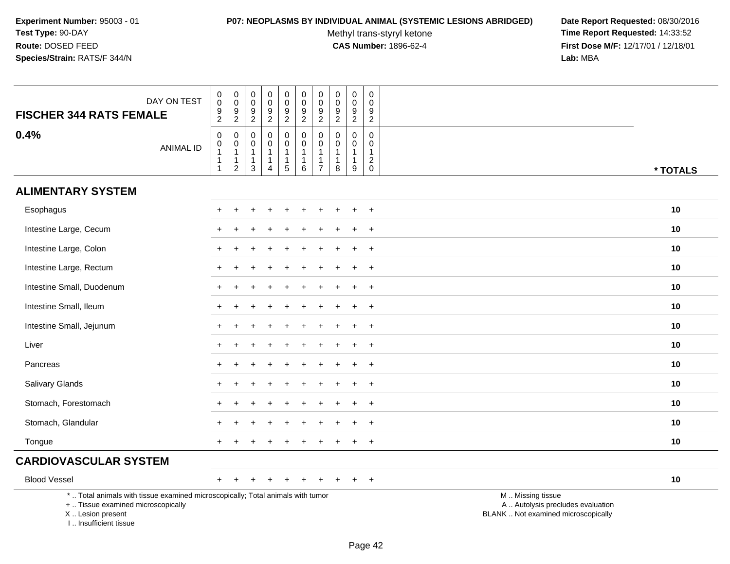**Experiment Number:** 95003 - 01
**Test Type:** 90-DAY
**Route:** DOSED FEED
**Species/Strain:** RATS/F 344/N

**P07: NEOPLASMS BY INDIVIDUAL ANIMAL (SYSTEMIC LESIONS ABRIDGED)**
Methyl trans-styryl ketone
**CAS Number:** 1896-62-4

**Date Report Requested:** 08/30/2016
**Time Report Requested:** 14:33:52
**First Dose M/F:** 12/17/01 / 12/18/01
**Lab:** MBA

| FISCHER 344 RATS FEMALE 0.4% | DAY ON TEST | 0092 | 0092 | 0092 | 0092 | 0092 | 0092 | 0092 | 0092 | 0092 | 0092 | |
|---|---|---|---|---|---|---|---|---|---|---|---|---|
| | ANIMAL ID | 00111 | 00112 | 00113 | 00114 | 00115 | 00116 | 00117 | 00118 | 00119 | 00120 | * TOTALS |
| **ALIMENTARY SYSTEM** | | | | | | | | | | | | |
| Esophagus | | + | + | + | + | + | + | + | + | + | + | 10 |
| Intestine Large, Cecum | | + | + | + | + | + | + | + | + | + | + | 10 |
| Intestine Large, Colon | | + | + | + | + | + | + | + | + | + | + | 10 |
| Intestine Large, Rectum | | + | + | + | + | + | + | + | + | + | + | 10 |
| Intestine Small, Duodenum | | + | + | + | + | + | + | + | + | + | + | 10 |
| Intestine Small, Ileum | | + | + | + | + | + | + | + | + | + | + | 10 |
| Intestine Small, Jejunum | | + | + | + | + | + | + | + | + | + | + | 10 |
| Liver | | + | + | + | + | + | + | + | + | + | + | 10 |
| Pancreas | | + | + | + | + | + | + | + | + | + | + | 10 |
| Salivary Glands | | + | + | + | + | + | + | + | + | + | + | 10 |
| Stomach, Forestomach | | + | + | + | + | + | + | + | + | + | + | 10 |
| Stomach, Glandular | | + | + | + | + | + | + | + | + | + | + | 10 |
| Tongue | | + | + | + | + | + | + | + | + | + | + | 10 |
| **CARDIOVASCULAR SYSTEM** | | | | | | | | | | | | |
| Blood Vessel | | + | + | + | + | + | + | + | + | + | + | 10 |

* .. Total animals with tissue examined microscopically; Total animals with tumor
+ .. Tissue examined microscopically
X .. Lesion present
I .. Insufficient tissue

M .. Missing tissue
A .. Autolysis precludes evaluation
BLANK .. Not examined microscopically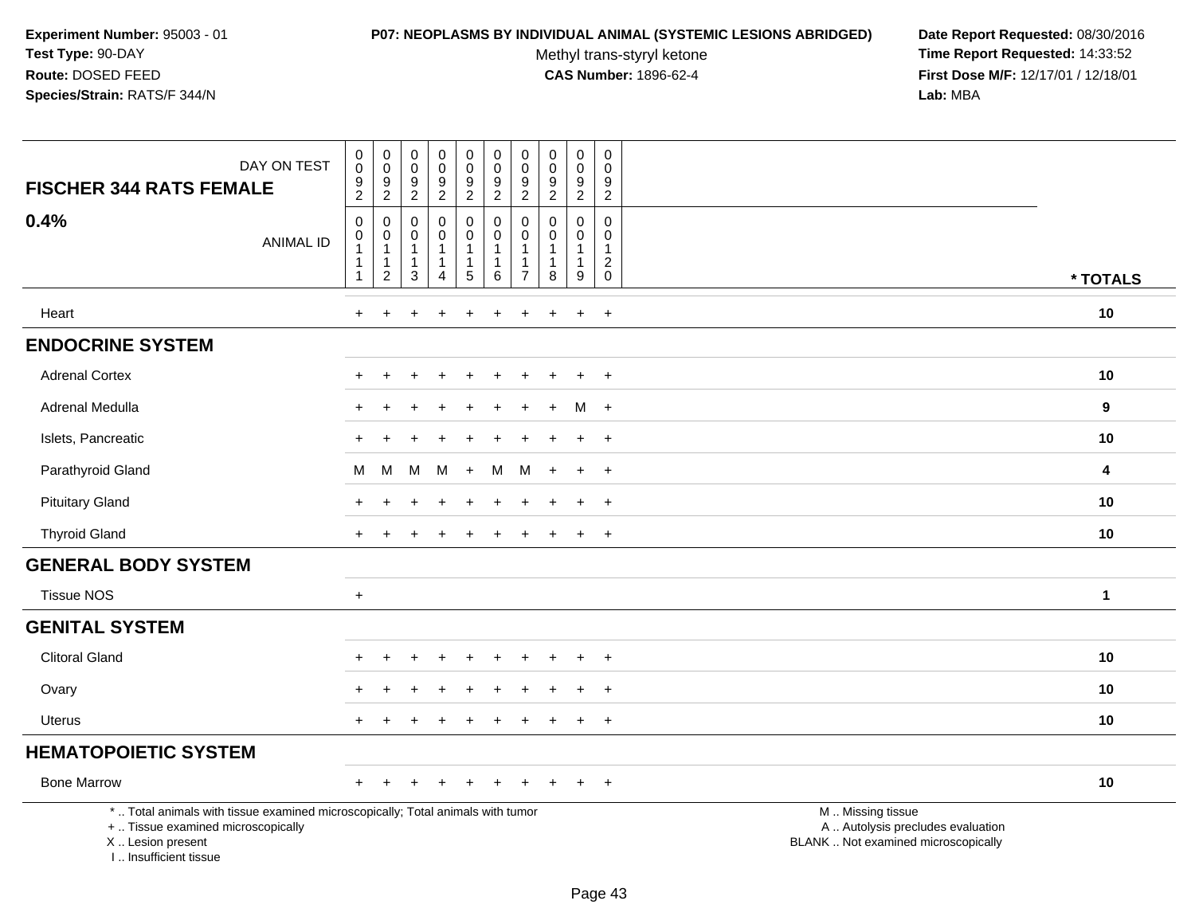**Experiment Number:** 95003 - 01
**Test Type:** 90-DAY
**Route:** DOSED FEED
**Species/Strain:** RATS/F 344/N

**P07: NEOPLASMS BY INDIVIDUAL ANIMAL (SYSTEMIC LESIONS ABRIDGED)**
Methyl trans-styryl ketone
**CAS Number:** 1896-62-4

**Date Report Requested:** 08/30/2016
**Time Report Requested:** 14:33:52
**First Dose M/F:** 12/17/01 / 12/18/01
**Lab:** MBA

| FISCHER 344 RATS FEMALE — DAY ON TEST | 0092 | 0092 | 0092 | 0092 | 0092 | 0092 | 0092 | 0092 | 0092 | 0092 | |
|---|---|---|---|---|---|---|---|---|---|---|---|
| **0.4%** — ANIMAL ID | 00111 | 00112 | 00113 | 00114 | 00115 | 00116 | 00117 | 00118 | 00119 | 00120 | * TOTALS |
| Heart | + | + | + | + | + | + | + | + | + | + | 10 |
| **ENDOCRINE SYSTEM** | | | | | | | | | | | |
| Adrenal Cortex | + | + | + | + | + | + | + | + | + | + | 10 |
| Adrenal Medulla | + | + | + | + | + | + | + | + | M | + | 9 |
| Islets, Pancreatic | + | + | + | + | + | + | + | + | + | + | 10 |
| Parathyroid Gland | M | M | M | M | + | M | M | + | + | + | 4 |
| Pituitary Gland | + | + | + | + | + | + | + | + | + | + | 10 |
| Thyroid Gland | + | + | + | + | + | + | + | + | + | + | 10 |
| **GENERAL BODY SYSTEM** | | | | | | | | | | | |
| Tissue NOS | + | | | | | | | | | | 1 |
| **GENITAL SYSTEM** | | | | | | | | | | | |
| Clitoral Gland | + | + | + | + | + | + | + | + | + | + | 10 |
| Ovary | + | + | + | + | + | + | + | + | + | + | 10 |
| Uterus | + | + | + | + | + | + | + | + | + | + | 10 |
| **HEMATOPOIETIC SYSTEM** | | | | | | | | | | | |
| Bone Marrow | + | + | + | + | + | + | + | + | + | + | 10 |

* .. Total animals with tissue examined microscopically; Total animals with tumor
+ .. Tissue examined microscopically
X .. Lesion present
I .. Insufficient tissue

M .. Missing tissue
A .. Autolysis precludes evaluation
BLANK .. Not examined microscopically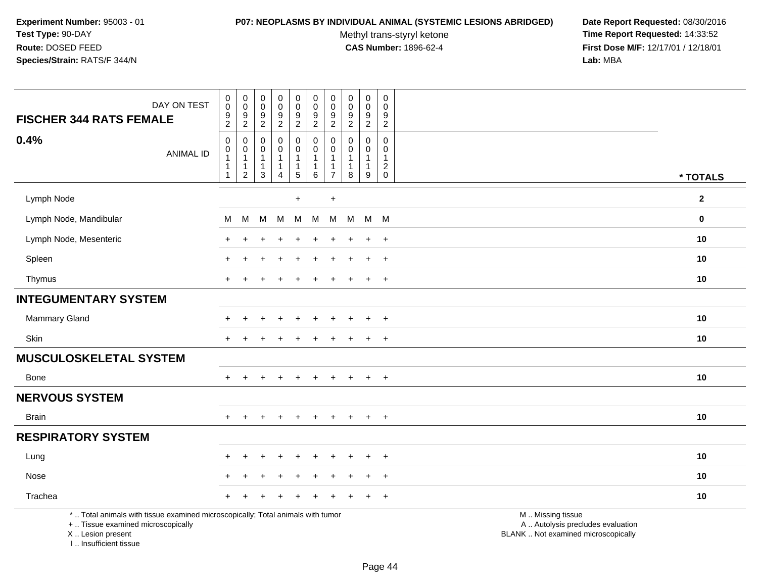**Experiment Number:** 95003 - 01
**Test Type:** 90-DAY
**Route:** DOSED FEED
**Species/Strain:** RATS/F 344/N

**P07: NEOPLASMS BY INDIVIDUAL ANIMAL (SYSTEMIC LESIONS ABRIDGED)**
Methyl trans-styryl ketone
**CAS Number:** 1896-62-4

**Date Report Requested:** 08/30/2016
**Time Report Requested:** 14:33:52
**First Dose M/F:** 12/17/01 / 12/18/01
**Lab:** MBA

| FISCHER 344 RATS FEMALE 0.4% — DAY ON TEST | 0092 | 0092 | 0092 | 0092 | 0092 | 0092 | 0092 | 0092 | 0092 | 0092 | |
|---|---|---|---|---|---|---|---|---|---|---|---|
| ANIMAL ID | 00111 | 00112 | 00113 | 00114 | 00115 | 00116 | 00117 | 00118 | 00119 | 00120 | * TOTALS |
| Lymph Node | | | | | + | | + | | | | 2 |
| Lymph Node, Mandibular | M | M | M | M | M | M | M | M | M | M | 0 |
| Lymph Node, Mesenteric | + | + | + | + | + | + | + | + | + | + | 10 |
| Spleen | + | + | + | + | + | + | + | + | + | + | 10 |
| Thymus | + | + | + | + | + | + | + | + | + | + | 10 |
| **INTEGUMENTARY SYSTEM** | | | | | | | | | | | |
| Mammary Gland | + | + | + | + | + | + | + | + | + | + | 10 |
| Skin | + | + | + | + | + | + | + | + | + | + | 10 |
| **MUSCULOSKELETAL SYSTEM** | | | | | | | | | | | |
| Bone | + | + | + | + | + | + | + | + | + | + | 10 |
| **NERVOUS SYSTEM** | | | | | | | | | | | |
| Brain | + | + | + | + | + | + | + | + | + | + | 10 |
| **RESPIRATORY SYSTEM** | | | | | | | | | | | |
| Lung | + | + | + | + | + | + | + | + | + | + | 10 |
| Nose | + | + | + | + | + | + | + | + | + | + | 10 |
| Trachea | + | + | + | + | + | + | + | + | + | + | 10 |

\* .. Total animals with tissue examined microscopically; Total animals with tumor
\+ .. Tissue examined microscopically
X .. Lesion present
I .. Insufficient tissue

M .. Missing tissue
A .. Autolysis precludes evaluation
BLANK .. Not examined microscopically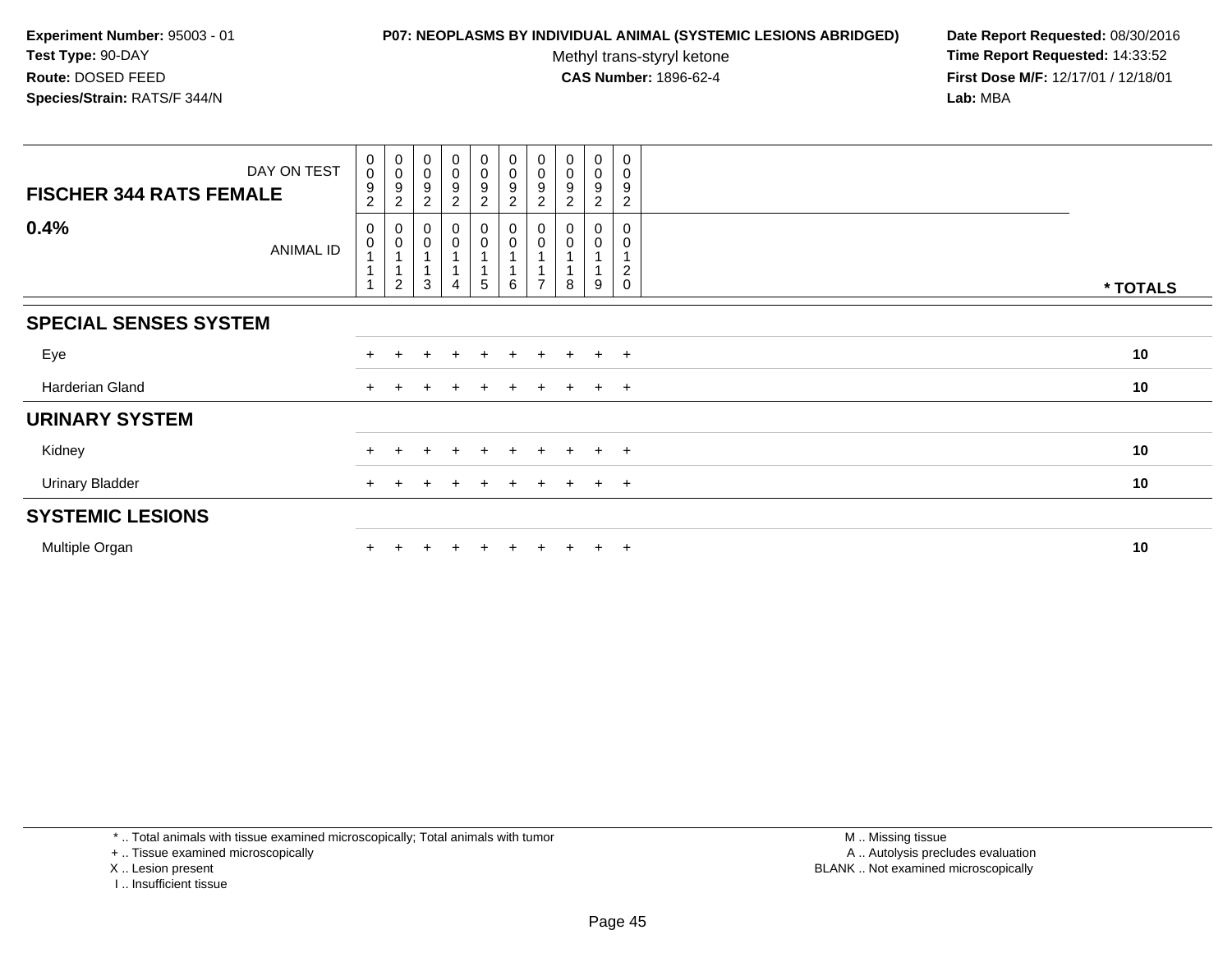**Experiment Number:** 95003 - 01
**Test Type:** 90-DAY
**Route:** DOSED FEED
**Species/Strain:** RATS/F 344/N

**P07: NEOPLASMS BY INDIVIDUAL ANIMAL (SYSTEMIC LESIONS ABRIDGED)**
Methyl trans-styryl ketone
**CAS Number:** 1896-62-4

**Date Report Requested:** 08/30/2016
**Time Report Requested:** 14:33:52
**First Dose M/F:** 12/17/01 / 12/18/01
**Lab:** MBA

| DAY ON TEST | 0092 | 0092 | 0092 | 0092 | 0092 | 0092 | 0092 | 0092 | 0092 | 0092 | |
|---|---|---|---|---|---|---|---|---|---|---|---|
| **FISCHER 344 RATS FEMALE** | | | | | | | | | | | |
| **0.4%** ANIMAL ID | 00111 | 00112 | 00113 | 00114 | 00115 | 00116 | 00117 | 00118 | 00119 | 00120 | *** TOTALS** |
| **SPECIAL SENSES SYSTEM** | | | | | | | | | | | |
| Eye | + | + | + | + | + | + | + | + | + | + | **10** |
| Harderian Gland | + | + | + | + | + | + | + | + | + | + | **10** |
| **URINARY SYSTEM** | | | | | | | | | | | |
| Kidney | + | + | + | + | + | + | + | + | + | + | **10** |
| Urinary Bladder | + | + | + | + | + | + | + | + | + | + | **10** |
| **SYSTEMIC LESIONS** | | | | | | | | | | | |
| Multiple Organ | + | + | + | + | + | + | + | + | + | + | **10** |

* .. Total animals with tissue examined microscopically; Total animals with tumor
+ .. Tissue examined microscopically
X .. Lesion present
I .. Insufficient tissue

M .. Missing tissue
A .. Autolysis precludes evaluation
BLANK .. Not examined microscopically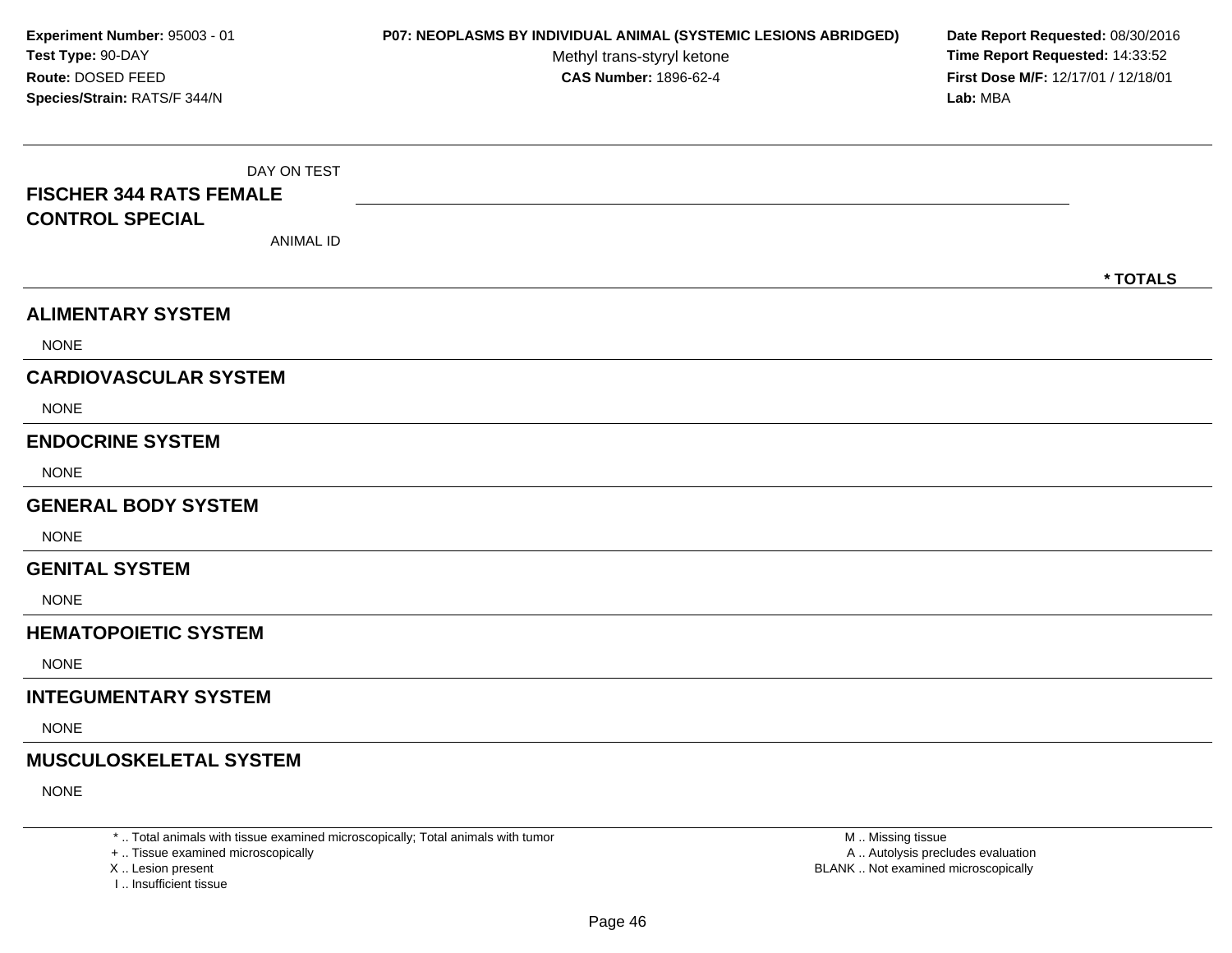**Experiment Number:** 95003 - 01
**Test Type:** 90-DAY
**Route:** DOSED FEED
**Species/Strain:** RATS/F 344/N

**P07: NEOPLASMS BY INDIVIDUAL ANIMAL (SYSTEMIC LESIONS ABRIDGED)**
Methyl trans-styryl ketone
**CAS Number:** 1896-62-4

**Date Report Requested:** 08/30/2016
**Time Report Requested:** 14:33:52
**First Dose M/F:** 12/17/01 / 12/18/01
**Lab:** MBA

DAY ON TEST

**FISCHER 344 RATS FEMALE**
**CONTROL SPECIAL**

ANIMAL ID

**\* TOTALS**

## ALIMENTARY SYSTEM

NONE

## CARDIOVASCULAR SYSTEM

NONE

## ENDOCRINE SYSTEM

NONE

## GENERAL BODY SYSTEM

NONE

## GENITAL SYSTEM

NONE

## HEMATOPOIETIC SYSTEM

NONE

## INTEGUMENTARY SYSTEM

NONE

## MUSCULOSKELETAL SYSTEM

NONE

\* .. Total animals with tissue examined microscopically; Total animals with tumor
\+ .. Tissue examined microscopically
X .. Lesion present
I .. Insufficient tissue

M .. Missing tissue
A .. Autolysis precludes evaluation
BLANK .. Not examined microscopically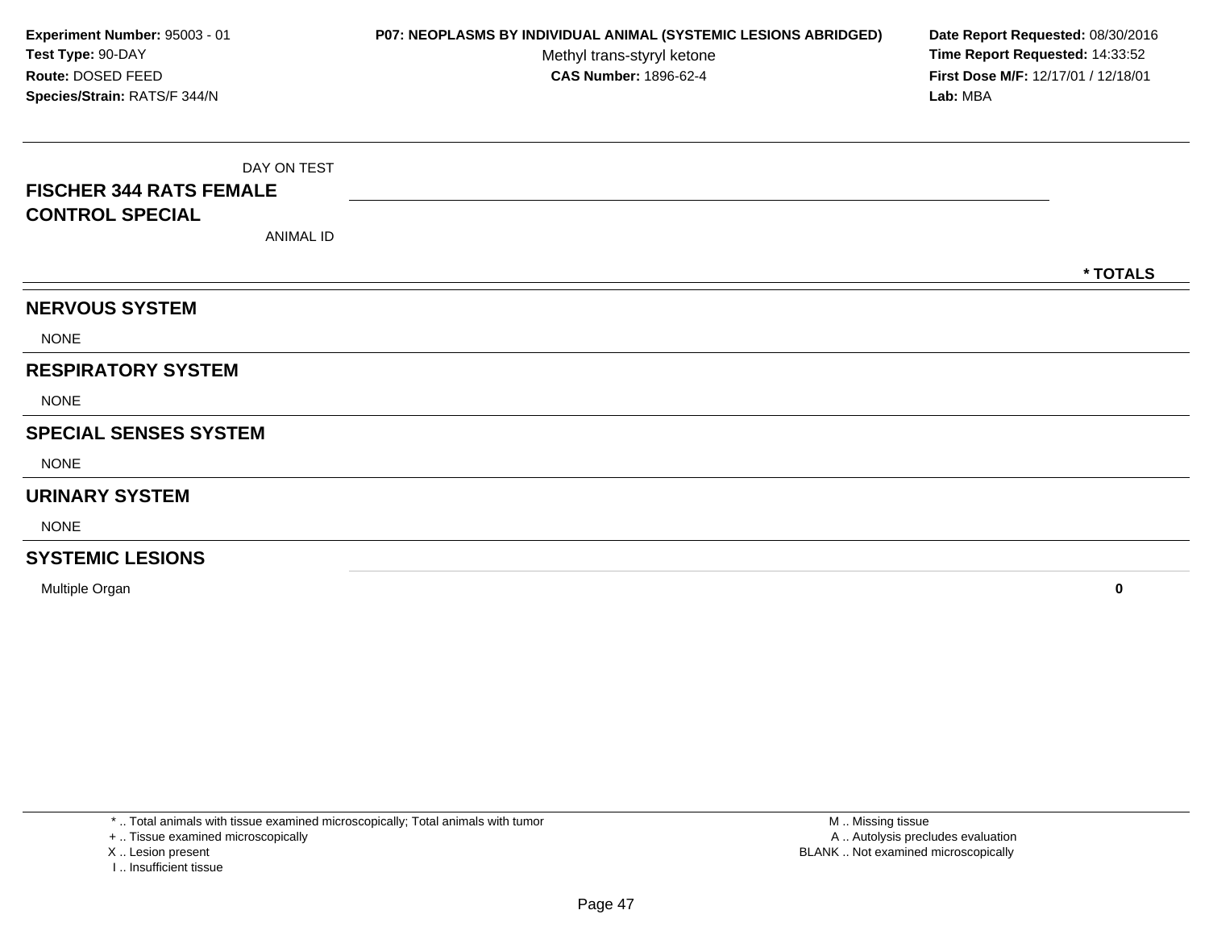**Experiment Number:** 95003 - 01
**Test Type:** 90-DAY
**Route:** DOSED FEED
**Species/Strain:** RATS/F 344/N

**P07: NEOPLASMS BY INDIVIDUAL ANIMAL (SYSTEMIC LESIONS ABRIDGED)**
Methyl trans-styryl ketone
**CAS Number:** 1896-62-4

**Date Report Requested:** 08/30/2016
**Time Report Requested:** 14:33:52
**First Dose M/F:** 12/17/01 / 12/18/01
**Lab:** MBA

| DAY ON TEST<br>**FISCHER 344 RATS FEMALE**<br>**CONTROL SPECIAL**<br>ANIMAL ID | **\* TOTALS** |
|---|---|
| **NERVOUS SYSTEM** | |
| NONE | |
| **RESPIRATORY SYSTEM** | |
| NONE | |
| **SPECIAL SENSES SYSTEM** | |
| NONE | |
| **URINARY SYSTEM** | |
| NONE | |
| **SYSTEMIC LESIONS** | |
| Multiple Organ | **0** |

\* .. Total animals with tissue examined microscopically; Total animals with tumor
\+ .. Tissue examined microscopically
X .. Lesion present
I .. Insufficient tissue

M .. Missing tissue
A .. Autolysis precludes evaluation
BLANK .. Not examined microscopically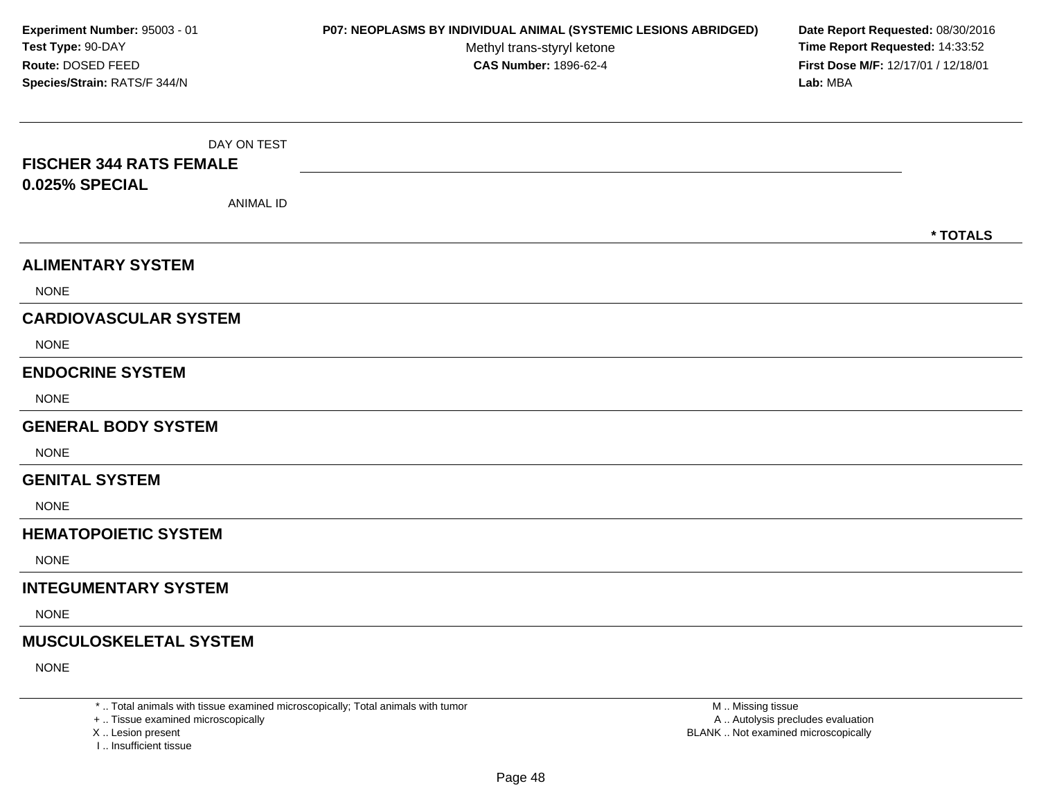**Experiment Number:** 95003 - 01
**Test Type:** 90-DAY
**Route:** DOSED FEED
**Species/Strain:** RATS/F 344/N

**P07: NEOPLASMS BY INDIVIDUAL ANIMAL (SYSTEMIC LESIONS ABRIDGED)**
Methyl trans-styryl ketone
**CAS Number:** 1896-62-4

**Date Report Requested:** 08/30/2016
**Time Report Requested:** 14:33:52
**First Dose M/F:** 12/17/01 / 12/18/01
**Lab:** MBA

DAY ON TEST

**FISCHER 344 RATS FEMALE**
**0.025% SPECIAL**

ANIMAL ID

**\* TOTALS**

## ALIMENTARY SYSTEM

NONE

## CARDIOVASCULAR SYSTEM

NONE

## ENDOCRINE SYSTEM

NONE

## GENERAL BODY SYSTEM

NONE

## GENITAL SYSTEM

NONE

## HEMATOPOIETIC SYSTEM

NONE

## INTEGUMENTARY SYSTEM

NONE

## MUSCULOSKELETAL SYSTEM

NONE

\* .. Total animals with tissue examined microscopically; Total animals with tumor
\+ .. Tissue examined microscopically
X .. Lesion present
I .. Insufficient tissue

M .. Missing tissue
A .. Autolysis precludes evaluation
BLANK .. Not examined microscopically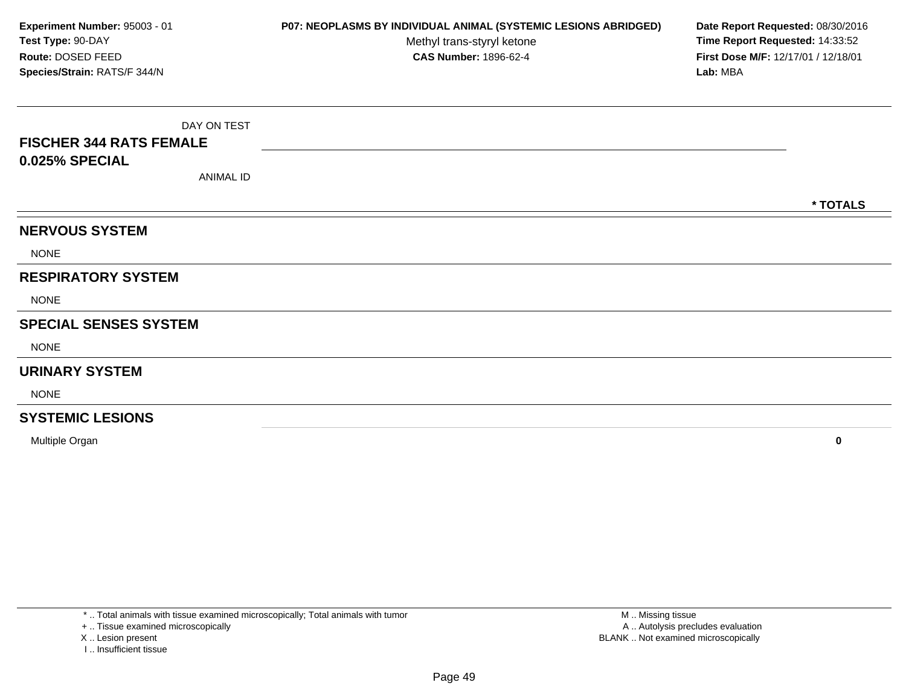**Experiment Number:** 95003 - 01
**Test Type:** 90-DAY
**Route:** DOSED FEED
**Species/Strain:** RATS/F 344/N

**P07: NEOPLASMS BY INDIVIDUAL ANIMAL (SYSTEMIC LESIONS ABRIDGED)**
Methyl trans-styryl ketone
**CAS Number:** 1896-62-4

**Date Report Requested:** 08/30/2016
**Time Report Requested:** 14:33:52
**First Dose M/F:** 12/17/01 / 12/18/01
**Lab:** MBA

DAY ON TEST

**FISCHER 344 RATS FEMALE**
**0.025% SPECIAL**

ANIMAL ID

| | * TOTALS |
|---|---|
| **NERVOUS SYSTEM** | |
| NONE | |
| **RESPIRATORY SYSTEM** | |
| NONE | |
| **SPECIAL SENSES SYSTEM** | |
| NONE | |
| **URINARY SYSTEM** | |
| NONE | |
| **SYSTEMIC LESIONS** | |
| Multiple Organ | **0** |

* .. Total animals with tissue examined microscopically; Total animals with tumor
+ .. Tissue examined microscopically
X .. Lesion present
I .. Insufficient tissue

M .. Missing tissue
A .. Autolysis precludes evaluation
BLANK .. Not examined microscopically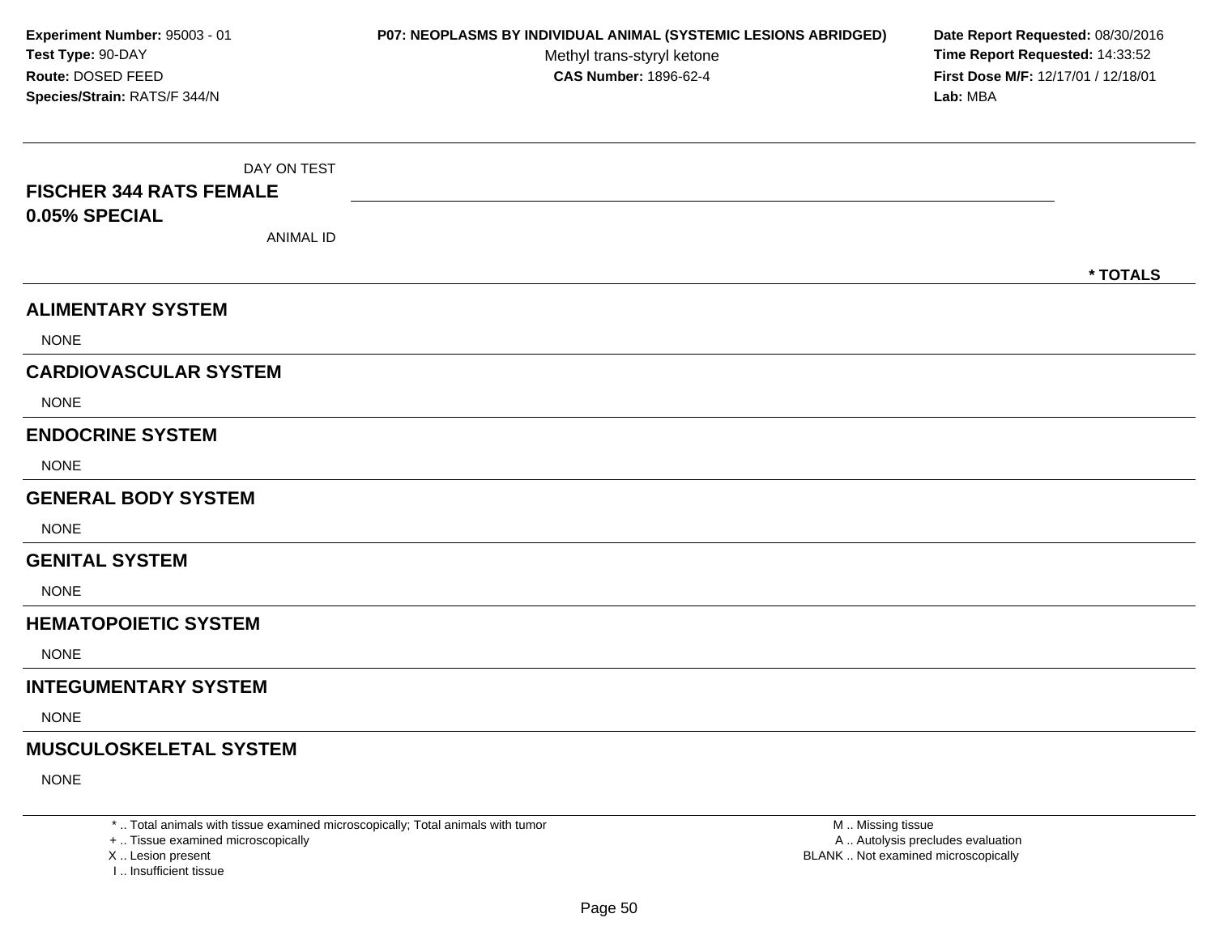**Experiment Number:** 95003 - 01
**Test Type:** 90-DAY
**Route:** DOSED FEED
**Species/Strain:** RATS/F 344/N

**P07: NEOPLASMS BY INDIVIDUAL ANIMAL (SYSTEMIC LESIONS ABRIDGED)**
Methyl trans-styryl ketone
**CAS Number:** 1896-62-4

**Date Report Requested:** 08/30/2016
**Time Report Requested:** 14:33:52
**First Dose M/F:** 12/17/01 / 12/18/01
**Lab:** MBA

DAY ON TEST

**FISCHER 344 RATS FEMALE**
**0.05% SPECIAL**

ANIMAL ID

**\* TOTALS**

## ALIMENTARY SYSTEM

NONE

## CARDIOVASCULAR SYSTEM

NONE

## ENDOCRINE SYSTEM

NONE

## GENERAL BODY SYSTEM

NONE

## GENITAL SYSTEM

NONE

## HEMATOPOIETIC SYSTEM

NONE

## INTEGUMENTARY SYSTEM

NONE

## MUSCULOSKELETAL SYSTEM

NONE

\* .. Total animals with tissue examined microscopically; Total animals with tumor
+ .. Tissue examined microscopically
X .. Lesion present
I .. Insufficient tissue

M .. Missing tissue
A .. Autolysis precludes evaluation
BLANK .. Not examined microscopically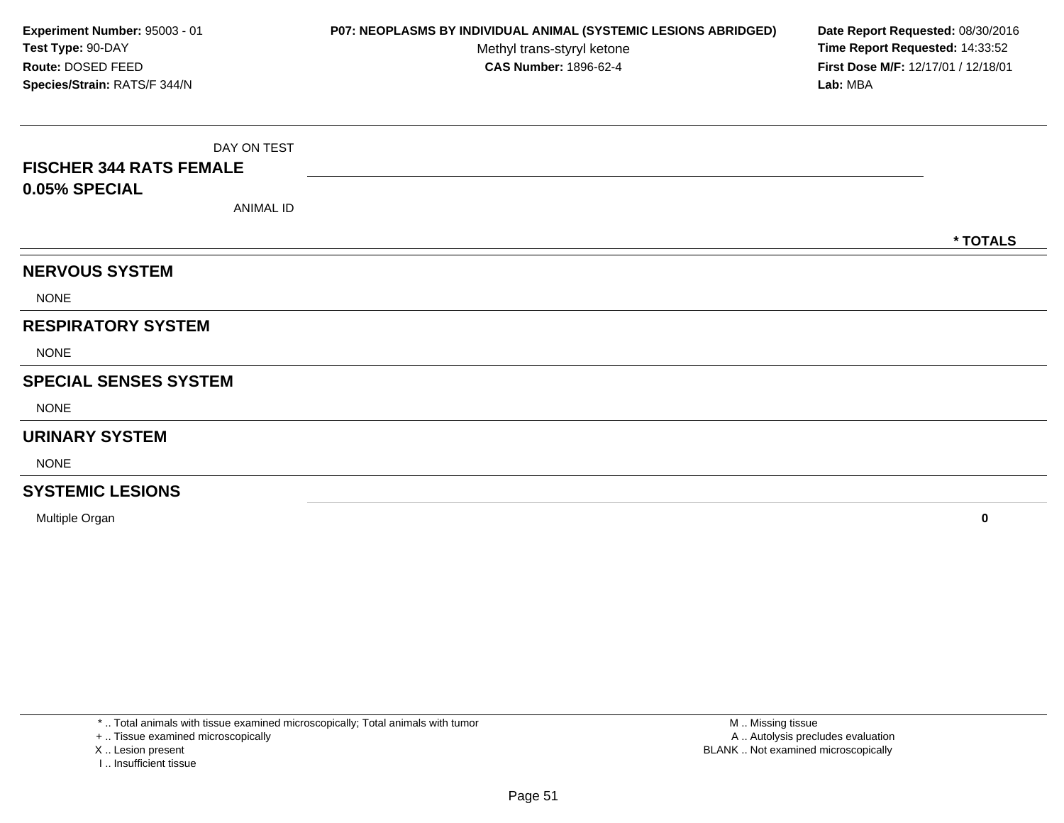**Experiment Number:** 95003 - 01
**Test Type:** 90-DAY
**Route:** DOSED FEED
**Species/Strain:** RATS/F 344/N

**P07: NEOPLASMS BY INDIVIDUAL ANIMAL (SYSTEMIC LESIONS ABRIDGED)**
Methyl trans-styryl ketone
**CAS Number:** 1896-62-4

**Date Report Requested:** 08/30/2016
**Time Report Requested:** 14:33:52
**First Dose M/F:** 12/17/01 / 12/18/01
**Lab:** MBA

| DAY ON TEST<br>**FISCHER 344 RATS FEMALE**<br>**0.05% SPECIAL**<br>ANIMAL ID | **\* TOTALS** |
|---|---|
| **NERVOUS SYSTEM** | |
| NONE | |
| **RESPIRATORY SYSTEM** | |
| NONE | |
| **SPECIAL SENSES SYSTEM** | |
| NONE | |
| **URINARY SYSTEM** | |
| NONE | |
| **SYSTEMIC LESIONS** | |
| Multiple Organ | **0** |

\* .. Total animals with tissue examined microscopically; Total animals with tumor
\+ .. Tissue examined microscopically
X .. Lesion present
I .. Insufficient tissue

M .. Missing tissue
A .. Autolysis precludes evaluation
BLANK .. Not examined microscopically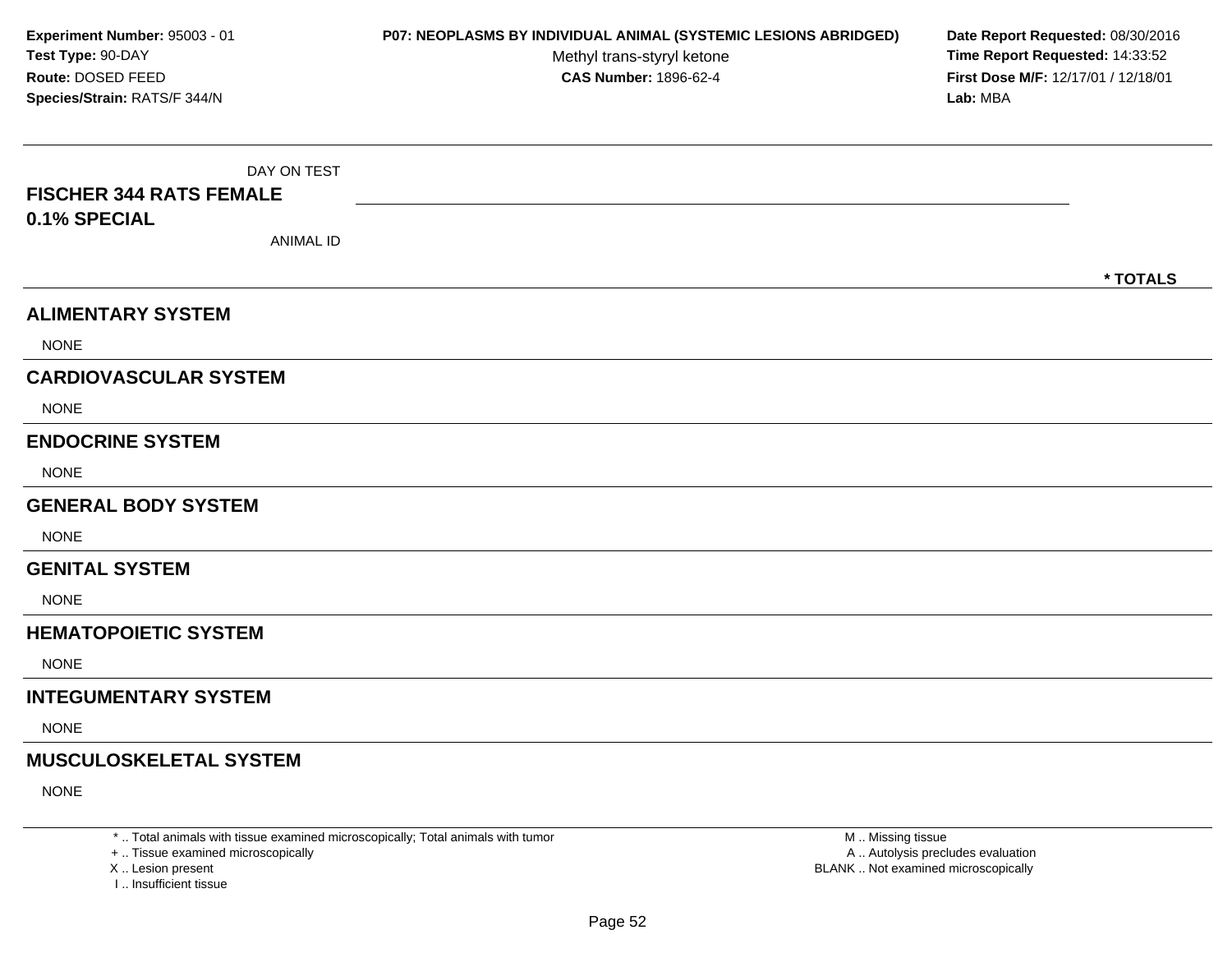**Experiment Number:** 95003 - 01
**Test Type:** 90-DAY
**Route:** DOSED FEED
**Species/Strain:** RATS/F 344/N

**P07: NEOPLASMS BY INDIVIDUAL ANIMAL (SYSTEMIC LESIONS ABRIDGED)**
Methyl trans-styryl ketone
**CAS Number:** 1896-62-4

**Date Report Requested:** 08/30/2016
**Time Report Requested:** 14:33:52
**First Dose M/F:** 12/17/01 / 12/18/01
**Lab:** MBA

| DAY ON TEST<br>**FISCHER 344 RATS FEMALE**<br>**0.1% SPECIAL**<br>ANIMAL ID | | **\* TOTALS** |
|---|---|---|
| **ALIMENTARY SYSTEM** | | |
| NONE | | |
| **CARDIOVASCULAR SYSTEM** | | |
| NONE | | |
| **ENDOCRINE SYSTEM** | | |
| NONE | | |
| **GENERAL BODY SYSTEM** | | |
| NONE | | |
| **GENITAL SYSTEM** | | |
| NONE | | |
| **HEMATOPOIETIC SYSTEM** | | |
| NONE | | |
| **INTEGUMENTARY SYSTEM** | | |
| NONE | | |
| **MUSCULOSKELETAL SYSTEM** | | |
| NONE | | |

\* .. Total animals with tissue examined microscopically; Total animals with tumor
\+ .. Tissue examined microscopically
X .. Lesion present
I .. Insufficient tissue

M .. Missing tissue
A .. Autolysis precludes evaluation
BLANK .. Not examined microscopically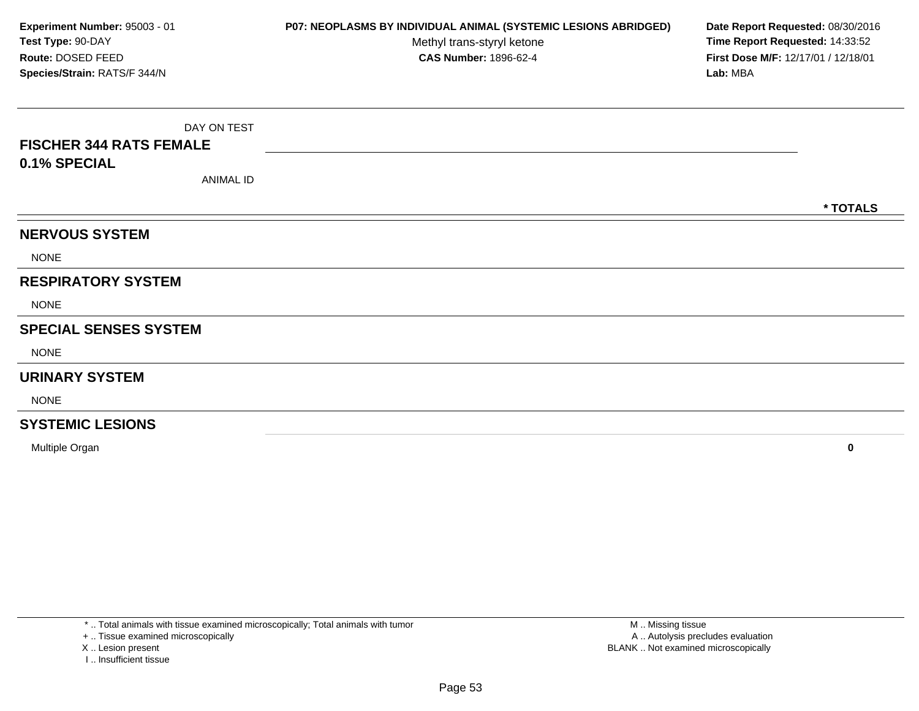**Experiment Number:** 95003 - 01
**Test Type:** 90-DAY
**Route:** DOSED FEED
**Species/Strain:** RATS/F 344/N

**P07: NEOPLASMS BY INDIVIDUAL ANIMAL (SYSTEMIC LESIONS ABRIDGED)**
Methyl trans-styryl ketone
**CAS Number:** 1896-62-4

**Date Report Requested:** 08/30/2016
**Time Report Requested:** 14:33:52
**First Dose M/F:** 12/17/01 / 12/18/01
**Lab:** MBA

| DAY ON TEST<br>**FISCHER 344 RATS FEMALE**<br>**0.1% SPECIAL**<br>ANIMAL ID | **\* TOTALS** |
|---|---|
| **NERVOUS SYSTEM** | |
| NONE | |
| **RESPIRATORY SYSTEM** | |
| NONE | |
| **SPECIAL SENSES SYSTEM** | |
| NONE | |
| **URINARY SYSTEM** | |
| NONE | |
| **SYSTEMIC LESIONS** | |
| Multiple Organ | **0** |

\* .. Total animals with tissue examined microscopically; Total animals with tumor
\+ .. Tissue examined microscopically
X .. Lesion present
I .. Insufficient tissue

M .. Missing tissue
A .. Autolysis precludes evaluation
BLANK .. Not examined microscopically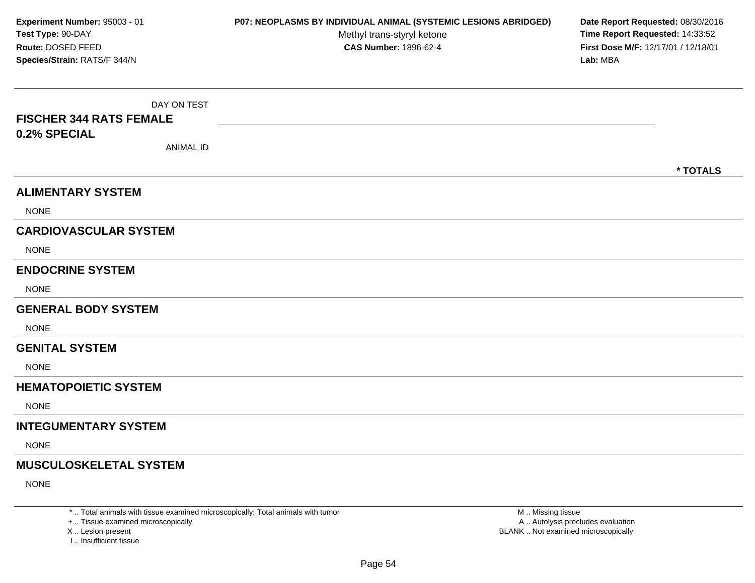**Experiment Number:** 95003 - 01
**Test Type:** 90-DAY
**Route:** DOSED FEED
**Species/Strain:** RATS/F 344/N

**P07: NEOPLASMS BY INDIVIDUAL ANIMAL (SYSTEMIC LESIONS ABRIDGED)**
Methyl trans-styryl ketone
**CAS Number:** 1896-62-4

**Date Report Requested:** 08/30/2016
**Time Report Requested:** 14:33:52
**First Dose M/F:** 12/17/01 / 12/18/01
**Lab:** MBA

DAY ON TEST

**FISCHER 344 RATS FEMALE**
**0.2% SPECIAL**

ANIMAL ID

**\* TOTALS**

## ALIMENTARY SYSTEM

NONE

## CARDIOVASCULAR SYSTEM

NONE

## ENDOCRINE SYSTEM

NONE

## GENERAL BODY SYSTEM

NONE

## GENITAL SYSTEM

NONE

## HEMATOPOIETIC SYSTEM

NONE

## INTEGUMENTARY SYSTEM

NONE

## MUSCULOSKELETAL SYSTEM

NONE

\* .. Total animals with tissue examined microscopically; Total animals with tumor
\+ .. Tissue examined microscopically
X .. Lesion present
I .. Insufficient tissue

M .. Missing tissue
A .. Autolysis precludes evaluation
BLANK .. Not examined microscopically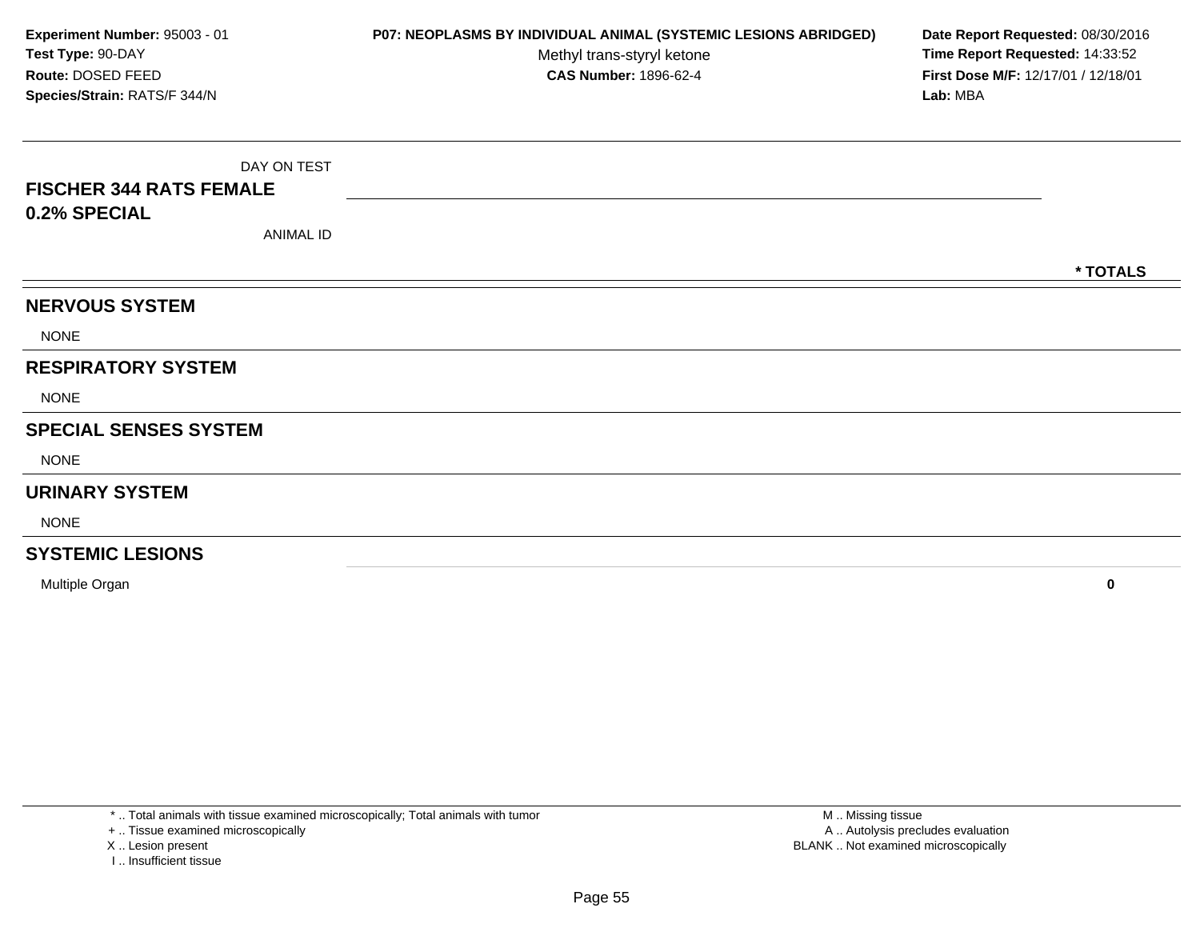**Experiment Number:** 95003 - 01
**Test Type:** 90-DAY
**Route:** DOSED FEED
**Species/Strain:** RATS/F 344/N

**P07: NEOPLASMS BY INDIVIDUAL ANIMAL (SYSTEMIC LESIONS ABRIDGED)**
Methyl trans-styryl ketone
**CAS Number:** 1896-62-4

**Date Report Requested:** 08/30/2016
**Time Report Requested:** 14:33:52
**First Dose M/F:** 12/17/01 / 12/18/01
**Lab:** MBA

| DAY ON TEST | |
|---|---|
| **FISCHER 344 RATS FEMALE** | |
| **0.2% SPECIAL** | |
| ANIMAL ID | |
| | *** TOTALS** |
| **NERVOUS SYSTEM** | |
| NONE | |
| **RESPIRATORY SYSTEM** | |
| NONE | |
| **SPECIAL SENSES SYSTEM** | |
| NONE | |
| **URINARY SYSTEM** | |
| NONE | |
| **SYSTEMIC LESIONS** | |
| Multiple Organ | **0** |

* .. Total animals with tissue examined microscopically; Total animals with tumor
+ .. Tissue examined microscopically
X .. Lesion present
I .. Insufficient tissue

M .. Missing tissue
A .. Autolysis precludes evaluation
BLANK .. Not examined microscopically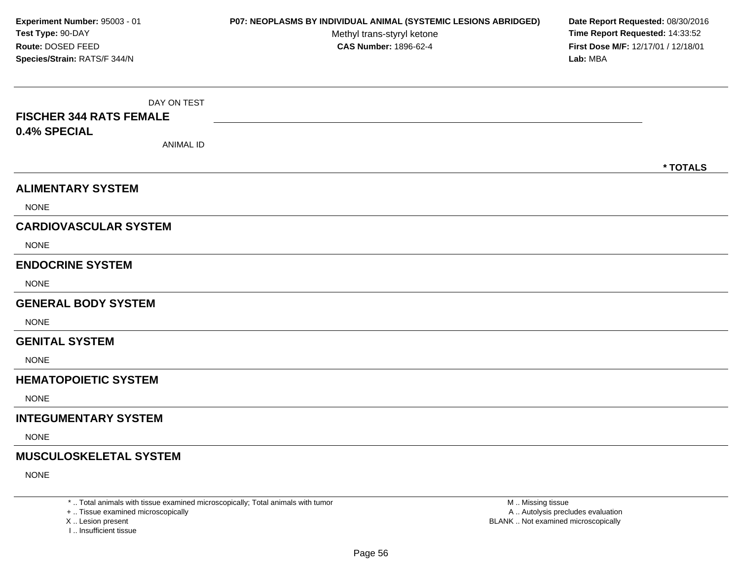**Experiment Number:** 95003 - 01
**Test Type:** 90-DAY
**Route:** DOSED FEED
**Species/Strain:** RATS/F 344/N

**P07: NEOPLASMS BY INDIVIDUAL ANIMAL (SYSTEMIC LESIONS ABRIDGED)**
Methyl trans-styryl ketone
**CAS Number:** 1896-62-4

**Date Report Requested:** 08/30/2016
**Time Report Requested:** 14:33:52
**First Dose M/F:** 12/17/01 / 12/18/01
**Lab:** MBA

DAY ON TEST

**FISCHER 344 RATS FEMALE**
**0.4% SPECIAL**

ANIMAL ID

**\* TOTALS**

## ALIMENTARY SYSTEM

NONE

## CARDIOVASCULAR SYSTEM

NONE

## ENDOCRINE SYSTEM

NONE

## GENERAL BODY SYSTEM

NONE

## GENITAL SYSTEM

NONE

## HEMATOPOIETIC SYSTEM

NONE

## INTEGUMENTARY SYSTEM

NONE

## MUSCULOSKELETAL SYSTEM

NONE

\* .. Total animals with tissue examined microscopically; Total animals with tumor
\+ .. Tissue examined microscopically
X .. Lesion present
I .. Insufficient tissue

M .. Missing tissue
A .. Autolysis precludes evaluation
BLANK .. Not examined microscopically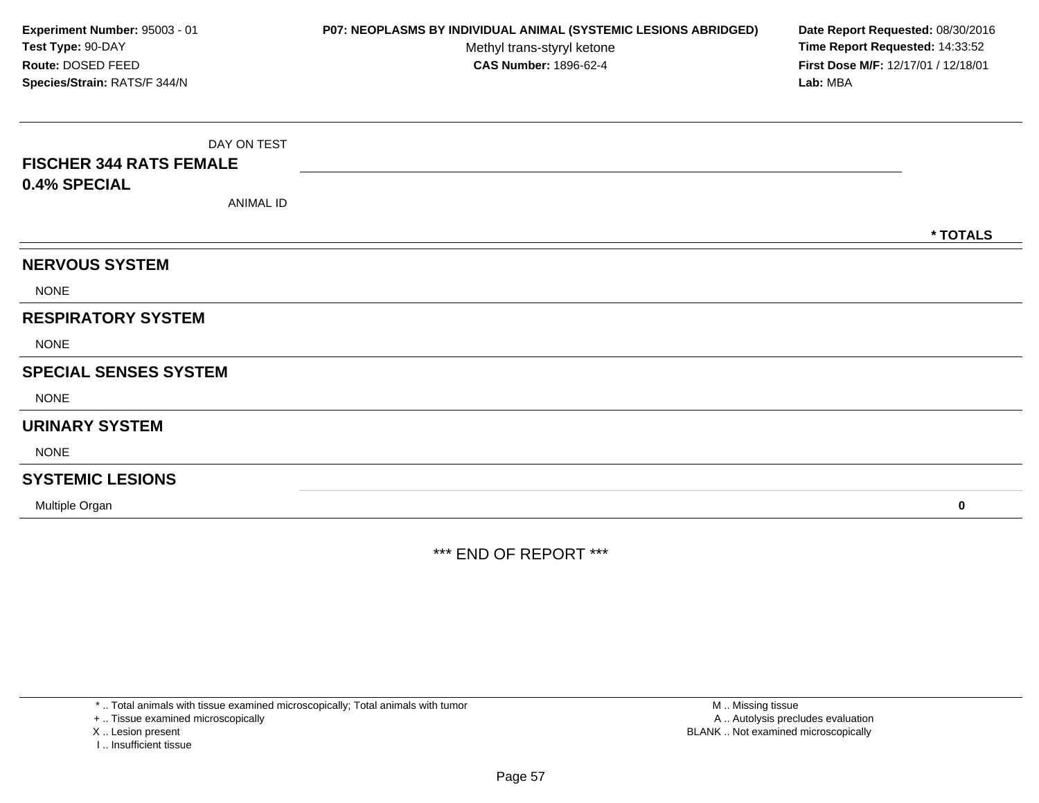**Experiment Number:** 95003 - 01
**Test Type:** 90-DAY
**Route:** DOSED FEED
**Species/Strain:** RATS/F 344/N

**P07: NEOPLASMS BY INDIVIDUAL ANIMAL (SYSTEMIC LESIONS ABRIDGED)**
Methyl trans-styryl ketone
**CAS Number:** 1896-62-4

**Date Report Requested:** 08/30/2016
**Time Report Requested:** 14:33:52
**First Dose M/F:** 12/17/01 / 12/18/01
**Lab:** MBA

| DAY ON TEST<br>**FISCHER 344 RATS FEMALE**<br>**0.4% SPECIAL**<br>ANIMAL ID | **\* TOTALS** |
|---|---|
| **NERVOUS SYSTEM** | |
| NONE | |
| **RESPIRATORY SYSTEM** | |
| NONE | |
| **SPECIAL SENSES SYSTEM** | |
| NONE | |
| **URINARY SYSTEM** | |
| NONE | |
| **SYSTEMIC LESIONS** | |
| Multiple Organ | **0** |

*** END OF REPORT ***

\* .. Total animals with tissue examined microscopically; Total animals with tumor
\+ .. Tissue examined microscopically
X .. Lesion present
I .. Insufficient tissue

M .. Missing tissue
A .. Autolysis precludes evaluation
BLANK .. Not examined microscopically